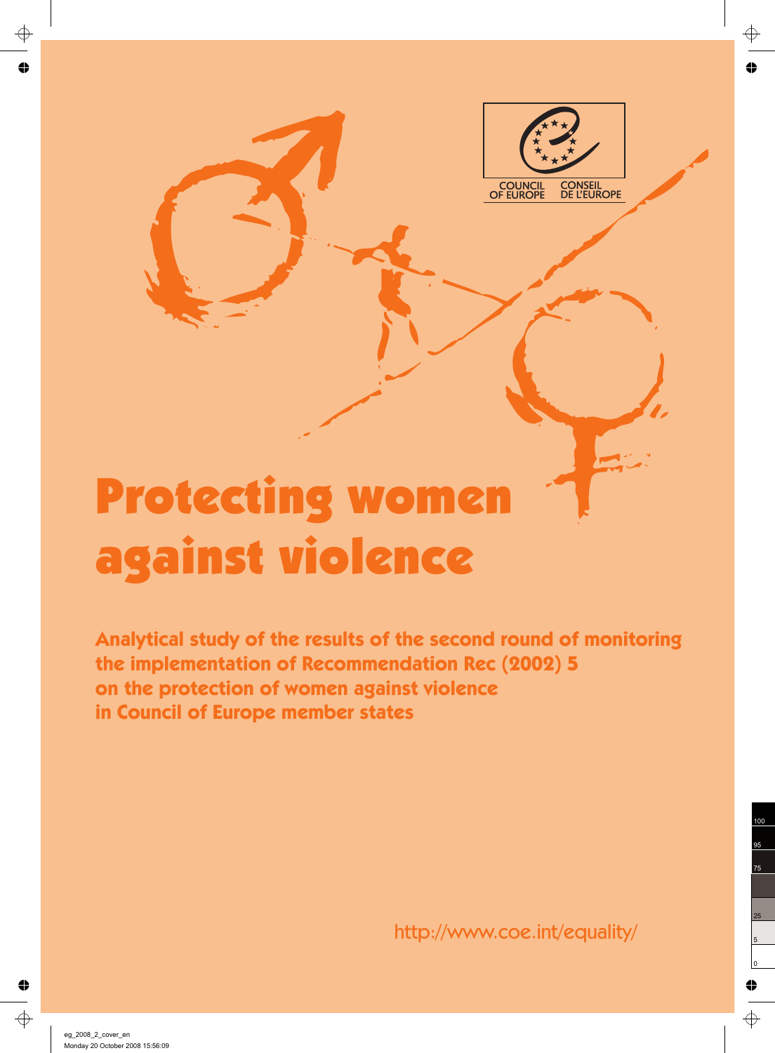COUNCIL OF EUROPE CONSEIL DE L'EUROPE

# Protecting women against violence

## Analytical study of the results of the second round of monitoring the implementation of Recommendation Rec (2002) 5 on the protection of women against violence in Council of Europe member states

http://www.coe.int/equality/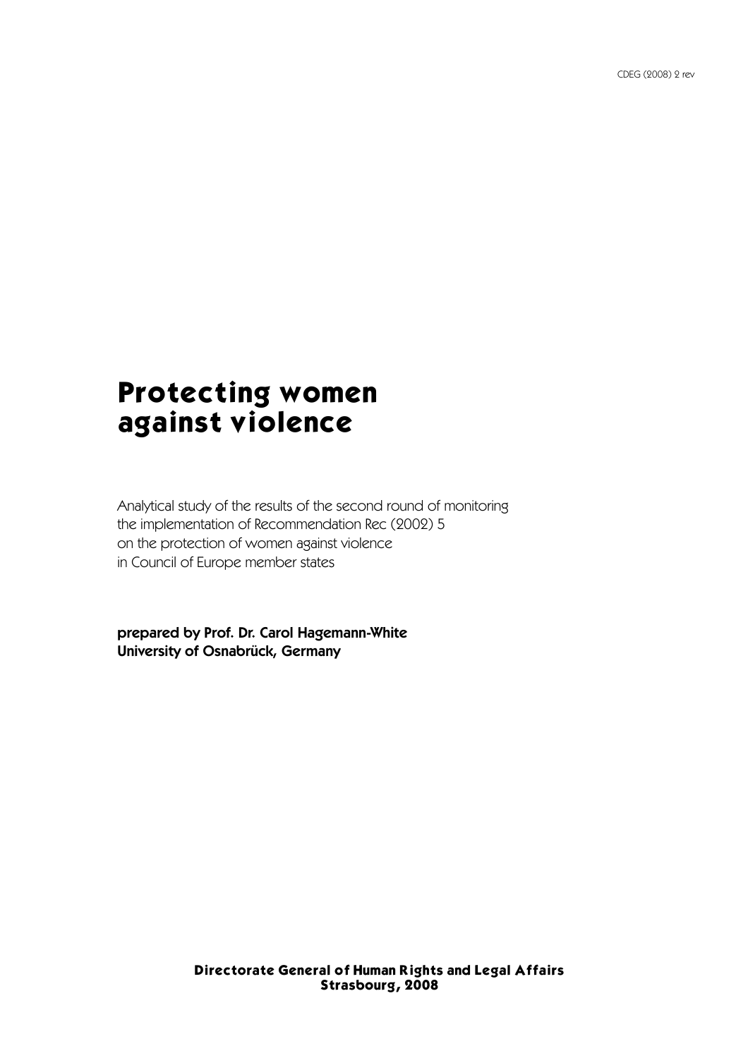CDEG (2008) 2 rev

# Protecting women against violence

Analytical study of the results of the second round of monitoring the implementation of Recommendation Rec (2002) 5 on the protection of women against violence in Council of Europe member states

**prepared by Prof. Dr. Carol Hagemann-White**
**University of Osnabrück, Germany**

**Directorate General of Human Rights and Legal Affairs**
**Strasbourg, 2008**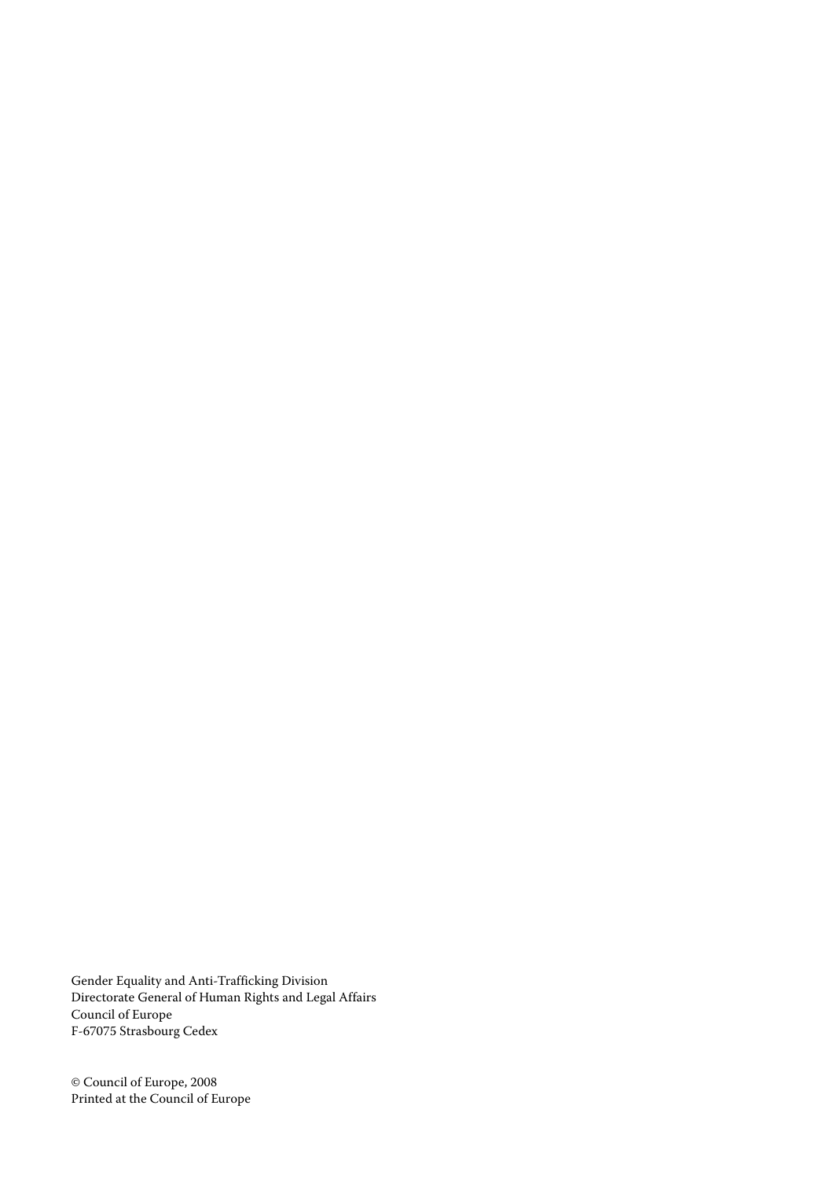Gender Equality and Anti-Trafficking Division
Directorate General of Human Rights and Legal Affairs
Council of Europe
F-67075 Strasbourg Cedex

© Council of Europe, 2008
Printed at the Council of Europe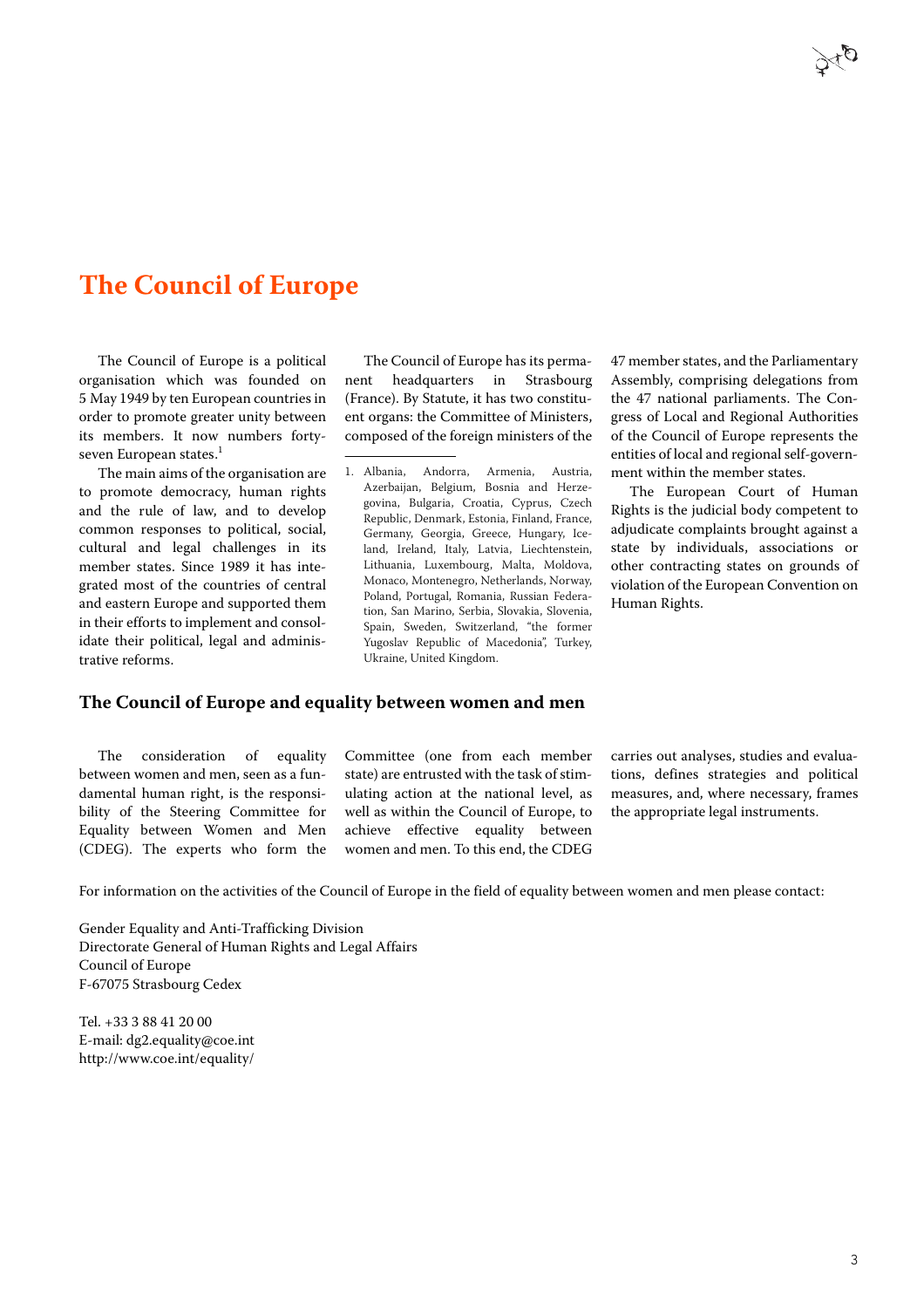# The Council of Europe

The Council of Europe is a political organisation which was founded on 5 May 1949 by ten European countries in order to promote greater unity between its members. It now numbers forty-seven European states.[1]

The main aims of the organisation are to promote democracy, human rights and the rule of law, and to develop common responses to political, social, cultural and legal challenges in its member states. Since 1989 it has integrated most of the countries of central and eastern Europe and supported them in their efforts to implement and consolidate their political, legal and administrative reforms.

The Council of Europe has its permanent headquarters in Strasbourg (France). By Statute, it has two constituent organs: the Committee of Ministers, composed of the foreign ministers of the 47 member states, and the Parliamentary Assembly, comprising delegations from the 47 national parliaments. The Congress of Local and Regional Authorities of the Council of Europe represents the entities of local and regional self-government within the member states.

The European Court of Human Rights is the judicial body competent to adjudicate complaints brought against a state by individuals, associations or other contracting states on grounds of violation of the European Convention on Human Rights.

1. Albania, Andorra, Armenia, Austria, Azerbaijan, Belgium, Bosnia and Herzegovina, Bulgaria, Croatia, Cyprus, Czech Republic, Denmark, Estonia, Finland, France, Germany, Georgia, Greece, Hungary, Iceland, Ireland, Italy, Latvia, Liechtenstein, Lithuania, Luxembourg, Malta, Moldova, Monaco, Montenegro, Netherlands, Norway, Poland, Portugal, Romania, Russian Federation, San Marino, Serbia, Slovakia, Slovenia, Spain, Sweden, Switzerland, "the former Yugoslav Republic of Macedonia", Turkey, Ukraine, United Kingdom.

## The Council of Europe and equality between women and men

The consideration of equality between women and men, seen as a fundamental human right, is the responsibility of the Steering Committee for Equality between Women and Men (CDEG). The experts who form the Committee (one from each member state) are entrusted with the task of stimulating action at the national level, as well as within the Council of Europe, to achieve effective equality between women and men. To this end, the CDEG carries out analyses, studies and evaluations, defines strategies and political measures, and, where necessary, frames the appropriate legal instruments.

For information on the activities of the Council of Europe in the field of equality between women and men please contact:

Gender Equality and Anti-Trafficking Division
Directorate General of Human Rights and Legal Affairs
Council of Europe
F-67075 Strasbourg Cedex

Tel. +33 3 88 41 20 00
E-mail: dg2.equality@coe.int
http://www.coe.int/equality/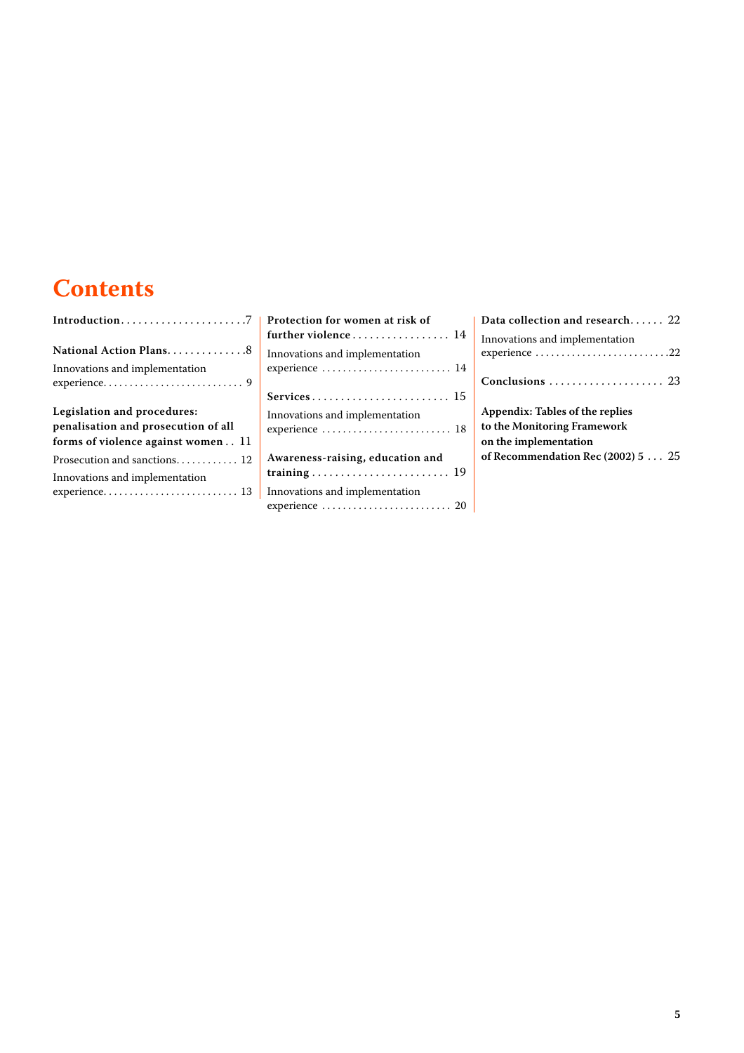# Contents

**Introduction** ..................... 7

**National Action Plans** ..................... 8

Innovations and implementation experience ..................... 9

**Legislation and procedures: penalisation and prosecution of all forms of violence against women** ..................... 11

Prosecution and sanctions ..................... 12

Innovations and implementation experience ..................... 13

**Protection for women at risk of further violence** ..................... 14

Innovations and implementation experience ..................... 14

**Services** ..................... 15

Innovations and implementation experience ..................... 18

**Awareness-raising, education and training** ..................... 19

Innovations and implementation experience ..................... 20

**Data collection and research** ..................... 22

Innovations and implementation experience ..................... 22

**Conclusions** ..................... 23

**Appendix: Tables of the replies to the Monitoring Framework on the implementation of Recommendation Rec (2002) 5** ..................... 25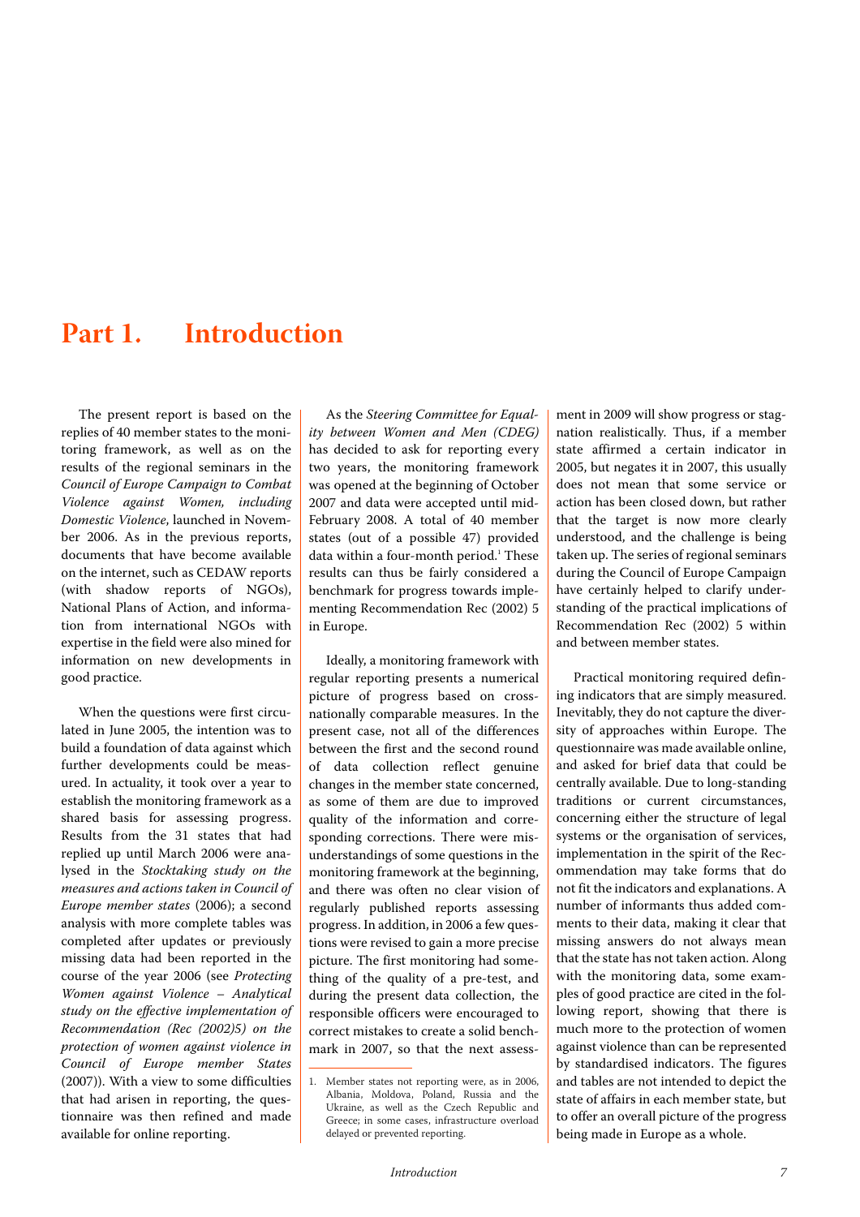# Part 1. Introduction

The present report is based on the replies of 40 member states to the monitoring framework, as well as on the results of the regional seminars in the *Council of Europe Campaign to Combat Violence against Women, including Domestic Violence*, launched in November 2006. As in the previous reports, documents that have become available on the internet, such as CEDAW reports (with shadow reports of NGOs), National Plans of Action, and information from international NGOs with expertise in the field were also mined for information on new developments in good practice.

When the questions were first circulated in June 2005, the intention was to build a foundation of data against which further developments could be measured. In actuality, it took over a year to establish the monitoring framework as a shared basis for assessing progress. Results from the 31 states that had replied up until March 2006 were analysed in the *Stocktaking study on the measures and actions taken in Council of Europe member states* (2006); a second analysis with more complete tables was completed after updates or previously missing data had been reported in the course of the year 2006 (see *Protecting Women against Violence – Analytical study on the effective implementation of Recommendation (Rec (2002)5) on the protection of women against violence in Council of Europe member States* (2007)). With a view to some difficulties that had arisen in reporting, the questionnaire was then refined and made available for online reporting.

As the *Steering Committee for Equality between Women and Men (CDEG)* has decided to ask for reporting every two years, the monitoring framework was opened at the beginning of October 2007 and data were accepted until mid-February 2008. A total of 40 member states (out of a possible 47) provided data within a four-month period.[1] These results can thus be fairly considered a benchmark for progress towards implementing Recommendation Rec (2002) 5 in Europe.

Ideally, a monitoring framework with regular reporting presents a numerical picture of progress based on cross-nationally comparable measures. In the present case, not all of the differences between the first and the second round of data collection reflect genuine changes in the member state concerned, as some of them are due to improved quality of the information and corresponding corrections. There were misunderstandings of some questions in the monitoring framework at the beginning, and there was often no clear vision of regularly published reports assessing progress. In addition, in 2006 a few questions were revised to gain a more precise picture. The first monitoring had something of the quality of a pre-test, and during the present data collection, the responsible officers were encouraged to correct mistakes to create a solid benchmark in 2007, so that the next assessment in 2009 will show progress or stagnation realistically. Thus, if a member state affirmed a certain indicator in 2005, but negates it in 2007, this usually does not mean that some service or action has been closed down, but rather that the target is now more clearly understood, and the challenge is being taken up. The series of regional seminars during the Council of Europe Campaign have certainly helped to clarify understanding of the practical implications of Recommendation Rec (2002) 5 within and between member states.

Practical monitoring required defining indicators that are simply measured. Inevitably, they do not capture the diversity of approaches within Europe. The questionnaire was made available online, and asked for brief data that could be centrally available. Due to long-standing traditions or current circumstances, concerning either the structure of legal systems or the organisation of services, implementation in the spirit of the Recommendation may take forms that do not fit the indicators and explanations. A number of informants thus added comments to their data, making it clear that missing answers do not always mean that the state has not taken action. Along with the monitoring data, some examples of good practice are cited in the following report, showing that there is much more to the protection of women against violence than can be represented by standardised indicators. The figures and tables are not intended to depict the state of affairs in each member state, but to offer an overall picture of the progress being made in Europe as a whole.

---

1. Member states not reporting were, as in 2006, Albania, Moldova, Poland, Russia and the Ukraine, as well as the Czech Republic and Greece; in some cases, infrastructure overload delayed or prevented reporting.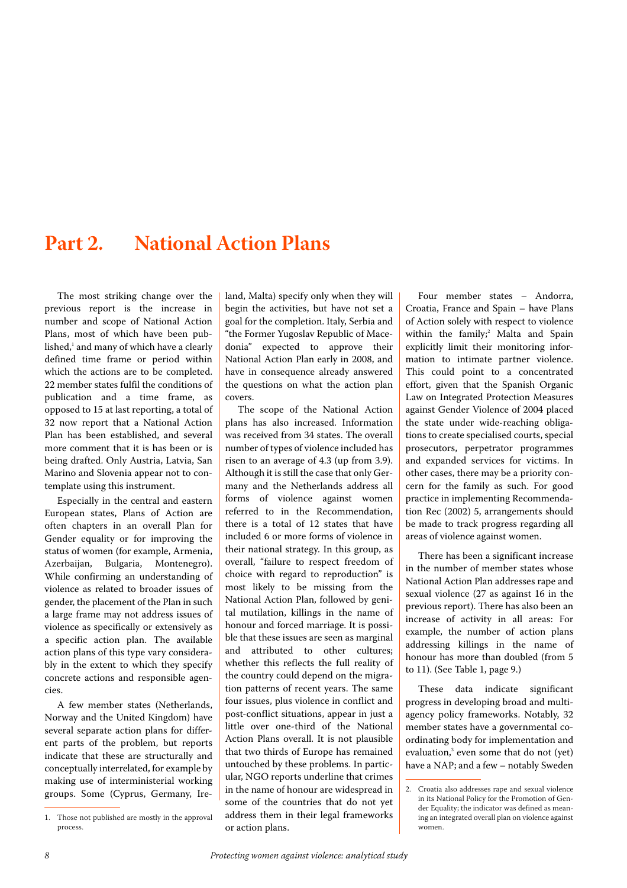# Part 2. National Action Plans

The most striking change over the previous report is the increase in number and scope of National Action Plans, most of which have been published,[1] and many of which have a clearly defined time frame or period within which the actions are to be completed. 22 member states fulfil the conditions of publication and a time frame, as opposed to 15 at last reporting, a total of 32 now report that a National Action Plan has been established, and several more comment that it is has been or is being drafted. Only Austria, Latvia, San Marino and Slovenia appear not to contemplate using this instrument.

Especially in the central and eastern European states, Plans of Action are often chapters in an overall Plan for Gender equality or for improving the status of women (for example, Armenia, Azerbaijan, Bulgaria, Montenegro). While confirming an understanding of violence as related to broader issues of gender, the placement of the Plan in such a large frame may not address issues of violence as specifically or extensively as a specific action plan. The available action plans of this type vary considerably in the extent to which they specify concrete actions and responsible agencies.

A few member states (Netherlands, Norway and the United Kingdom) have several separate action plans for different parts of the problem, but reports indicate that these are structurally and conceptually interrelated, for example by making use of interministerial working groups. Some (Cyprus, Germany, Ireland, Malta) specify only when they will begin the activities, but have not set a goal for the completion. Italy, Serbia and "the Former Yugoslav Republic of Macedonia" expected to approve their National Action Plan early in 2008, and have in consequence already answered the questions on what the action plan covers.

The scope of the National Action plans has also increased. Information was received from 34 states. The overall number of types of violence included has risen to an average of 4.3 (up from 3.9). Although it is still the case that only Germany and the Netherlands address all forms of violence against women referred to in the Recommendation, there is a total of 12 states that have included 6 or more forms of violence in their national strategy. In this group, as overall, "failure to respect freedom of choice with regard to reproduction" is most likely to be missing from the National Action Plan, followed by genital mutilation, killings in the name of honour and forced marriage. It is possible that these issues are seen as marginal and attributed to other cultures; whether this reflects the full reality of the country could depend on the migration patterns of recent years. The same four issues, plus violence in conflict and post-conflict situations, appear in just a little over one-third of the National Action Plans overall. It is not plausible that two thirds of Europe has remained untouched by these problems. In particular, NGO reports underline that crimes in the name of honour are widespread in some of the countries that do not yet address them in their legal frameworks or action plans.

Four member states – Andorra, Croatia, France and Spain – have Plans of Action solely with respect to violence within the family;[2] Malta and Spain explicitly limit their monitoring information to intimate partner violence. This could point to a concentrated effort, given that the Spanish Organic Law on Integrated Protection Measures against Gender Violence of 2004 placed the state under wide-reaching obligations to create specialised courts, special prosecutors, perpetrator programmes and expanded services for victims. In other cases, there may be a priority concern for the family as such. For good practice in implementing Recommendation Rec (2002) 5, arrangements should be made to track progress regarding all areas of violence against women.

There has been a significant increase in the number of member states whose National Action Plan addresses rape and sexual violence (27 as against 16 in the previous report). There has also been an increase of activity in all areas: For example, the number of action plans addressing killings in the name of honour has more than doubled (from 5 to 11). (See Table 1, page 9.)

These data indicate significant progress in developing broad and multi-agency policy frameworks. Notably, 32 member states have a governmental co-ordinating body for implementation and evaluation,[3] even some that do not (yet) have a NAP; and a few – notably Sweden

1. Those not published are mostly in the approval process.

2. Croatia also addresses rape and sexual violence in its National Policy for the Promotion of Gender Equality; the indicator was defined as meaning an integrated overall plan on violence against women.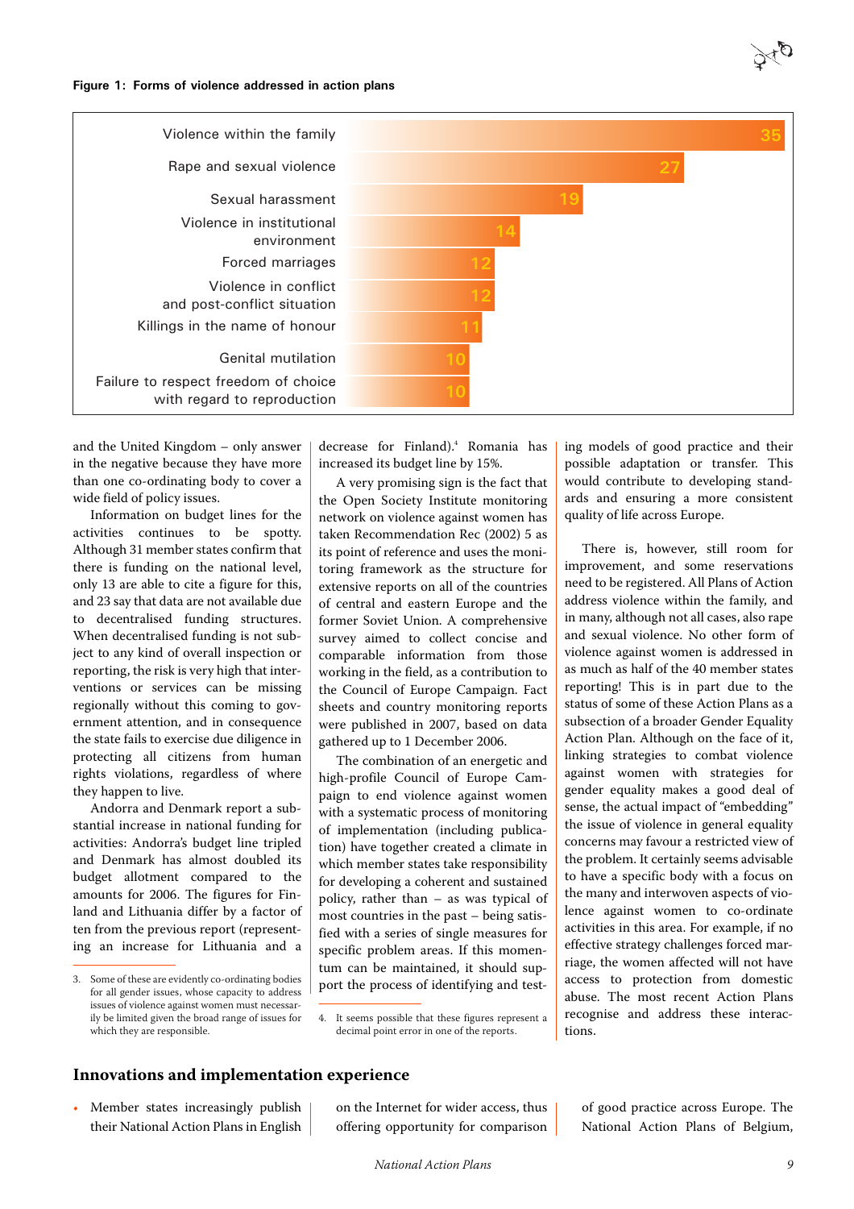**Figure 1: Forms of violence addressed in action plans**

| Form of violence | Number |
|---|---|
| Violence within the family | 35 |
| Rape and sexual violence | 27 |
| Sexual harassment | 19 |
| Violence in institutional environment | 14 |
| Forced marriages | 12 |
| Violence in conflict and post-conflict situation | 12 |
| Killings in the name of honour | 11 |
| Genital mutilation | 10 |
| Failure to respect freedom of choice with regard to reproduction | 10 |

and the United Kingdom – only answer in the negative because they have more than one co-ordinating body to cover a wide field of policy issues.

Information on budget lines for the activities continues to be spotty. Although 31 member states confirm that there is funding on the national level, only 13 are able to cite a figure for this, and 23 say that data are not available due to decentralised funding structures. When decentralised funding is not subject to any kind of overall inspection or reporting, the risk is very high that interventions or services can be missing regionally without this coming to government attention, and in consequence the state fails to exercise due diligence in protecting all citizens from human rights violations, regardless of where they happen to live.

Andorra and Denmark report a substantial increase in national funding for activities: Andorra's budget line tripled and Denmark has almost doubled its budget allotment compared to the amounts for 2006. The figures for Finland and Lithuania differ by a factor of ten from the previous report (representing an increase for Lithuania and a decrease for Finland).[4] Romania has increased its budget line by 15%.

A very promising sign is the fact that the Open Society Institute monitoring network on violence against women has taken Recommendation Rec (2002) 5 as its point of reference and uses the monitoring framework as the structure for extensive reports on all of the countries of central and eastern Europe and the former Soviet Union. A comprehensive survey aimed to collect concise and comparable information from those working in the field, as a contribution to the Council of Europe Campaign. Fact sheets and country monitoring reports were published in 2007, based on data gathered up to 1 December 2006.

The combination of an energetic and high-profile Council of Europe Campaign to end violence against women with a systematic process of monitoring of implementation (including publication) have together created a climate in which member states take responsibility for developing a coherent and sustained policy, rather than – as was typical of most countries in the past – being satisfied with a series of single measures for specific problem areas. If this momentum can be maintained, it should support the process of identifying and testing models of good practice and their possible adaptation or transfer. This would contribute to developing standards and ensuring a more consistent quality of life across Europe.

There is, however, still room for improvement, and some reservations need to be registered. All Plans of Action address violence within the family, and in many, although not all cases, also rape and sexual violence. No other form of violence against women is addressed in as much as half of the 40 member states reporting! This is in part due to the status of some of these Action Plans as a subsection of a broader Gender Equality Action Plan. Although on the face of it, linking strategies to combat violence against women with strategies for gender equality makes a good deal of sense, the actual impact of "embedding" the issue of violence in general equality concerns may favour a restricted view of the problem. It certainly seems advisable to have a specific body with a focus on the many and interwoven aspects of violence against women to co-ordinate activities in this area. For example, if no effective strategy challenges forced marriage, the women affected will not have access to protection from domestic abuse. The most recent Action Plans recognise and address these interactions.

3. Some of these are evidently co-ordinating bodies for all gender issues, whose capacity to address issues of violence against women must necessarily be limited given the broad range of issues for which they are responsible.

4. It seems possible that these figures represent a decimal point error in one of the reports.

## Innovations and implementation experience

- Member states increasingly publish their National Action Plans in English on the Internet for wider access, thus offering opportunity for comparison of good practice across Europe. The National Action Plans of Belgium,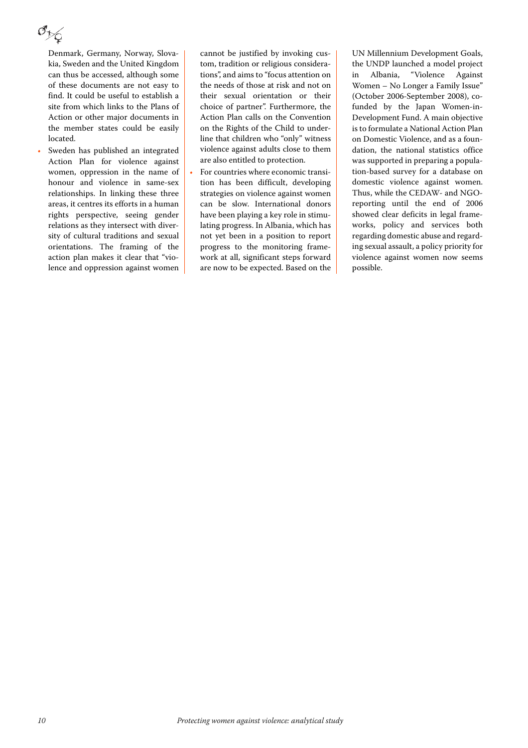Denmark, Germany, Norway, Slovakia, Sweden and the United Kingdom can thus be accessed, although some of these documents are not easy to find. It could be useful to establish a site from which links to the Plans of Action or other major documents in the member states could be easily located.

- Sweden has published an integrated Action Plan for violence against women, oppression in the name of honour and violence in same-sex relationships. In linking these three areas, it centres its efforts in a human rights perspective, seeing gender relations as they intersect with diversity of cultural traditions and sexual orientations. The framing of the action plan makes it clear that "violence and oppression against women cannot be justified by invoking custom, tradition or religious considerations", and aims to "focus attention on the needs of those at risk and not on their sexual orientation or their choice of partner". Furthermore, the Action Plan calls on the Convention on the Rights of the Child to underline that children who "only" witness violence against adults close to them are also entitled to protection.
- For countries where economic transition has been difficult, developing strategies on violence against women can be slow. International donors have been playing a key role in stimulating progress. In Albania, which has not yet been in a position to report progress to the monitoring framework at all, significant steps forward are now to be expected. Based on the UN Millennium Development Goals, the UNDP launched a model project in Albania, "Violence Against Women – No Longer a Family Issue" (October 2006-September 2008), co-funded by the Japan Women-in-Development Fund. A main objective is to formulate a National Action Plan on Domestic Violence, and as a foundation, the national statistics office was supported in preparing a population-based survey for a database on domestic violence against women. Thus, while the CEDAW- and NGO-reporting until the end of 2006 showed clear deficits in legal frameworks, policy and services both regarding domestic abuse and regarding sexual assault, a policy priority for violence against women now seems possible.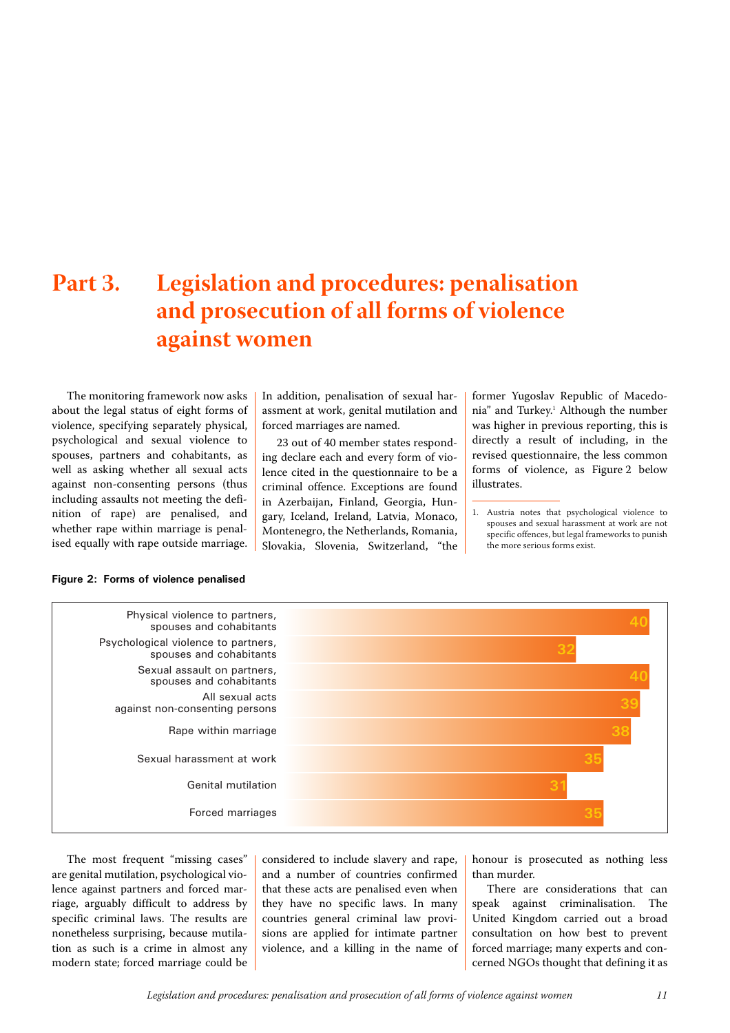# Part 3. Legislation and procedures: penalisation and prosecution of all forms of violence against women

The monitoring framework now asks about the legal status of eight forms of violence, specifying separately physical, psychological and sexual violence to spouses, partners and cohabitants, as well as asking whether all sexual acts against non-consenting persons (thus including assaults not meeting the definition of rape) are penalised, and whether rape within marriage is penalised equally with rape outside marriage. In addition, penalisation of sexual harassment at work, genital mutilation and forced marriages are named.

23 out of 40 member states responding declare each and every form of violence cited in the questionnaire to be a criminal offence. Exceptions are found in Azerbaijan, Finland, Georgia, Hungary, Iceland, Ireland, Latvia, Monaco, Montenegro, the Netherlands, Romania, Slovakia, Slovenia, Switzerland, "the former Yugoslav Republic of Macedonia" and Turkey.[1] Although the number was higher in previous reporting, this is directly a result of including, in the revised questionnaire, the less common forms of violence, as Figure 2 below illustrates.

1. Austria notes that psychological violence to spouses and sexual harassment at work are not specific offences, but legal frameworks to punish the more serious forms exist.

**Figure 2: Forms of violence penalised**

| Form of violence | Number |
|---|---|
| Physical violence to partners, spouses and cohabitants | 40 |
| Psychological violence to partners, spouses and cohabitants | 32 |
| Sexual assault on partners, spouses and cohabitants | 40 |
| All sexual acts against non-consenting persons | 39 |
| Rape within marriage | 38 |
| Sexual harassment at work | 35 |
| Genital mutilation | 31 |
| Forced marriages | 35 |

The most frequent "missing cases" are genital mutilation, psychological violence against partners and forced marriage, arguably difficult to address by specific criminal laws. The results are nonetheless surprising, because mutilation as such is a crime in almost any modern state; forced marriage could be considered to include slavery and rape, and a number of countries confirmed that these acts are penalised even when they have no specific laws. In many countries general criminal law provisions are applied for intimate partner violence, and a killing in the name of honour is prosecuted as nothing less than murder.

There are considerations that can speak against criminalisation. The United Kingdom carried out a broad consultation on how best to prevent forced marriage; many experts and concerned NGOs thought that defining it as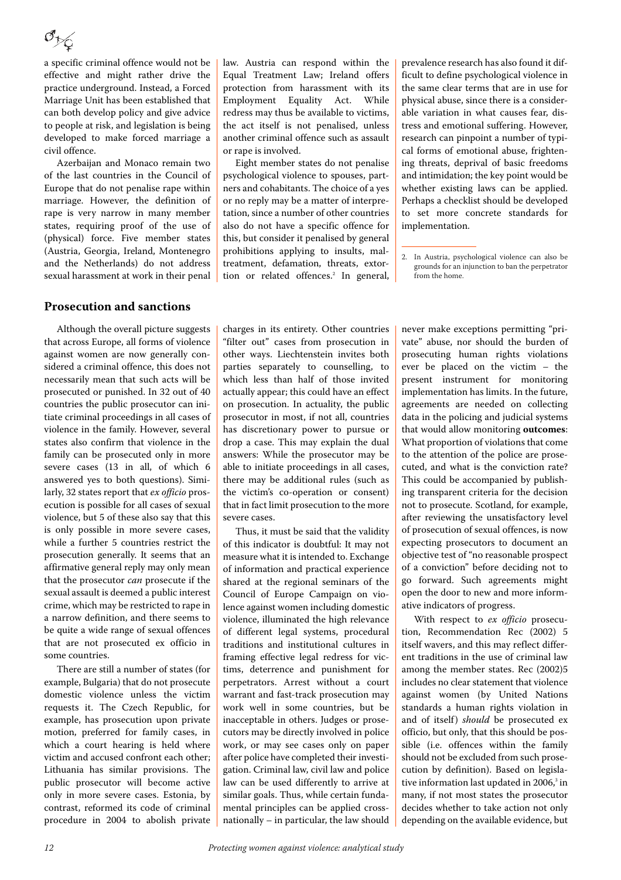a specific criminal offence would not be effective and might rather drive the practice underground. Instead, a Forced Marriage Unit has been established that can both develop policy and give advice to people at risk, and legislation is being developed to make forced marriage a civil offence.

Azerbaijan and Monaco remain two of the last countries in the Council of Europe that do not penalise rape within marriage. However, the definition of rape is very narrow in many member states, requiring proof of the use of (physical) force. Five member states (Austria, Georgia, Ireland, Montenegro and the Netherlands) do not address sexual harassment at work in their penal law. Austria can respond within the Equal Treatment Law; Ireland offers protection from harassment with its Employment Equality Act. While redress may thus be available to victims, the act itself is not penalised, unless another criminal offence such as assault or rape is involved.

Eight member states do not penalise psychological violence to spouses, partners and cohabitants. The choice of a yes or no reply may be a matter of interpretation, since a number of other countries also do not have a specific offence for this, but consider it penalised by general prohibitions applying to insults, maltreatment, defamation, threats, extortion or related offences.[2] In general, prevalence research has also found it difficult to define psychological violence in the same clear terms that are in use for physical abuse, since there is a considerable variation in what causes fear, distress and emotional suffering. However, research can pinpoint a number of typical forms of emotional abuse, frightening threats, deprival of basic freedoms and intimidation; the key point would be whether existing laws can be applied. Perhaps a checklist should be developed to set more concrete standards for implementation.

2. In Austria, psychological violence can also be grounds for an injunction to ban the perpetrator from the home.

## Prosecution and sanctions

Although the overall picture suggests that across Europe, all forms of violence against women are now generally considered a criminal offence, this does not necessarily mean that such acts will be prosecuted or punished. In 32 out of 40 countries the public prosecutor can initiate criminal proceedings in all cases of violence in the family. However, several states also confirm that violence in the family can be prosecuted only in more severe cases (13 in all, of which 6 answered yes to both questions). Similarly, 32 states report that *ex officio* prosecution is possible for all cases of sexual violence, but 5 of these also say that this is only possible in more severe cases, while a further 5 countries restrict the prosecution generally. It seems that an affirmative general reply may only mean that the prosecutor *can* prosecute if the sexual assault is deemed a public interest crime, which may be restricted to rape in a narrow definition, and there seems to be quite a wide range of sexual offences that are not prosecuted ex officio in some countries.

There are still a number of states (for example, Bulgaria) that do not prosecute domestic violence unless the victim requests it. The Czech Republic, for example, has prosecution upon private motion, preferred for family cases, in which a court hearing is held where victim and accused confront each other; Lithuania has similar provisions. The public prosecutor will become active only in more severe cases. Estonia, by contrast, reformed its code of criminal procedure in 2004 to abolish private charges in its entirety. Other countries "filter out" cases from prosecution in other ways. Liechtenstein invites both parties separately to counselling, to which less than half of those invited actually appear; this could have an effect on prosecution. In actuality, the public prosecutor in most, if not all, countries has discretionary power to pursue or drop a case. This may explain the dual answers: While the prosecutor may be able to initiate proceedings in all cases, there may be additional rules (such as the victim's co-operation or consent) that in fact limit prosecution to the more severe cases.

Thus, it must be said that the validity of this indicator is doubtful: It may not measure what it is intended to. Exchange of information and practical experience shared at the regional seminars of the Council of Europe Campaign on violence against women including domestic violence, illuminated the high relevance of different legal systems, procedural traditions and institutional cultures in framing effective legal redress for victims, deterrence and punishment for perpetrators. Arrest without a court warrant and fast-track prosecution may work well in some countries, but be inacceptable in others. Judges or prosecutors may be directly involved in police work, or may see cases only on paper after police have completed their investigation. Criminal law, civil law and police law can be used differently to arrive at similar goals. Thus, while certain fundamental principles can be applied cross-nationally – in particular, the law should never make exceptions permitting "private" abuse, nor should the burden of prosecuting human rights violations ever be placed on the victim – the present instrument for monitoring implementation has limits. In the future, agreements are needed on collecting data in the policing and judicial systems that would allow monitoring **outcomes**: What proportion of violations that come to the attention of the police are prosecuted, and what is the conviction rate? This could be accompanied by publishing transparent criteria for the decision not to prosecute. Scotland, for example, after reviewing the unsatisfactory level of prosecution of sexual offences, is now expecting prosecutors to document an objective test of "no reasonable prospect of a conviction" before deciding not to go forward. Such agreements might open the door to new and more informative indicators of progress.

With respect to *ex officio* prosecution, Recommendation Rec (2002) 5 itself wavers, and this may reflect different traditions in the use of criminal law among the member states. Rec (2002)5 includes no clear statement that violence against women (by United Nations standards a human rights violation in and of itself) *should* be prosecuted ex officio, but only, that this should be possible (i.e. offences within the family should not be excluded from such prosecution by definition). Based on legislative information last updated in 2006,[3] in many, if not most states the prosecutor decides whether to take action not only depending on the available evidence, but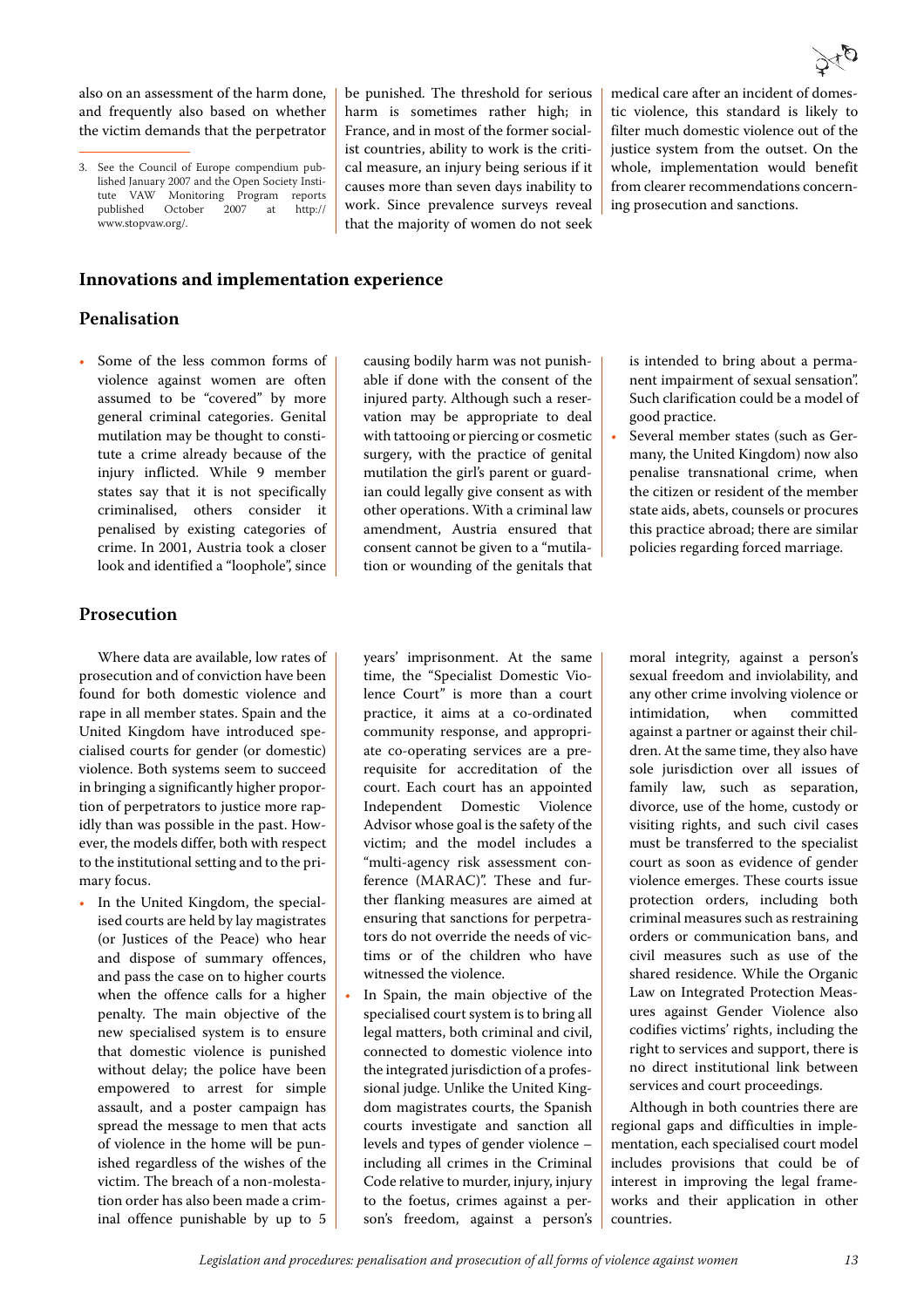also on an assessment of the harm done, and frequently also based on whether the victim demands that the perpetrator be punished. The threshold for serious harm is sometimes rather high; in France, and in most of the former socialist countries, ability to work is the critical measure, an injury being serious if it causes more than seven days inability to work. Since prevalence surveys reveal that the majority of women do not seek medical care after an incident of domestic violence, this standard is likely to filter much domestic violence out of the justice system from the outset. On the whole, implementation would benefit from clearer recommendations concerning prosecution and sanctions.

3. See the Council of Europe compendium published January 2007 and the Open Society Institute VAW Monitoring Program reports published October 2007 at http://www.stopvaw.org/.

## Innovations and implementation experience

### Penalisation

- Some of the less common forms of violence against women are often assumed to be "covered" by more general criminal categories. Genital mutilation may be thought to constitute a crime already because of the injury inflicted. While 9 member states say that it is not specifically criminalised, others consider it penalised by existing categories of crime. In 2001, Austria took a closer look and identified a "loophole", since causing bodily harm was not punishable if done with the consent of the injured party. Although such a reservation may be appropriate to deal with tattooing or piercing or cosmetic surgery, with the practice of genital mutilation the girl's parent or guardian could legally give consent as with other operations. With a criminal law amendment, Austria ensured that consent cannot be given to a "mutilation or wounding of the genitals that is intended to bring about a permanent impairment of sexual sensation". Such clarification could be a model of good practice.
- Several member states (such as Germany, the United Kingdom) now also penalise transnational crime, when the citizen or resident of the member state aids, abets, counsels or procures this practice abroad; there are similar policies regarding forced marriage.

### Prosecution

Where data are available, low rates of prosecution and of conviction have been found for both domestic violence and rape in all member states. Spain and the United Kingdom have introduced specialised courts for gender (or domestic) violence. Both systems seem to succeed in bringing a significantly higher proportion of perpetrators to justice more rapidly than was possible in the past. However, the models differ, both with respect to the institutional setting and to the primary focus.

- In the United Kingdom, the specialised courts are held by lay magistrates (or Justices of the Peace) who hear and dispose of summary offences, and pass the case on to higher courts when the offence calls for a higher penalty. The main objective of the new specialised system is to ensure that domestic violence is punished without delay; the police have been empowered to arrest for simple assault, and a poster campaign has spread the message to men that acts of violence in the home will be punished regardless of the wishes of the victim. The breach of a non-molestation order has also been made a criminal offence punishable by up to 5 years' imprisonment. At the same time, the "Specialist Domestic Violence Court" is more than a court practice, it aims at a co-ordinated community response, and appropriate co-operating services are a prerequisite for accreditation of the court. Each court has an appointed Independent Domestic Violence Advisor whose goal is the safety of the victim; and the model includes a "multi-agency risk assessment conference (MARAC)". These and further flanking measures are aimed at ensuring that sanctions for perpetrators do not override the needs of victims or of the children who have witnessed the violence.
- In Spain, the main objective of the specialised court system is to bring all legal matters, both criminal and civil, connected to domestic violence into the integrated jurisdiction of a professional judge. Unlike the United Kingdom magistrates courts, the Spanish courts investigate and sanction all levels and types of gender violence – including all crimes in the Criminal Code relative to murder, injury, injury to the foetus, crimes against a person's freedom, against a person's moral integrity, against a person's sexual freedom and inviolability, and any other crime involving violence or intimidation, when committed against a partner or against their children. At the same time, they also have sole jurisdiction over all issues of family law, such as separation, divorce, use of the home, custody or visiting rights, and such civil cases must be transferred to the specialist court as soon as evidence of gender violence emerges. These courts issue protection orders, including both criminal measures such as restraining orders or communication bans, and civil measures such as use of the shared residence. While the Organic Law on Integrated Protection Measures against Gender Violence also codifies victims' rights, including the right to services and support, there is no direct institutional link between services and court proceedings.

Although in both countries there are regional gaps and difficulties in implementation, each specialised court model includes provisions that could be of interest in improving the legal frameworks and their application in other countries.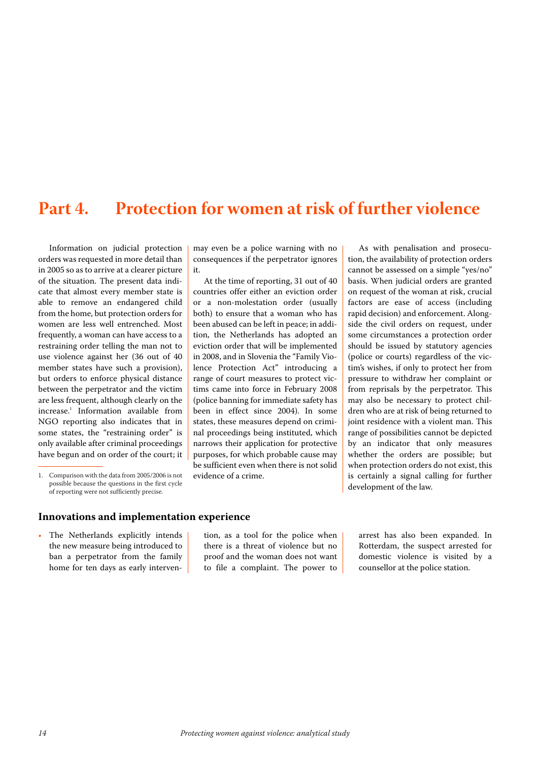# Part 4. Protection for women at risk of further violence

Information on judicial protection orders was requested in more detail than in 2005 so as to arrive at a clearer picture of the situation. The present data indicate that almost every member state is able to remove an endangered child from the home, but protection orders for women are less well entrenched. Most frequently, a woman can have access to a restraining order telling the man not to use violence against her (36 out of 40 member states have such a provision), but orders to enforce physical distance between the perpetrator and the victim are less frequent, although clearly on the increase.[1] Information available from NGO reporting also indicates that in some states, the "restraining order" is only available after criminal proceedings have begun and on order of the court; it may even be a police warning with no consequences if the perpetrator ignores it.

At the time of reporting, 31 out of 40 countries offer either an eviction order or a non-molestation order (usually both) to ensure that a woman who has been abused can be left in peace; in addition, the Netherlands has adopted an eviction order that will be implemented in 2008, and in Slovenia the "Family Violence Protection Act" introducing a range of court measures to protect victims came into force in February 2008 (police banning for immediate safety has been in effect since 2004). In some states, these measures depend on criminal proceedings being instituted, which narrows their application for protective purposes, for which probable cause may be sufficient even when there is not solid evidence of a crime.

As with penalisation and prosecution, the availability of protection orders cannot be assessed on a simple "yes/no" basis. When judicial orders are granted on request of the woman at risk, crucial factors are ease of access (including rapid decision) and enforcement. Alongside the civil orders on request, under some circumstances a protection order should be issued by statutory agencies (police or courts) regardless of the victim's wishes, if only to protect her from pressure to withdraw her complaint or from reprisals by the perpetrator. This may also be necessary to protect children who are at risk of being returned to joint residence with a violent man. This range of possibilities cannot be depicted by an indicator that only measures whether the orders are possible; but when protection orders do not exist, this is certainly a signal calling for further development of the law.

1. Comparison with the data from 2005/2006 is not possible because the questions in the first cycle of reporting were not sufficiently precise.

## Innovations and implementation experience

- The Netherlands explicitly intends the new measure being introduced to ban a perpetrator from the family home for ten days as early intervention, as a tool for the police when there is a threat of violence but no proof and the woman does not want to file a complaint. The power to arrest has also been expanded. In Rotterdam, the suspect arrested for domestic violence is visited by a counsellor at the police station.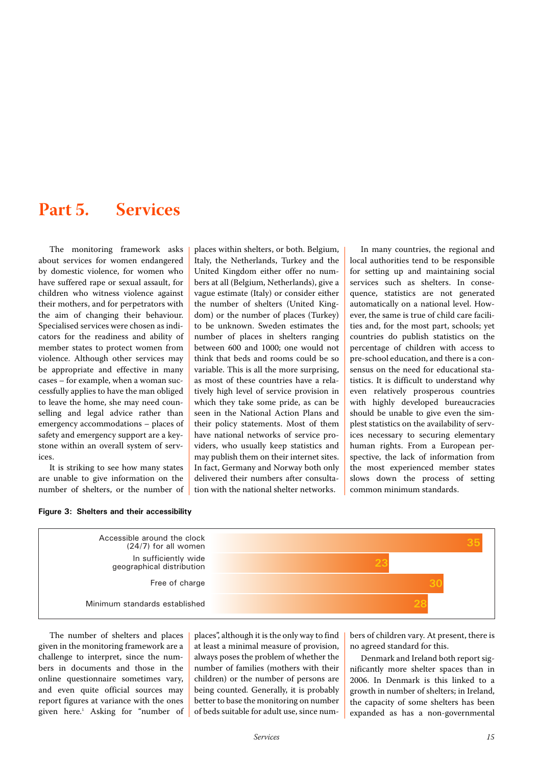# Part 5. Services

The monitoring framework asks about services for women endangered by domestic violence, for women who have suffered rape or sexual assault, for children who witness violence against their mothers, and for perpetrators with the aim of changing their behaviour. Specialised services were chosen as indicators for the readiness and ability of member states to protect women from violence. Although other services may be appropriate and effective in many cases – for example, when a woman successfully applies to have the man obliged to leave the home, she may need counselling and legal advice rather than emergency accommodations – places of safety and emergency support are a keystone within an overall system of services.

It is striking to see how many states are unable to give information on the number of shelters, or the number of places within shelters, or both. Belgium, Italy, the Netherlands, Turkey and the United Kingdom either offer no numbers at all (Belgium, Netherlands), give a vague estimate (Italy) or consider either the number of shelters (United Kingdom) or the number of places (Turkey) to be unknown. Sweden estimates the number of places in shelters ranging between 600 and 1000; one would not think that beds and rooms could be so variable. This is all the more surprising, as most of these countries have a relatively high level of service provision in which they take some pride, as can be seen in the National Action Plans and their policy statements. Most of them have national networks of service providers, who usually keep statistics and may publish them on their internet sites. In fact, Germany and Norway both only delivered their numbers after consultation with the national shelter networks.

In many countries, the regional and local authorities tend to be responsible for setting up and maintaining social services such as shelters. In consequence, statistics are not generated automatically on a national level. However, the same is true of child care facilities and, for the most part, schools; yet countries do publish statistics on the percentage of children with access to pre-school education, and there is a consensus on the need for educational statistics. It is difficult to understand why even relatively prosperous countries with highly developed bureaucracies should be unable to give even the simplest statistics on the availability of services necessary to securing elementary human rights. From a European perspective, the lack of information from the most experienced member states slows down the process of setting common minimum standards.

**Figure 3: Shelters and their accessibility**

| | |
|---|---|
| Accessible around the clock (24/7) for all women | 35 |
| In sufficiently wide geographical distribution | 23 |
| Free of charge | 30 |
| Minimum standards established | 28 |

The number of shelters and places given in the monitoring framework are a challenge to interpret, since the numbers in documents and those in the online questionnaire sometimes vary, and even quite official sources may report figures at variance with the ones given here.[1] Asking for "number of places", although it is the only way to find at least a minimal measure of provision, always poses the problem of whether the number of families (mothers with their children) or the number of persons are being counted. Generally, it is probably better to base the monitoring on number of beds suitable for adult use, since numbers of children vary. At present, there is no agreed standard for this.

Denmark and Ireland both report significantly more shelter spaces than in 2006. In Denmark is this linked to a growth in number of shelters; in Ireland, the capacity of some shelters has been expanded as has a non-governmental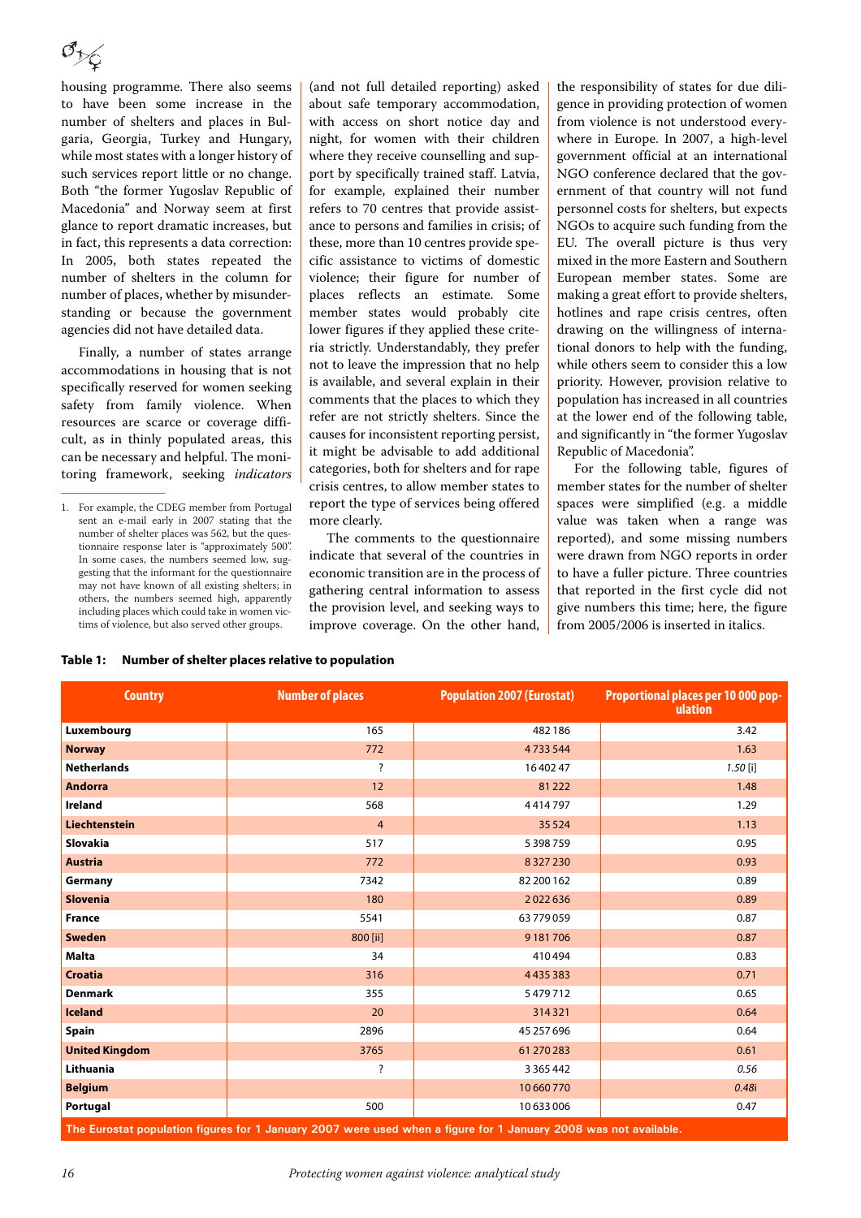housing programme. There also seems to have been some increase in the number of shelters and places in Bulgaria, Georgia, Turkey and Hungary, while most states with a longer history of such services report little or no change. Both "the former Yugoslav Republic of Macedonia" and Norway seem at first glance to report dramatic increases, but in fact, this represents a data correction: In 2005, both states repeated the number of shelters in the column for number of places, whether by misunderstanding or because the government agencies did not have detailed data.

Finally, a number of states arrange accommodations in housing that is not specifically reserved for women seeking safety from family violence. When resources are scarce or coverage difficult, as in thinly populated areas, this can be necessary and helpful. The monitoring framework, seeking *indicators* (and not full detailed reporting) asked about safe temporary accommodation, with access on short notice day and night, for women with their children where they receive counselling and support by specifically trained staff. Latvia, for example, explained their number refers to 70 centres that provide assistance to persons and families in crisis; of these, more than 10 centres provide specific assistance to victims of domestic violence; their figure for number of places reflects an estimate. Some member states would probably cite lower figures if they applied these criteria strictly. Understandably, they prefer not to leave the impression that no help is available, and several explain in their comments that the places to which they refer are not strictly shelters. Since the causes for inconsistent reporting persist, it might be advisable to add additional categories, both for shelters and for rape crisis centres, to allow member states to report the type of services being offered more clearly.

The comments to the questionnaire indicate that several of the countries in economic transition are in the process of gathering central information to assess the provision level, and seeking ways to improve coverage. On the other hand, the responsibility of states for due diligence in providing protection of women from violence is not understood everywhere in Europe. In 2007, a high-level government official at an international NGO conference declared that the government of that country will not fund personnel costs for shelters, but expects NGOs to acquire such funding from the EU. The overall picture is thus very mixed in the more Eastern and Southern European member states. Some are making a great effort to provide shelters, hotlines and rape crisis centres, often drawing on the willingness of international donors to help with the funding, while others seem to consider this a low priority. However, provision relative to population has increased in all countries at the lower end of the following table, and significantly in "the former Yugoslav Republic of Macedonia".

For the following table, figures of member states for the number of shelter spaces were simplified (e.g. a middle value was taken when a range was reported), and some missing numbers were drawn from NGO reports in order to have a fuller picture. Three countries that reported in the first cycle did not give numbers this time; here, the figure from 2005/2006 is inserted in italics.

1. For example, the CDEG member from Portugal sent an e-mail early in 2007 stating that the number of shelter places was 562, but the questionnaire response later is "approximately 500". In some cases, the numbers seemed low, suggesting that the informant for the questionnaire may not have known of all existing shelters; in others, the numbers seemed high, apparently including places which could take in women victims of violence, but also served other groups.

**Table 1: Number of shelter places relative to population**

| Country | Number of places | Population 2007 (Eurostat) | Proportional places per 10 000 population |
|---|---|---|---|
| **Luxembourg** | 165 | 482 186 | 3.42 |
| **Norway** | 772 | 4 733 544 | 1.63 |
| **Netherlands** | ? | 16 402 47 | *1.50* [i] |
| **Andorra** | 12 | 81 222 | 1.48 |
| **Ireland** | 568 | 4 414 797 | 1.29 |
| **Liechtenstein** | 4 | 35 524 | 1.13 |
| **Slovakia** | 517 | 5 398 759 | 0.95 |
| **Austria** | 772 | 8 327 230 | 0.93 |
| **Germany** | 7342 | 82 200 162 | 0.89 |
| **Slovenia** | 180 | 2 022 636 | 0.89 |
| **France** | 5541 | 63 779 059 | 0.87 |
| **Sweden** | 800 [ii] | 9 181 706 | 0.87 |
| **Malta** | 34 | 410 494 | 0.83 |
| **Croatia** | 316 | 4 435 383 | 0.71 |
| **Denmark** | 355 | 5 479 712 | 0.65 |
| **Iceland** | 20 | 314 321 | 0.64 |
| **Spain** | 2896 | 45 257 696 | 0.64 |
| **United Kingdom** | 3765 | 61 270 283 | 0.61 |
| **Lithuania** | ? | 3 365 442 | *0.56* |
| **Belgium** | | 10 660 770 | *0.48*i |
| **Portugal** | 500 | 10 633 006 | 0.47 |

**The Eurostat population figures for 1 January 2007 were used when a figure for 1 January 2008 was not available.**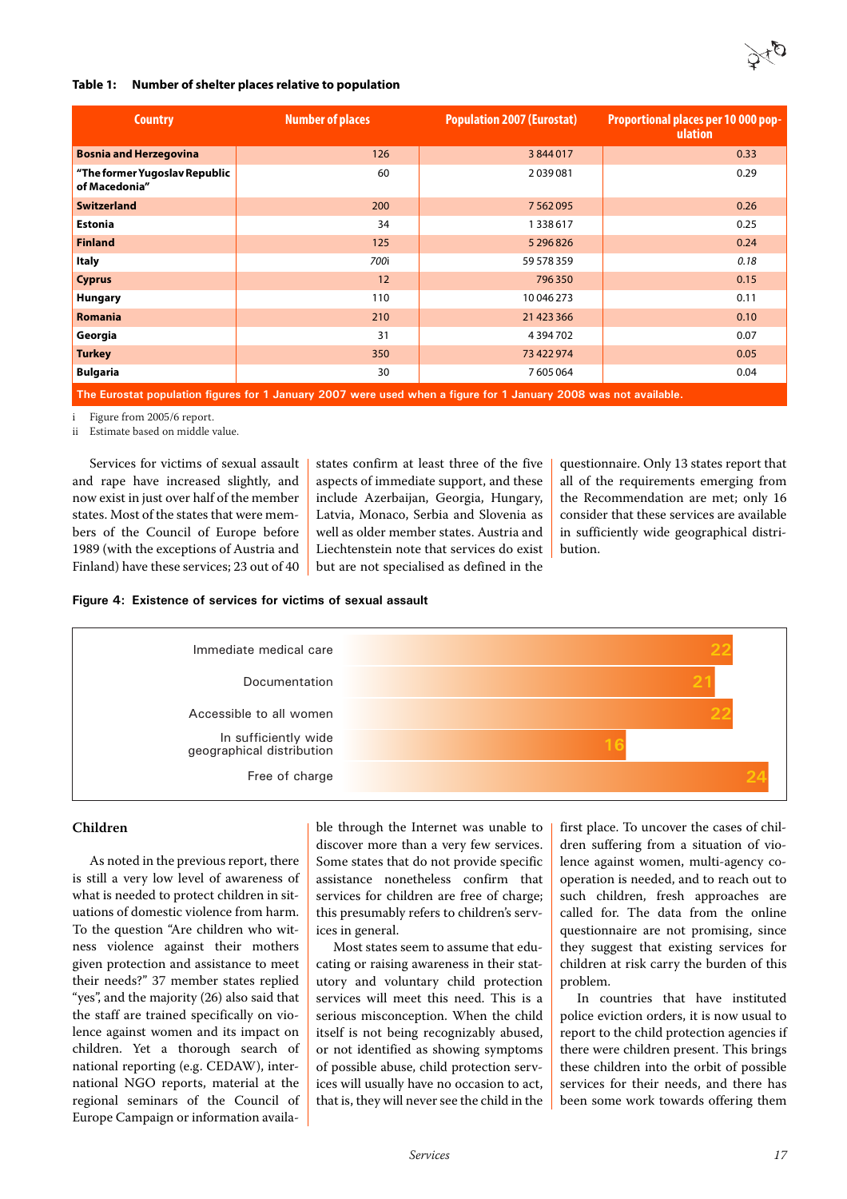**Table 1: Number of shelter places relative to population**

| Country | Number of places | Population 2007 (Eurostat) | Proportional places per 10 000 population |
|---|---|---|---|
| **Bosnia and Herzegovina** | 126 | 3 844 017 | 0.33 |
| **"The former Yugoslav Republic of Macedonia"** | 60 | 2 039 081 | 0.29 |
| **Switzerland** | 200 | 7 562 095 | 0.26 |
| **Estonia** | 34 | 1 338 617 | 0.25 |
| **Finland** | 125 | 5 296 826 | 0.24 |
| **Italy** | *700*i | 59 578 359 | *0.18* |
| **Cyprus** | 12 | 796 350 | 0.15 |
| **Hungary** | 110 | 10 046 273 | 0.11 |
| **Romania** | 210 | 21 423 366 | 0.10 |
| **Georgia** | 31 | 4 394 702 | 0.07 |
| **Turkey** | 350 | 73 422 974 | 0.05 |
| **Bulgaria** | 30 | 7 605 064 | 0.04 |
| **The Eurostat population figures for 1 January 2007 were used when a figure for 1 January 2008 was not available.** | | | |

i Figure from 2005/6 report.

ii Estimate based on middle value.

Services for victims of sexual assault and rape have increased slightly, and now exist in just over half of the member states. Most of the states that were members of the Council of Europe before 1989 (with the exceptions of Austria and Finland) have these services; 23 out of 40 states confirm at least three of the five aspects of immediate support, and these include Azerbaijan, Georgia, Hungary, Latvia, Monaco, Serbia and Slovenia as well as older member states. Austria and Liechtenstein note that services do exist but are not specialised as defined in the questionnaire. Only 13 states report that all of the requirements emerging from the Recommendation are met; only 16 consider that these services are available in sufficiently wide geographical distribution.

**Figure 4: Existence of services for victims of sexual assault**

| Service | Number of states |
|---|---|
| Immediate medical care | 22 |
| Documentation | 21 |
| Accessible to all women | 22 |
| In sufficiently wide geographical distribution | 16 |
| Free of charge | 24 |

## Children

As noted in the previous report, there is still a very low level of awareness of what is needed to protect children in situations of domestic violence from harm. To the question "Are children who witness violence against their mothers given protection and assistance to meet their needs?" 37 member states replied "yes", and the majority (26) also said that the staff are trained specifically on violence against women and its impact on children. Yet a thorough search of national reporting (e.g. CEDAW), international NGO reports, material at the regional seminars of the Council of Europe Campaign or information available through the Internet was unable to discover more than a very few services. Some states that do not provide specific assistance nonetheless confirm that services for children are free of charge; this presumably refers to children's services in general.

Most states seem to assume that educating or raising awareness in their statutory and voluntary child protection services will meet this need. This is a serious misconception. When the child itself is not being recognizably abused, or not identified as showing symptoms of possible abuse, child protection services will usually have no occasion to act, that is, they will never see the child in the first place. To uncover the cases of children suffering from a situation of violence against women, multi-agency co-operation is needed, and to reach out to such children, fresh approaches are called for. The data from the online questionnaire are not promising, since they suggest that existing services for children at risk carry the burden of this problem.

In countries that have instituted police eviction orders, it is now usual to report to the child protection agencies if there were children present. This brings these children into the orbit of possible services for their needs, and there has been some work towards offering them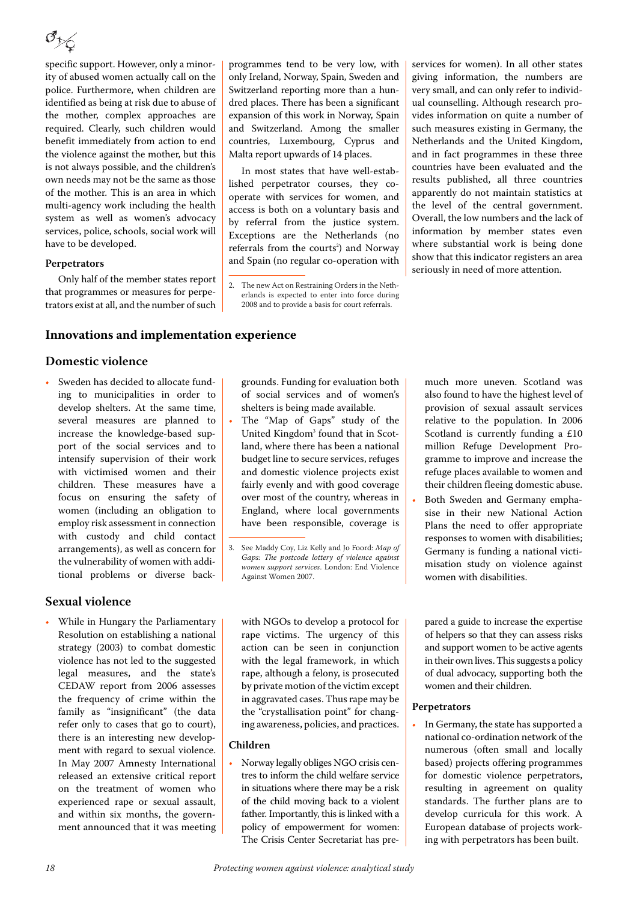specific support. However, only a minority of abused women actually call on the police. Furthermore, when children are identified as being at risk due to abuse of the mother, complex approaches are required. Clearly, such children would benefit immediately from action to end the violence against the mother, but this is not always possible, and the children's own needs may not be the same as those of the mother. This is an area in which multi-agency work including the health system as well as women's advocacy services, police, schools, social work will have to be developed.

**Perpetrators**

Only half of the member states report that programmes or measures for perpetrators exist at all, and the number of such programmes tend to be very low, with only Ireland, Norway, Spain, Sweden and Switzerland reporting more than a hundred places. There has been a significant expansion of this work in Norway, Spain and Switzerland. Among the smaller countries, Luxembourg, Cyprus and Malta report upwards of 14 places.

In most states that have well-established perpetrator courses, they co-operate with services for women, and access is both on a voluntary basis and by referral from the justice system. Exceptions are the Netherlands (no referrals from the courts[2]) and Norway and Spain (no regular co-operation with services for women). In all other states giving information, the numbers are very small, and can only refer to individual counselling. Although research provides information on quite a number of such measures existing in Germany, the Netherlands and the United Kingdom, and in fact programmes in these three countries have been evaluated and the results published, all three countries apparently do not maintain statistics at the level of the central government. Overall, the low numbers and the lack of information by member states even where substantial work is being done show that this indicator registers an area seriously in need of more attention.

2. The new Act on Restraining Orders in the Netherlands is expected to enter into force during 2008 and to provide a basis for court referrals.

## Innovations and implementation experience

### Domestic violence

- Sweden has decided to allocate funding to municipalities in order to develop shelters. At the same time, several measures are planned to increase the knowledge-based support of the social services and to intensify supervision of their work with victimised women and their children. These measures have a focus on ensuring the safety of women (including an obligation to employ risk assessment in connection with custody and child contact arrangements), as well as concern for the vulnerability of women with additional problems or diverse backgrounds. Funding for evaluation both of social services and of women's shelters is being made available.
- The "Map of Gaps" study of the United Kingdom[3] found that in Scotland, where there has been a national budget line to secure services, refuges and domestic violence projects exist fairly evenly and with good coverage over most of the country, whereas in England, where local governments have been responsible, coverage is much more uneven. Scotland was also found to have the highest level of provision of sexual assault services relative to the population. In 2006 Scotland is currently funding a £10 million Refuge Development Programme to improve and increase the refuge places available to women and their children fleeing domestic abuse.
- Both Sweden and Germany emphasise in their new National Action Plans the need to offer appropriate responses to women with disabilities; Germany is funding a national victimisation study on violence against women with disabilities.

3. See Maddy Coy, Liz Kelly and Jo Foord: *Map of Gaps: The postcode lottery of violence against women support services*. London: End Violence Against Women 2007.

### Sexual violence

- While in Hungary the Parliamentary Resolution on establishing a national strategy (2003) to combat domestic violence has not led to the suggested legal measures, and the state's CEDAW report from 2006 assesses the frequency of crime within the family as "insignificant" (the data refer only to cases that go to court), there is an interesting new development with regard to sexual violence. In May 2007 Amnesty International released an extensive critical report on the treatment of women who experienced rape or sexual assault, and within six months, the government announced that it was meeting with NGOs to develop a protocol for rape victims. The urgency of this action can be seen in conjunction with the legal framework, in which rape, although a felony, is prosecuted by private motion of the victim except in aggravated cases. Thus rape may be the "crystallisation point" for changing awareness, policies, and practices.

**Children**

- Norway legally obliges NGO crisis centres to inform the child welfare service in situations where there may be a risk of the child moving back to a violent father. Importantly, this is linked with a policy of empowerment for women: The Crisis Center Secretariat has prepared a guide to increase the expertise of helpers so that they can assess risks and support women to be active agents in their own lives. This suggests a policy of dual advocacy, supporting both the women and their children.

**Perpetrators**

- In Germany, the state has supported a national co-ordination network of the numerous (often small and locally based) projects offering programmes for domestic violence perpetrators, resulting in agreement on quality standards. The further plans are to develop curricula for this work. A European database of projects working with perpetrators has been built.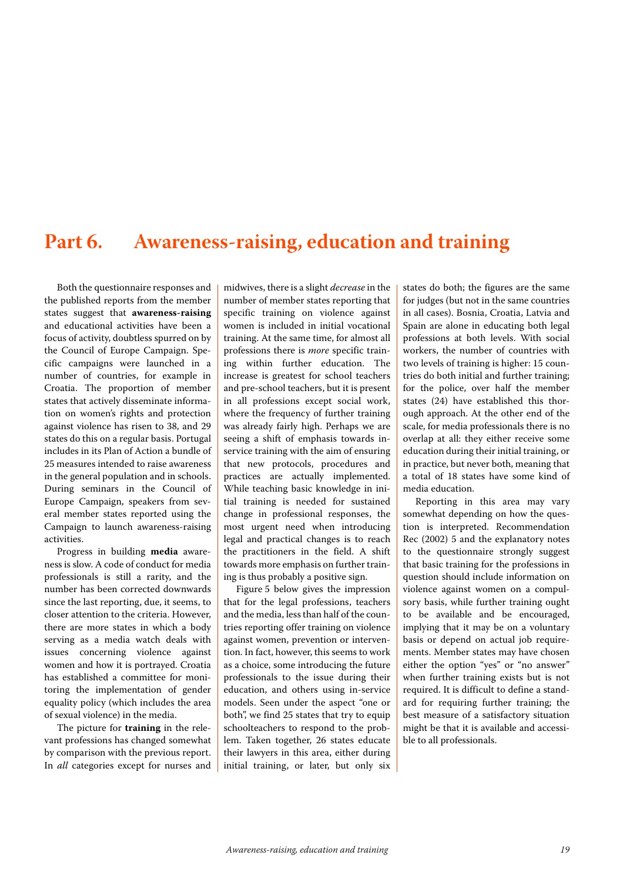# Part 6. Awareness-raising, education and training

Both the questionnaire responses and the published reports from the member states suggest that **awareness-raising** and educational activities have been a focus of activity, doubtless spurred on by the Council of Europe Campaign. Specific campaigns were launched in a number of countries, for example in Croatia. The proportion of member states that actively disseminate information on women's rights and protection against violence has risen to 38, and 29 states do this on a regular basis. Portugal includes in its Plan of Action a bundle of 25 measures intended to raise awareness in the general population and in schools. During seminars in the Council of Europe Campaign, speakers from several member states reported using the Campaign to launch awareness-raising activities.

Progress in building **media** awareness is slow. A code of conduct for media professionals is still a rarity, and the number has been corrected downwards since the last reporting, due, it seems, to closer attention to the criteria. However, there are more states in which a body serving as a media watch deals with issues concerning violence against women and how it is portrayed. Croatia has established a committee for monitoring the implementation of gender equality policy (which includes the area of sexual violence) in the media.

The picture for **training** in the relevant professions has changed somewhat by comparison with the previous report. In *all* categories except for nurses and midwives, there is a slight *decrease* in the number of member states reporting that specific training on violence against women is included in initial vocational training. At the same time, for almost all professions there is *more* specific training within further education. The increase is greatest for school teachers and pre-school teachers, but it is present in all professions except social work, where the frequency of further training was already fairly high. Perhaps we are seeing a shift of emphasis towards in-service training with the aim of ensuring that new protocols, procedures and practices are actually implemented. While teaching basic knowledge in initial training is needed for sustained change in professional responses, the most urgent need when introducing legal and practical changes is to reach the practitioners in the field. A shift towards more emphasis on further training is thus probably a positive sign.

Figure 5 below gives the impression that for the legal professions, teachers and the media, less than half of the countries reporting offer training on violence against women, prevention or intervention. In fact, however, this seems to work as a choice, some introducing the future professionals to the issue during their education, and others using in-service models. Seen under the aspect "one or both", we find 25 states that try to equip schoolteachers to respond to the problem. Taken together, 26 states educate their lawyers in this area, either during initial training, or later, but only six states do both; the figures are the same for judges (but not in the same countries in all cases). Bosnia, Croatia, Latvia and Spain are alone in educating both legal professions at both levels. With social workers, the number of countries with two levels of training is higher: 15 countries do both initial and further training; for the police, over half the member states (24) have established this thorough approach. At the other end of the scale, for media professionals there is no overlap at all: they either receive some education during their initial training, or in practice, but never both, meaning that a total of 18 states have some kind of media education.

Reporting in this area may vary somewhat depending on how the question is interpreted. Recommendation Rec (2002) 5 and the explanatory notes to the questionnaire strongly suggest that basic training for the professions in question should include information on violence against women on a compulsory basis, while further training ought to be available and be encouraged, implying that it may be on a voluntary basis or depend on actual job requirements. Member states may have chosen either the option "yes" or "no answer" when further training exists but is not required. It is difficult to define a standard for requiring further training; the best measure of a satisfactory situation might be that it is available and accessible to all professionals.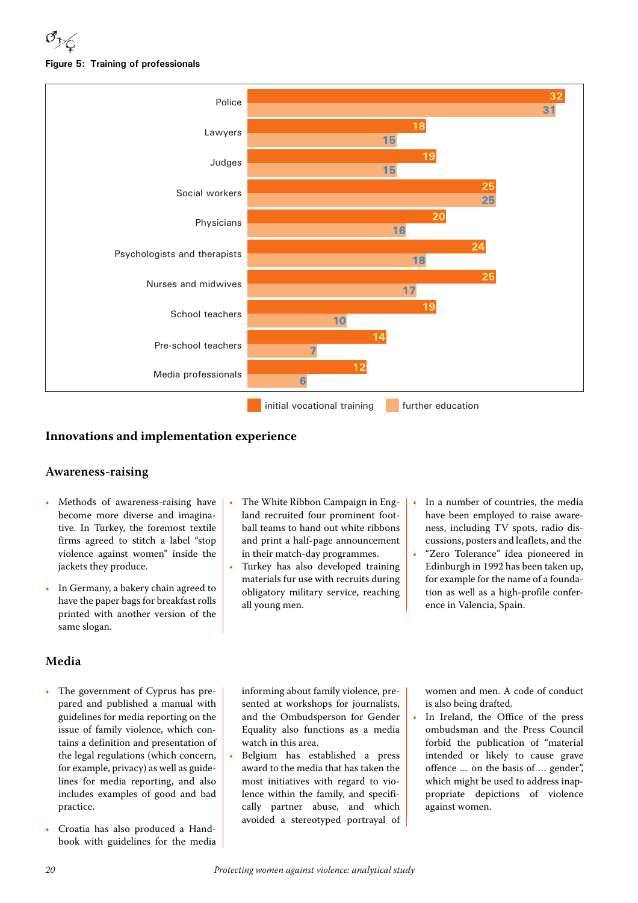**Figure 5: Training of professionals**

| | initial vocational training | further education |
|---|---|---|
| Police | 32 | 31 |
| Lawyers | 18 | 15 |
| Judges | 19 | 15 |
| Social workers | 25 | 25 |
| Physicians | 20 | 16 |
| Psychologists and therapists | 24 | 18 |
| Nurses and midwives | 25 | 17 |
| School teachers | 19 | 10 |
| Pre-school teachers | 14 | 7 |
| Media professionals | 12 | 6 |

## Innovations and implementation experience

### Awareness-raising

- Methods of awareness-raising have become more diverse and imaginative. In Turkey, the foremost textile firms agreed to stitch a label "stop violence against women" inside the jackets they produce.
- In Germany, a bakery chain agreed to have the paper bags for breakfast rolls printed with another version of the same slogan.
- The White Ribbon Campaign in England recruited four prominent football teams to hand out white ribbons and print a half-page announcement in their match-day programmes.
- Turkey has also developed training materials fur use with recruits during obligatory military service, reaching all young men.
- In a number of countries, the media have been employed to raise awareness, including TV spots, radio discussions, posters and leaflets, and the
- "Zero Tolerance" idea pioneered in Edinburgh in 1992 has been taken up, for example for the name of a foundation as well as a high-profile conference in Valencia, Spain.

### Media

- The government of Cyprus has prepared and published a manual with guidelines for media reporting on the issue of family violence, which contains a definition and presentation of the legal regulations (which concern, for example, privacy) as well as guidelines for media reporting, and also includes examples of good and bad practice.
- Croatia has also produced a Handbook with guidelines for the media informing about family violence, presented at workshops for journalists, and the Ombudsperson for Gender Equality also functions as a media watch in this area.
- Belgium has established a press award to the media that has taken the most initiatives with regard to violence within the family, and specifically partner abuse, and which avoided a stereotyped portrayal of women and men. A code of conduct is also being drafted.
- In Ireland, the Office of the press ombudsman and the Press Council forbid the publication of "material intended or likely to cause grave offence … on the basis of … gender", which might be used to address inappropriate depictions of violence against women.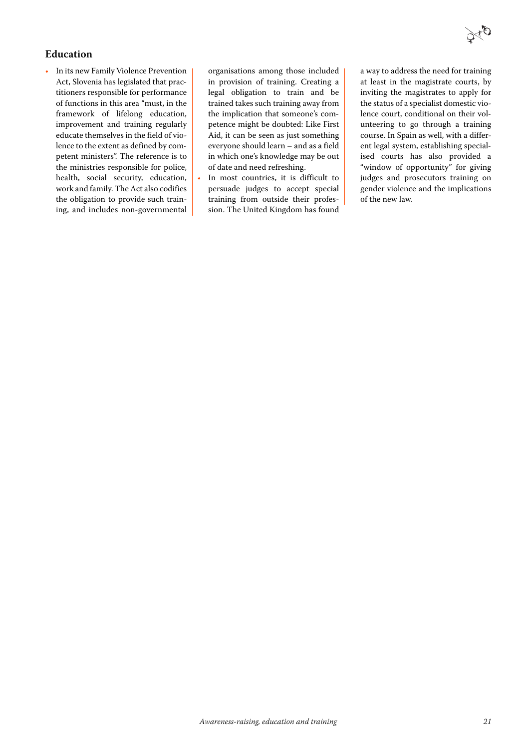## Education

- In its new Family Violence Prevention Act, Slovenia has legislated that practitioners responsible for performance of functions in this area "must, in the framework of lifelong education, improvement and training regularly educate themselves in the field of violence to the extent as defined by competent ministers". The reference is to the ministries responsible for police, health, social security, education, work and family. The Act also codifies the obligation to provide such training, and includes non-governmental organisations among those included in provision of training. Creating a legal obligation to train and be trained takes such training away from the implication that someone's competence might be doubted: Like First Aid, it can be seen as just something everyone should learn – and as a field in which one's knowledge may be out of date and need refreshing.
- In most countries, it is difficult to persuade judges to accept special training from outside their profession. The United Kingdom has found a way to address the need for training at least in the magistrate courts, by inviting the magistrates to apply for the status of a specialist domestic violence court, conditional on their volunteering to go through a training course. In Spain as well, with a different legal system, establishing specialised courts has also provided a "window of opportunity" for giving judges and prosecutors training on gender violence and the implications of the new law.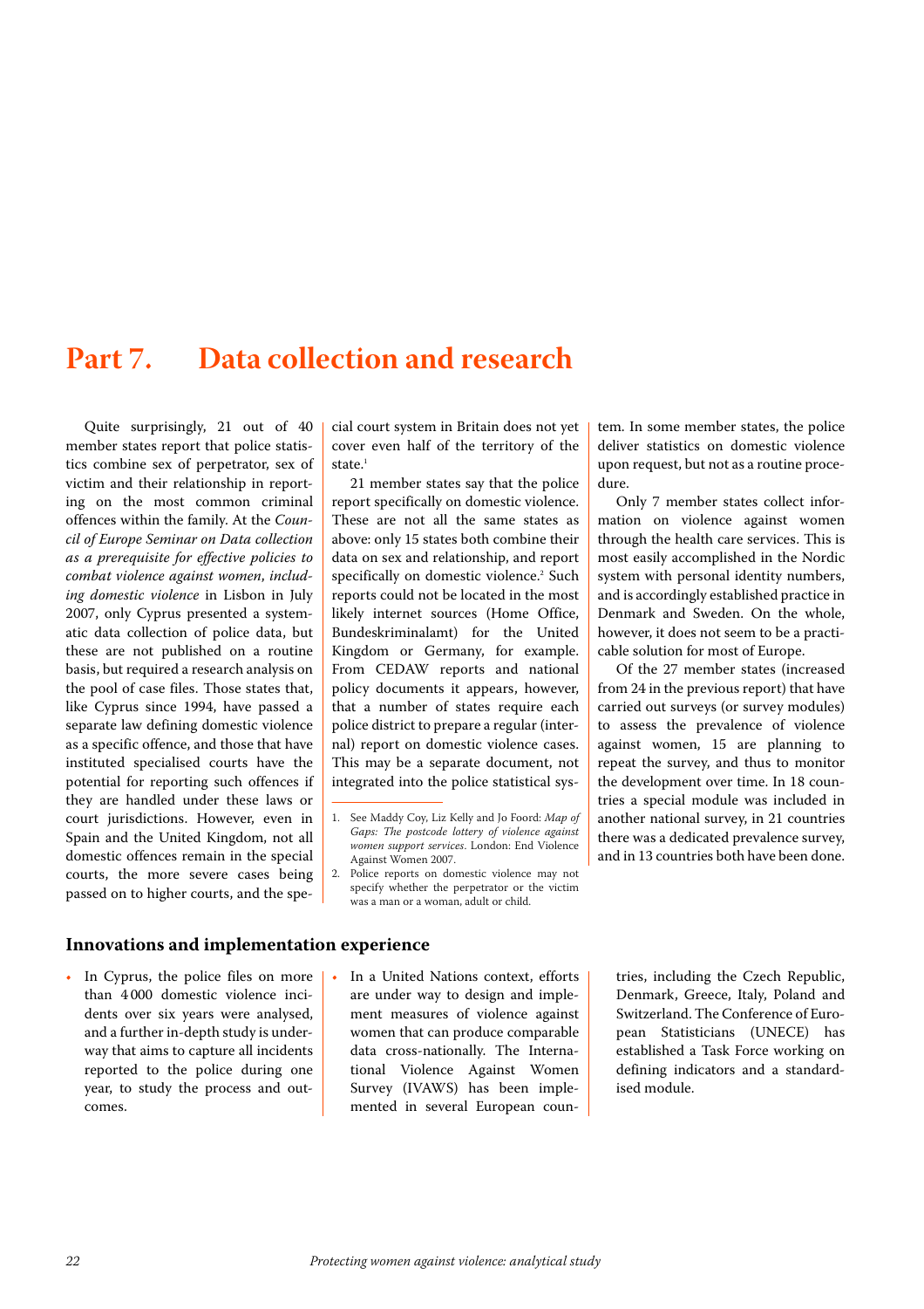# Part 7. Data collection and research

Quite surprisingly, 21 out of 40 member states report that police statistics combine sex of perpetrator, sex of victim and their relationship in reporting on the most common criminal offences within the family. At the *Council of Europe Seminar on Data collection as a prerequisite for effective policies to combat violence against women, including domestic violence* in Lisbon in July 2007, only Cyprus presented a systematic data collection of police data, but these are not published on a routine basis, but required a research analysis on the pool of case files. Those states that, like Cyprus since 1994, have passed a separate law defining domestic violence as a specific offence, and those that have instituted specialised courts have the potential for reporting such offences if they are handled under these laws or court jurisdictions. However, even in Spain and the United Kingdom, not all domestic offences remain in the special courts, the more severe cases being passed on to higher courts, and the special court system in Britain does not yet cover even half of the territory of the state.[1]

21 member states say that the police report specifically on domestic violence. These are not all the same states as above: only 15 states both combine their data on sex and relationship, and report specifically on domestic violence.[2] Such reports could not be located in the most likely internet sources (Home Office, Bundeskriminalamt) for the United Kingdom or Germany, for example. From CEDAW reports and national policy documents it appears, however, that a number of states require each police district to prepare a regular (internal) report on domestic violence cases. This may be a separate document, not integrated into the police statistical system. In some member states, the police deliver statistics on domestic violence upon request, but not as a routine procedure.

Only 7 member states collect information on violence against women through the health care services. This is most easily accomplished in the Nordic system with personal identity numbers, and is accordingly established practice in Denmark and Sweden. On the whole, however, it does not seem to be a practicable solution for most of Europe.

Of the 27 member states (increased from 24 in the previous report) that have carried out surveys (or survey modules) to assess the prevalence of violence against women, 15 are planning to repeat the survey, and thus to monitor the development over time. In 18 countries a special module was included in another national survey, in 21 countries there was a dedicated prevalence survey, and in 13 countries both have been done.

1. See Maddy Coy, Liz Kelly and Jo Foord: *Map of Gaps: The postcode lottery of violence against women support services*. London: End Violence Against Women 2007.
2. Police reports on domestic violence may not specify whether the perpetrator or the victim was a man or a woman, adult or child.

### Innovations and implementation experience

- In Cyprus, the police files on more than 4 000 domestic violence incidents over six years were analysed, and a further in-depth study is underway that aims to capture all incidents reported to the police during one year, to study the process and outcomes.
- In a United Nations context, efforts are under way to design and implement measures of violence against women that can produce comparable data cross-nationally. The International Violence Against Women Survey (IVAWS) has been implemented in several European countries, including the Czech Republic, Denmark, Greece, Italy, Poland and Switzerland. The Conference of European Statisticians (UNECE) has established a Task Force working on defining indicators and a standardised module.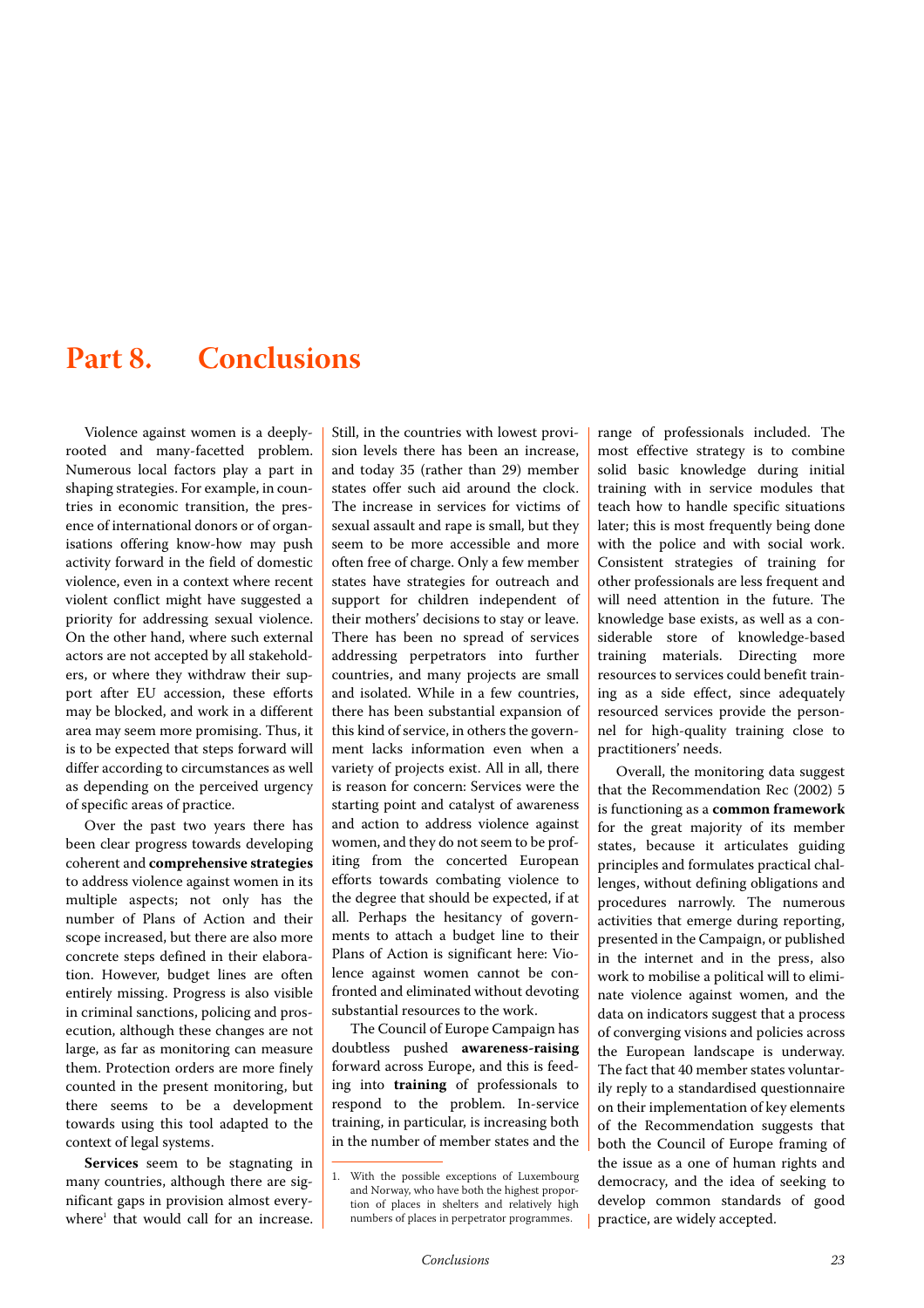# Part 8. Conclusions

Violence against women is a deeply-rooted and many-facetted problem. Numerous local factors play a part in shaping strategies. For example, in countries in economic transition, the presence of international donors or of organisations offering know-how may push activity forward in the field of domestic violence, even in a context where recent violent conflict might have suggested a priority for addressing sexual violence. On the other hand, where such external actors are not accepted by all stakeholders, or where they withdraw their support after EU accession, these efforts may be blocked, and work in a different area may seem more promising. Thus, it is to be expected that steps forward will differ according to circumstances as well as depending on the perceived urgency of specific areas of practice.

Over the past two years there has been clear progress towards developing coherent and **comprehensive strategies** to address violence against women in its multiple aspects; not only has the number of Plans of Action and their scope increased, but there are also more concrete steps defined in their elaboration. However, budget lines are often entirely missing. Progress is also visible in criminal sanctions, policing and prosecution, although these changes are not large, as far as monitoring can measure them. Protection orders are more finely counted in the present monitoring, but there seems to be a development towards using this tool adapted to the context of legal systems.

**Services** seem to be stagnating in many countries, although there are significant gaps in provision almost everywhere[1] that would call for an increase. Still, in the countries with lowest provision levels there has been an increase, and today 35 (rather than 29) member states offer such aid around the clock. The increase in services for victims of sexual assault and rape is small, but they seem to be more accessible and more often free of charge. Only a few member states have strategies for outreach and support for children independent of their mothers' decisions to stay or leave. There has been no spread of services addressing perpetrators into further countries, and many projects are small and isolated. While in a few countries, there has been substantial expansion of this kind of service, in others the government lacks information even when a variety of projects exist. All in all, there is reason for concern: Services were the starting point and catalyst of awareness and action to address violence against women, and they do not seem to be profiting from the concerted European efforts towards combating violence to the degree that should be expected, if at all. Perhaps the hesitancy of governments to attach a budget line to their Plans of Action is significant here: Violence against women cannot be confronted and eliminated without devoting substantial resources to the work.

The Council of Europe Campaign has doubtless pushed **awareness-raising** forward across Europe, and this is feeding into **training** of professionals to respond to the problem. In-service training, in particular, is increasing both in the number of member states and the range of professionals included. The most effective strategy is to combine solid basic knowledge during initial training with in service modules that teach how to handle specific situations later; this is most frequently being done with the police and with social work. Consistent strategies of training for other professionals are less frequent and will need attention in the future. The knowledge base exists, as well as a considerable store of knowledge-based training materials. Directing more resources to services could benefit training as a side effect, since adequately resourced services provide the personnel for high-quality training close to practitioners' needs.

Overall, the monitoring data suggest that the Recommendation Rec (2002) 5 is functioning as a **common framework** for the great majority of its member states, because it articulates guiding principles and formulates practical challenges, without defining obligations and procedures narrowly. The numerous activities that emerge during reporting, presented in the Campaign, or published in the internet and in the press, also work to mobilise a political will to eliminate violence against women, and the data on indicators suggest that a process of converging visions and policies across the European landscape is underway. The fact that 40 member states voluntarily reply to a standardised questionnaire on their implementation of key elements of the Recommendation suggests that both the Council of Europe framing of the issue as a one of human rights and democracy, and the idea of seeking to develop common standards of good practice, are widely accepted.

[1] With the possible exceptions of Luxembourg and Norway, who have both the highest proportion of places in shelters and relatively high numbers of places in perpetrator programmes.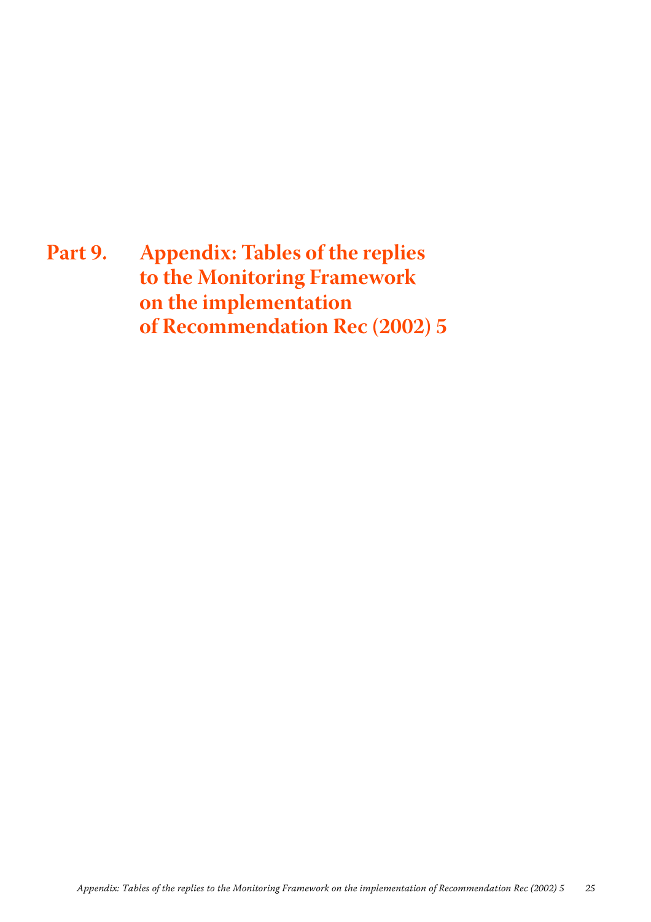# Part 9. Appendix: Tables of the replies to the Monitoring Framework on the implementation of Recommendation Rec (2002) 5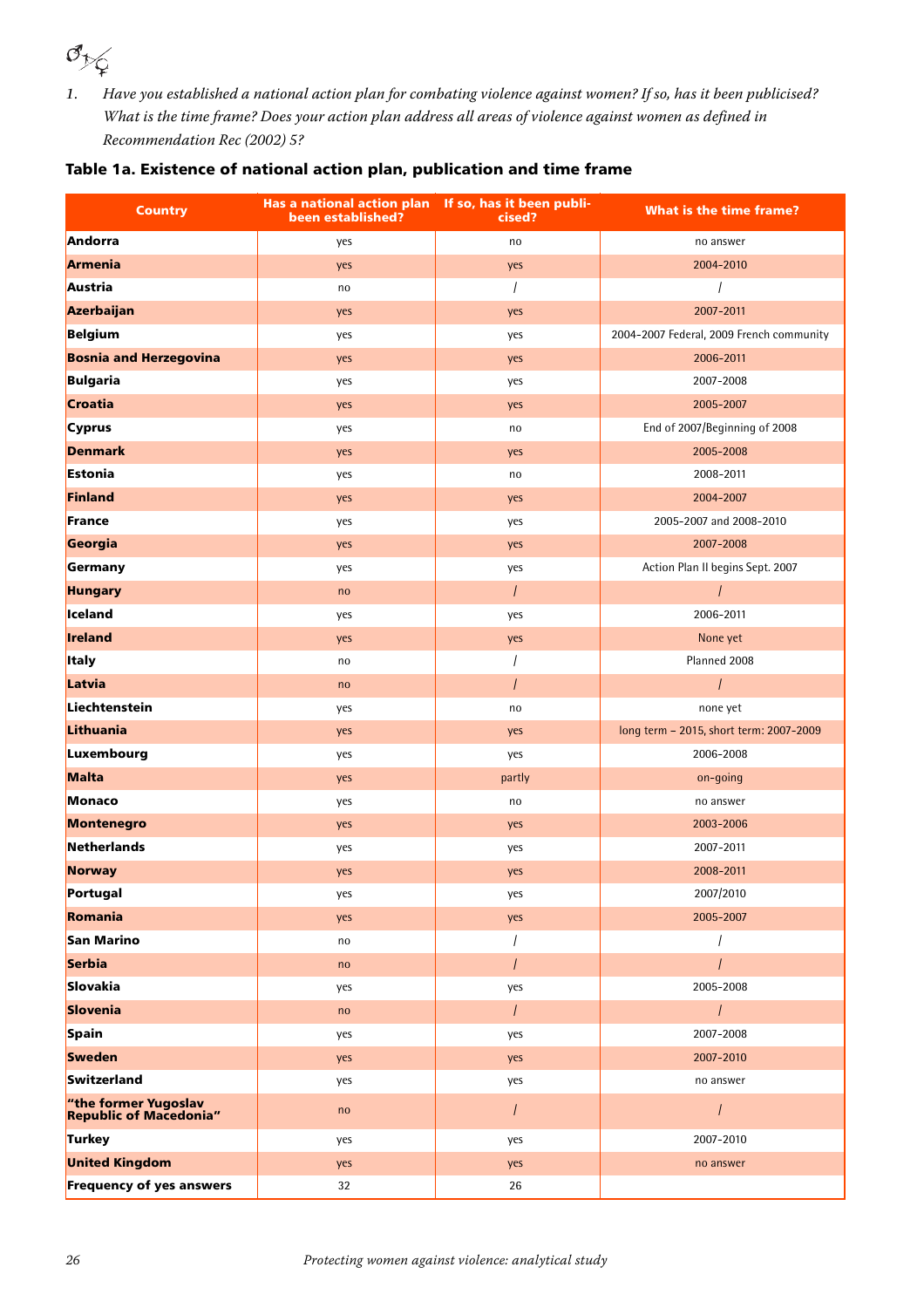1. *Have you established a national action plan for combating violence against women? If so, has it been publicised? What is the time frame? Does your action plan address all areas of violence against women as defined in Recommendation Rec (2002) 5?*

### Table 1a. Existence of national action plan, publication and time frame

| Country | Has a national action plan been established? | If so, has it been publicised? | What is the time frame? |
|---|---|---|---|
| **Andorra** | yes | no | no answer |
| **Armenia** | yes | yes | 2004-2010 |
| **Austria** | no | / | / |
| **Azerbaijan** | yes | yes | 2007-2011 |
| **Belgium** | yes | yes | 2004-2007 Federal, 2009 French community |
| **Bosnia and Herzegovina** | yes | yes | 2006-2011 |
| **Bulgaria** | yes | yes | 2007-2008 |
| **Croatia** | yes | yes | 2005-2007 |
| **Cyprus** | yes | no | End of 2007/Beginning of 2008 |
| **Denmark** | yes | yes | 2005-2008 |
| **Estonia** | yes | no | 2008-2011 |
| **Finland** | yes | yes | 2004-2007 |
| **France** | yes | yes | 2005-2007 and 2008-2010 |
| **Georgia** | yes | yes | 2007-2008 |
| **Germany** | yes | yes | Action Plan II begins Sept. 2007 |
| **Hungary** | no | / | / |
| **Iceland** | yes | yes | 2006-2011 |
| **Ireland** | yes | yes | None yet |
| **Italy** | no | / | Planned 2008 |
| **Latvia** | no | / | / |
| **Liechtenstein** | yes | no | none yet |
| **Lithuania** | yes | yes | long term – 2015, short term: 2007-2009 |
| **Luxembourg** | yes | yes | 2006-2008 |
| **Malta** | yes | partly | on-going |
| **Monaco** | yes | no | no answer |
| **Montenegro** | yes | yes | 2003-2006 |
| **Netherlands** | yes | yes | 2007-2011 |
| **Norway** | yes | yes | 2008-2011 |
| **Portugal** | yes | yes | 2007/2010 |
| **Romania** | yes | yes | 2005-2007 |
| **San Marino** | no | / | / |
| **Serbia** | no | / | / |
| **Slovakia** | yes | yes | 2005-2008 |
| **Slovenia** | no | / | / |
| **Spain** | yes | yes | 2007-2008 |
| **Sweden** | yes | yes | 2007-2010 |
| **Switzerland** | yes | yes | no answer |
| **"the former Yugoslav Republic of Macedonia"** | no | / | / |
| **Turkey** | yes | yes | 2007-2010 |
| **United Kingdom** | yes | yes | no answer |
| **Frequency of yes answers** | 32 | 26 | |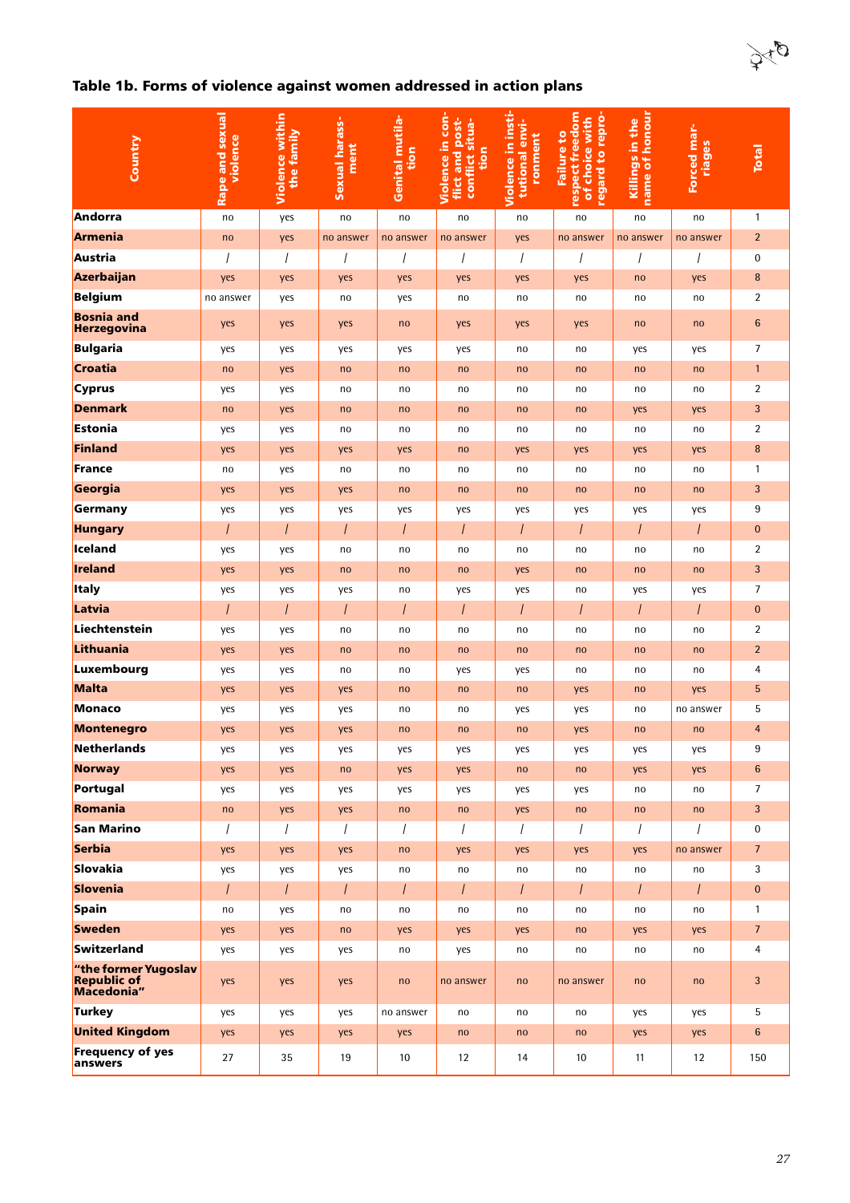### Table 1b. Forms of violence against women addressed in action plans

| Country | Rape and sexual violence | Violence within the family | Sexual harassment | Genital mutilation | Violence in conflict and post-conflict situation | Violence in institutional environment | Failure to respect freedom of choice with regard to reproduction | Killings in the name of honour | Forced marriages | Total |
|---|---|---|---|---|---|---|---|---|---|---|
| **Andorra** | no | yes | no | no | no | no | no | no | no | 1 |
| **Armenia** | no | yes | no answer | no answer | no answer | yes | no answer | no answer | no answer | 2 |
| **Austria** | / | / | / | / | / | / | / | / | / | 0 |
| **Azerbaijan** | yes | yes | yes | yes | yes | yes | yes | no | yes | 8 |
| **Belgium** | no answer | yes | no | yes | no | no | no | no | no | 2 |
| **Bosnia and Herzegovina** | yes | yes | yes | no | yes | yes | yes | no | no | 6 |
| **Bulgaria** | yes | yes | yes | yes | yes | no | no | yes | yes | 7 |
| **Croatia** | no | yes | no | no | no | no | no | no | no | 1 |
| **Cyprus** | yes | yes | no | no | no | no | no | no | no | 2 |
| **Denmark** | no | yes | no | no | no | no | no | yes | yes | 3 |
| **Estonia** | yes | yes | no | no | no | no | no | no | no | 2 |
| **Finland** | yes | yes | yes | yes | no | yes | yes | yes | yes | 8 |
| **France** | no | yes | no | no | no | no | no | no | no | 1 |
| **Georgia** | yes | yes | yes | no | no | no | no | no | no | 3 |
| **Germany** | yes | yes | yes | yes | yes | yes | yes | yes | yes | 9 |
| **Hungary** | / | / | / | / | / | / | / | / | / | 0 |
| **Iceland** | yes | yes | no | no | no | no | no | no | no | 2 |
| **Ireland** | yes | yes | no | no | no | yes | no | no | no | 3 |
| **Italy** | yes | yes | yes | no | yes | yes | no | yes | yes | 7 |
| **Latvia** | / | / | / | / | / | / | / | / | / | 0 |
| **Liechtenstein** | yes | yes | no | no | no | no | no | no | no | 2 |
| **Lithuania** | yes | yes | no | no | no | no | no | no | no | 2 |
| **Luxembourg** | yes | yes | no | no | yes | yes | no | no | no | 4 |
| **Malta** | yes | yes | yes | no | no | no | yes | no | yes | 5 |
| **Monaco** | yes | yes | yes | no | no | yes | yes | no | no answer | 5 |
| **Montenegro** | yes | yes | yes | no | no | no | yes | no | no | 4 |
| **Netherlands** | yes | yes | yes | yes | yes | yes | yes | yes | yes | 9 |
| **Norway** | yes | yes | no | yes | yes | no | no | yes | yes | 6 |
| **Portugal** | yes | yes | yes | yes | yes | yes | yes | no | no | 7 |
| **Romania** | no | yes | yes | no | no | yes | no | no | no | 3 |
| **San Marino** | / | / | / | / | / | / | / | / | / | 0 |
| **Serbia** | yes | yes | yes | no | yes | yes | yes | yes | no answer | 7 |
| **Slovakia** | yes | yes | yes | no | no | no | no | no | no | 3 |
| **Slovenia** | / | / | / | / | / | / | / | / | / | 0 |
| **Spain** | no | yes | no | no | no | no | no | no | no | 1 |
| **Sweden** | yes | yes | no | yes | yes | yes | no | yes | yes | 7 |
| **Switzerland** | yes | yes | yes | no | yes | no | no | no | no | 4 |
| **"the former Yugoslav Republic of Macedonia"** | yes | yes | yes | no | no answer | no | no answer | no | no | 3 |
| **Turkey** | yes | yes | yes | no answer | no | no | no | yes | yes | 5 |
| **United Kingdom** | yes | yes | yes | yes | no | no | no | yes | yes | 6 |
| **Frequency of yes answers** | 27 | 35 | 19 | 10 | 12 | 14 | 10 | 11 | 12 | 150 |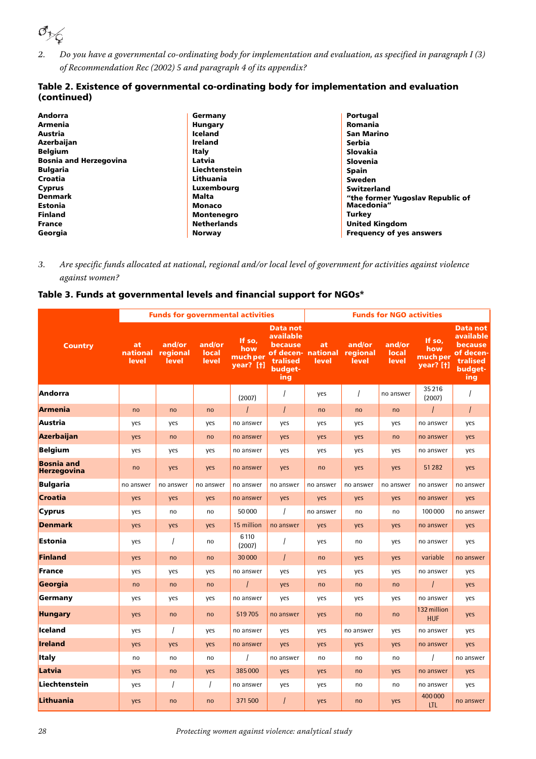2. *Do you have a governmental co-ordinating body for implementation and evaluation, as specified in paragraph I (3) of Recommendation Rec (2002) 5 and paragraph 4 of its appendix?*

### Table 2. Existence of governmental co-ordinating body for implementation and evaluation (continued)

**Andorra**
**Armenia**
**Austria**
**Azerbaijan**
**Belgium**
**Bosnia and Herzegovina**
**Bulgaria**
**Croatia**
**Cyprus**
**Denmark**
**Estonia**
**Finland**
**France**
**Georgia**
**Germany**
**Hungary**
**Iceland**
**Ireland**
**Italy**
**Latvia**
**Liechtenstein**
**Lithuania**
**Luxembourg**
**Malta**
**Monaco**
**Montenegro**
**Netherlands**
**Norway**
**Portugal**
**Romania**
**San Marino**
**Serbia**
**Slovakia**
**Slovenia**
**Spain**
**Sweden**
**Switzerland**
**"the former Yugoslav Republic of Macedonia"**
**Turkey**
**United Kingdom**
**Frequency of yes answers**

3. *Are specific funds allocated at national, regional and/or local level of government for activities against violence against women?*

### Table 3. Funds at governmental levels and financial support for NGOs*

| Country | Funds for governmental activities | | | | | Funds for NGO activities | | | | |
|---|---|---|---|---|---|---|---|---|---|---|
| | at national level | and/or regional level | and/or local level | If so, how much per year? [†] | Data not available because of decentralised budgeting | at national level | and/or regional level | and/or local level | If so, how much per year? [†] | Data not available because of decentralised budgeting |
| **Andorra** | | | | (2007) | / | yes | / | no answer | 35 216 (2007) | / |
| **Armenia** | no | no | no | / | / | no | no | no | / | / |
| **Austria** | yes | yes | yes | no answer | yes | yes | yes | yes | no answer | yes |
| **Azerbaijan** | yes | no | no | no answer | yes | yes | yes | no | no answer | yes |
| **Belgium** | yes | yes | yes | no answer | yes | yes | yes | yes | no answer | yes |
| **Bosnia and Herzegovina** | no | yes | yes | no answer | yes | no | yes | yes | 51 282 | yes |
| **Bulgaria** | no answer | no answer | no answer | no answer | no answer | no answer | no answer | no answer | no answer | no answer |
| **Croatia** | yes | yes | yes | no answer | yes | yes | yes | yes | no answer | yes |
| **Cyprus** | yes | no | no | 50 000 | / | no answer | no | no | 100 000 | no answer |
| **Denmark** | yes | yes | yes | 15 million | no answer | yes | yes | yes | no answer | yes |
| **Estonia** | yes | / | no | 6 110 (2007) | / | yes | no | yes | no answer | yes |
| **Finland** | yes | no | no | 30 000 | / | no | yes | yes | variable | no answer |
| **France** | yes | yes | yes | no answer | yes | yes | yes | yes | no answer | yes |
| **Georgia** | no | no | no | / | yes | no | no | no | / | yes |
| **Germany** | yes | yes | yes | no answer | yes | yes | yes | yes | no answer | yes |
| **Hungary** | yes | no | no | 519 705 | no answer | yes | no | no | 132 million HUF | yes |
| **Iceland** | yes | / | yes | no answer | yes | yes | no answer | yes | no answer | yes |
| **Ireland** | yes | yes | yes | no answer | yes | yes | yes | yes | no answer | yes |
| **Italy** | no | no | no | / | no answer | no | no | no | / | no answer |
| **Latvia** | yes | no | yes | 385 000 | yes | yes | no | yes | no answer | yes |
| **Liechtenstein** | yes | / | / | no answer | yes | yes | no | no | no answer | yes |
| **Lithuania** | yes | no | no | 371 500 | / | yes | no | yes | 400 000 LTL | no answer |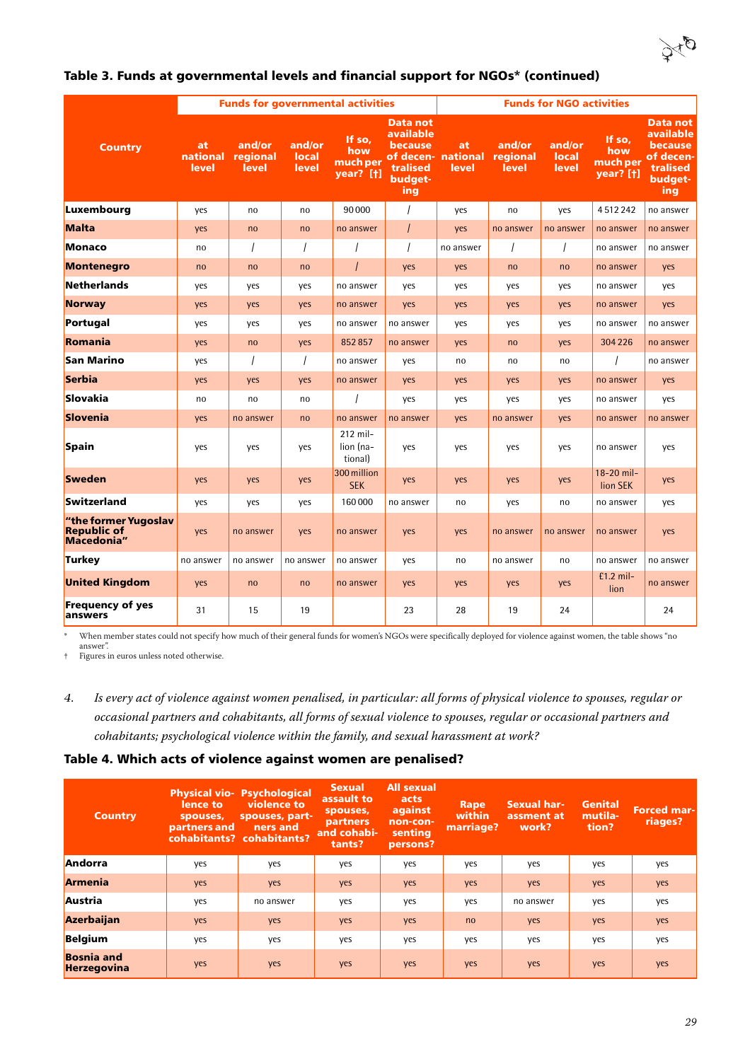## Table 3. Funds at governmental levels and financial support for NGOs* (continued)

| Country | Funds for governmental activities | | | | | Funds for NGO activities | | | | |
|---|---|---|---|---|---|---|---|---|---|---|
| | at national level | and/or regional level | and/or local level | If so, how much per year? [†] | Data not available because of decentralised budgeting | at national level | and/or regional level | and/or local level | If so, how much per year? [†] | Data not available because of decentralised budgeting |
| Luxembourg | yes | no | no | 90 000 | / | yes | no | yes | 4 512 242 | no answer |
| Malta | yes | no | no | no answer | / | yes | no answer | no answer | no answer | no answer |
| Monaco | no | / | / | / | / | no answer | / | / | no answer | no answer |
| Montenegro | no | no | no | / | yes | yes | no | no | no answer | yes |
| Netherlands | yes | yes | yes | no answer | yes | yes | yes | yes | no answer | yes |
| Norway | yes | yes | yes | no answer | yes | yes | yes | yes | no answer | yes |
| Portugal | yes | yes | yes | no answer | no answer | yes | yes | yes | no answer | no answer |
| Romania | yes | no | yes | 852 857 | no answer | yes | no | yes | 304 226 | no answer |
| San Marino | yes | / | / | no answer | yes | no | no | no | / | no answer |
| Serbia | yes | yes | yes | no answer | yes | yes | yes | yes | no answer | yes |
| Slovakia | no | no | no | / | yes | yes | yes | yes | no answer | yes |
| Slovenia | yes | no answer | no | no answer | no answer | yes | no answer | yes | no answer | no answer |
| Spain | yes | yes | yes | 212 million (national) | yes | yes | yes | yes | no answer | yes |
| Sweden | yes | yes | yes | 300 million SEK | yes | yes | yes | yes | 18-20 million SEK | yes |
| Switzerland | yes | yes | yes | 160 000 | no answer | no | yes | no | no answer | yes |
| "the former Yugoslav Republic of Macedonia" | yes | no answer | yes | no answer | yes | yes | no answer | no answer | no answer | yes |
| Turkey | no answer | no answer | no answer | no answer | yes | no | no answer | no | no answer | no answer |
| United Kingdom | yes | no | no | no answer | yes | yes | yes | yes | £1.2 million | no answer |
| Frequency of yes answers | 31 | 15 | 19 | | 23 | 28 | 19 | 24 | | 24 |

\* When member states could not specify how much of their general funds for women's NGOs were specifically deployed for violence against women, the table shows "no answer".

† Figures in euros unless noted otherwise.

4. *Is every act of violence against women penalised, in particular: all forms of physical violence to spouses, regular or occasional partners and cohabitants, all forms of sexual violence to spouses, regular or occasional partners and cohabitants; psychological violence within the family, and sexual harassment at work?*

## Table 4. Which acts of violence against women are penalised?

| Country | Physical violence to spouses, partners and cohabitants? | Psychological violence to spouses, partners and cohabitants? | Sexual assault to spouses, partners and cohabitants? | All sexual acts against non-consenting persons? | Rape within marriage? | Sexual harassment at work? | Genital mutilation? | Forced marriages? |
|---|---|---|---|---|---|---|---|---|
| Andorra | yes | yes | yes | yes | yes | yes | yes | yes |
| Armenia | yes | yes | yes | yes | yes | yes | yes | yes |
| Austria | yes | no answer | yes | yes | yes | no answer | yes | yes |
| Azerbaijan | yes | yes | yes | yes | no | yes | yes | yes |
| Belgium | yes | yes | yes | yes | yes | yes | yes | yes |
| Bosnia and Herzegovina | yes | yes | yes | yes | yes | yes | yes | yes |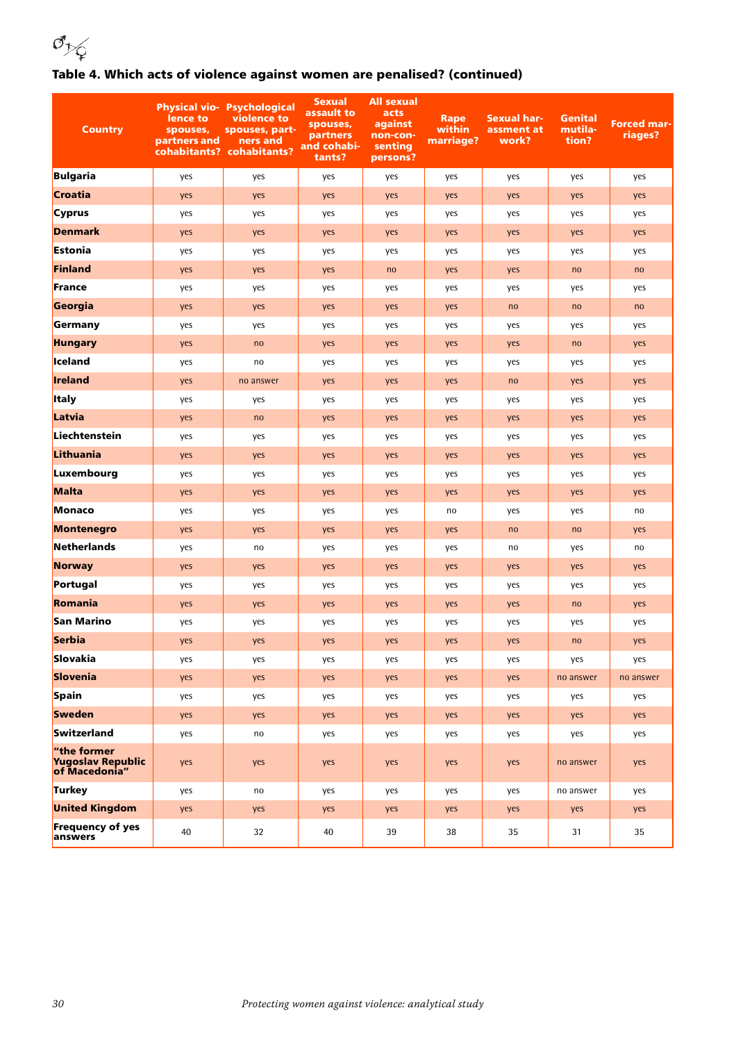## Table 4. Which acts of violence against women are penalised? (continued)

| Country | Physical violence to spouses, partners and cohabitants? | Psychological violence to spouses, partners and cohabitants? | Sexual assault to spouses, partners and cohabitants? | All sexual acts against non-consenting persons? | Rape within marriage? | Sexual harassment at work? | Genital mutilation? | Forced marriages? |
|---|---|---|---|---|---|---|---|---|
| **Bulgaria** | yes | yes | yes | yes | yes | yes | yes | yes |
| **Croatia** | yes | yes | yes | yes | yes | yes | yes | yes |
| **Cyprus** | yes | yes | yes | yes | yes | yes | yes | yes |
| **Denmark** | yes | yes | yes | yes | yes | yes | yes | yes |
| **Estonia** | yes | yes | yes | yes | yes | yes | yes | yes |
| **Finland** | yes | yes | yes | no | yes | yes | no | no |
| **France** | yes | yes | yes | yes | yes | yes | yes | yes |
| **Georgia** | yes | yes | yes | yes | yes | no | no | no |
| **Germany** | yes | yes | yes | yes | yes | yes | yes | yes |
| **Hungary** | yes | no | yes | yes | yes | yes | no | yes |
| **Iceland** | yes | no | yes | yes | yes | yes | yes | yes |
| **Ireland** | yes | no answer | yes | yes | yes | no | yes | yes |
| **Italy** | yes | yes | yes | yes | yes | yes | yes | yes |
| **Latvia** | yes | no | yes | yes | yes | yes | yes | yes |
| **Liechtenstein** | yes | yes | yes | yes | yes | yes | yes | yes |
| **Lithuania** | yes | yes | yes | yes | yes | yes | yes | yes |
| **Luxembourg** | yes | yes | yes | yes | yes | yes | yes | yes |
| **Malta** | yes | yes | yes | yes | yes | yes | yes | yes |
| **Monaco** | yes | yes | yes | yes | no | yes | yes | no |
| **Montenegro** | yes | yes | yes | yes | yes | no | no | yes |
| **Netherlands** | yes | no | yes | yes | yes | no | yes | no |
| **Norway** | yes | yes | yes | yes | yes | yes | yes | yes |
| **Portugal** | yes | yes | yes | yes | yes | yes | yes | yes |
| **Romania** | yes | yes | yes | yes | yes | yes | no | yes |
| **San Marino** | yes | yes | yes | yes | yes | yes | yes | yes |
| **Serbia** | yes | yes | yes | yes | yes | yes | no | yes |
| **Slovakia** | yes | yes | yes | yes | yes | yes | yes | yes |
| **Slovenia** | yes | yes | yes | yes | yes | yes | no answer | no answer |
| **Spain** | yes | yes | yes | yes | yes | yes | yes | yes |
| **Sweden** | yes | yes | yes | yes | yes | yes | yes | yes |
| **Switzerland** | yes | no | yes | yes | yes | yes | yes | yes |
| **"the former Yugoslav Republic of Macedonia"** | yes | yes | yes | yes | yes | yes | no answer | yes |
| **Turkey** | yes | no | yes | yes | yes | yes | no answer | yes |
| **United Kingdom** | yes | yes | yes | yes | yes | yes | yes | yes |
| **Frequency of yes answers** | 40 | 32 | 40 | 39 | 38 | 35 | 31 | 35 |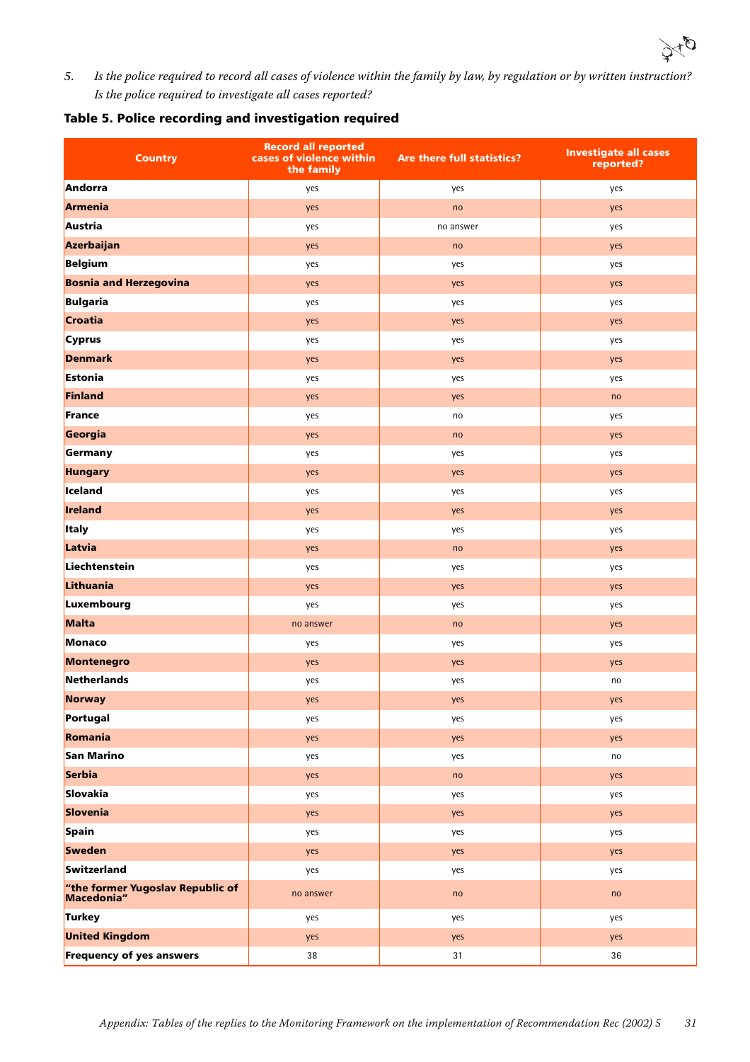5. *Is the police required to record all cases of violence within the family by law, by regulation or by written instruction? Is the police required to investigate all cases reported?*

## Table 5. Police recording and investigation required

| Country | Record all reported cases of violence within the family | Are there full statistics? | Investigate all cases reported? |
|---|---|---|---|
| **Andorra** | yes | yes | yes |
| **Armenia** | yes | no | yes |
| **Austria** | yes | no answer | yes |
| **Azerbaijan** | yes | no | yes |
| **Belgium** | yes | yes | yes |
| **Bosnia and Herzegovina** | yes | yes | yes |
| **Bulgaria** | yes | yes | yes |
| **Croatia** | yes | yes | yes |
| **Cyprus** | yes | yes | yes |
| **Denmark** | yes | yes | yes |
| **Estonia** | yes | yes | yes |
| **Finland** | yes | yes | no |
| **France** | yes | no | yes |
| **Georgia** | yes | no | yes |
| **Germany** | yes | yes | yes |
| **Hungary** | yes | yes | yes |
| **Iceland** | yes | yes | yes |
| **Ireland** | yes | yes | yes |
| **Italy** | yes | yes | yes |
| **Latvia** | yes | no | yes |
| **Liechtenstein** | yes | yes | yes |
| **Lithuania** | yes | yes | yes |
| **Luxembourg** | yes | yes | yes |
| **Malta** | no answer | no | yes |
| **Monaco** | yes | yes | yes |
| **Montenegro** | yes | yes | yes |
| **Netherlands** | yes | yes | no |
| **Norway** | yes | yes | yes |
| **Portugal** | yes | yes | yes |
| **Romania** | yes | yes | yes |
| **San Marino** | yes | yes | no |
| **Serbia** | yes | no | yes |
| **Slovakia** | yes | yes | yes |
| **Slovenia** | yes | yes | yes |
| **Spain** | yes | yes | yes |
| **Sweden** | yes | yes | yes |
| **Switzerland** | yes | yes | yes |
| **"the former Yugoslav Republic of Macedonia"** | no answer | no | no |
| **Turkey** | yes | yes | yes |
| **United Kingdom** | yes | yes | yes |
| **Frequency of yes answers** | 38 | 31 | 36 |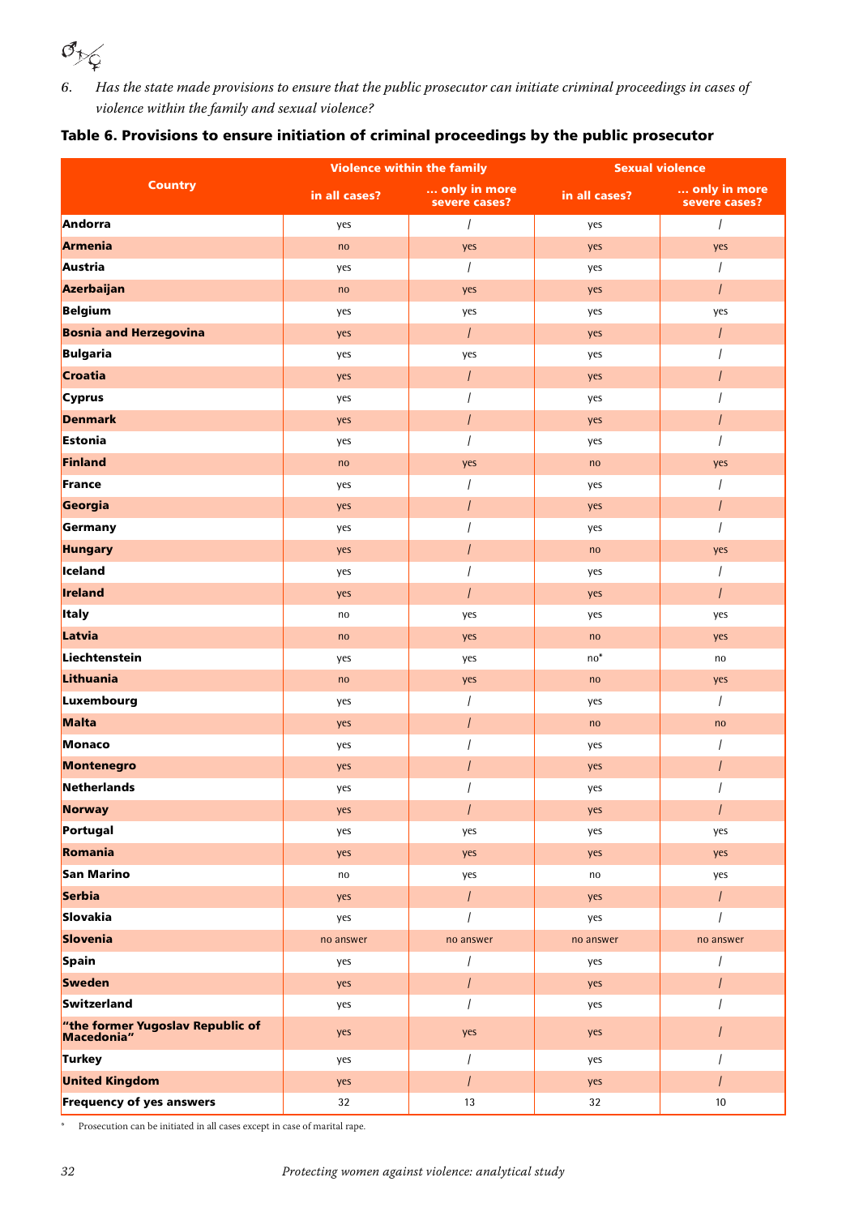6. *Has the state made provisions to ensure that the public prosecutor can initiate criminal proceedings in cases of violence within the family and sexual violence?*

## Table 6. Provisions to ensure initiation of criminal proceedings by the public prosecutor

| Country | Violence within the family | | Sexual violence | |
|---|---|---|---|---|
| | in all cases? | ... only in more severe cases? | in all cases? | ... only in more severe cases? |
| **Andorra** | yes | / | yes | / |
| **Armenia** | no | yes | yes | yes |
| **Austria** | yes | / | yes | / |
| **Azerbaijan** | no | yes | yes | / |
| **Belgium** | yes | yes | yes | yes |
| **Bosnia and Herzegovina** | yes | / | yes | / |
| **Bulgaria** | yes | yes | yes | / |
| **Croatia** | yes | / | yes | / |
| **Cyprus** | yes | / | yes | / |
| **Denmark** | yes | / | yes | / |
| **Estonia** | yes | / | yes | / |
| **Finland** | no | yes | no | yes |
| **France** | yes | / | yes | / |
| **Georgia** | yes | / | yes | / |
| **Germany** | yes | / | yes | / |
| **Hungary** | yes | / | no | yes |
| **Iceland** | yes | / | yes | / |
| **Ireland** | yes | / | yes | / |
| **Italy** | no | yes | yes | yes |
| **Latvia** | no | yes | no | yes |
| **Liechtenstein** | yes | yes | no* | no |
| **Lithuania** | no | yes | no | yes |
| **Luxembourg** | yes | / | yes | / |
| **Malta** | yes | / | no | no |
| **Monaco** | yes | / | yes | / |
| **Montenegro** | yes | / | yes | / |
| **Netherlands** | yes | / | yes | / |
| **Norway** | yes | / | yes | / |
| **Portugal** | yes | yes | yes | yes |
| **Romania** | yes | yes | yes | yes |
| **San Marino** | no | yes | no | yes |
| **Serbia** | yes | / | yes | / |
| **Slovakia** | yes | / | yes | / |
| **Slovenia** | no answer | no answer | no answer | no answer |
| **Spain** | yes | / | yes | / |
| **Sweden** | yes | / | yes | / |
| **Switzerland** | yes | / | yes | / |
| **"the former Yugoslav Republic of Macedonia"** | yes | yes | yes | / |
| **Turkey** | yes | / | yes | / |
| **United Kingdom** | yes | / | yes | / |
| **Frequency of yes answers** | 32 | 13 | 32 | 10 |

\* Prosecution can be initiated in all cases except in case of marital rape.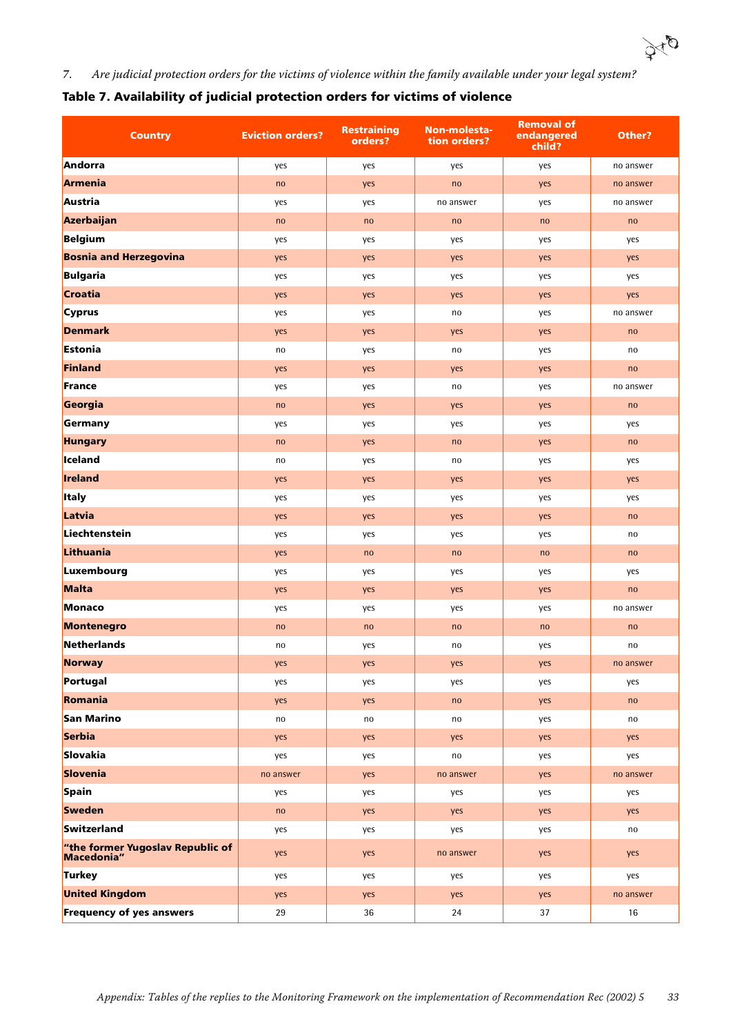7. *Are judicial protection orders for the victims of violence within the family available under your legal system?*

## Table 7. Availability of judicial protection orders for victims of violence

| Country | Eviction orders? | Restraining orders? | Non-molestation orders? | Removal of endangered child? | Other? |
|---|---|---|---|---|---|
| **Andorra** | yes | yes | yes | yes | no answer |
| **Armenia** | no | yes | no | yes | no answer |
| **Austria** | yes | yes | no answer | yes | no answer |
| **Azerbaijan** | no | no | no | no | no |
| **Belgium** | yes | yes | yes | yes | yes |
| **Bosnia and Herzegovina** | yes | yes | yes | yes | yes |
| **Bulgaria** | yes | yes | yes | yes | yes |
| **Croatia** | yes | yes | yes | yes | yes |
| **Cyprus** | yes | yes | no | yes | no answer |
| **Denmark** | yes | yes | yes | yes | no |
| **Estonia** | no | yes | no | yes | no |
| **Finland** | yes | yes | yes | yes | no |
| **France** | yes | yes | no | yes | no answer |
| **Georgia** | no | yes | yes | yes | no |
| **Germany** | yes | yes | yes | yes | yes |
| **Hungary** | no | yes | no | yes | no |
| **Iceland** | no | yes | no | yes | yes |
| **Ireland** | yes | yes | yes | yes | yes |
| **Italy** | yes | yes | yes | yes | yes |
| **Latvia** | yes | yes | yes | yes | no |
| **Liechtenstein** | yes | yes | yes | yes | no |
| **Lithuania** | yes | no | no | no | no |
| **Luxembourg** | yes | yes | yes | yes | yes |
| **Malta** | yes | yes | yes | yes | no |
| **Monaco** | yes | yes | yes | yes | no answer |
| **Montenegro** | no | no | no | no | no |
| **Netherlands** | no | yes | no | yes | no |
| **Norway** | yes | yes | yes | yes | no answer |
| **Portugal** | yes | yes | yes | yes | yes |
| **Romania** | yes | yes | no | yes | no |
| **San Marino** | no | no | no | yes | no |
| **Serbia** | yes | yes | yes | yes | yes |
| **Slovakia** | yes | yes | no | yes | yes |
| **Slovenia** | no answer | yes | no answer | yes | no answer |
| **Spain** | yes | yes | yes | yes | yes |
| **Sweden** | no | yes | yes | yes | yes |
| **Switzerland** | yes | yes | yes | yes | no |
| **"the former Yugoslav Republic of Macedonia"** | yes | yes | no answer | yes | yes |
| **Turkey** | yes | yes | yes | yes | yes |
| **United Kingdom** | yes | yes | yes | yes | no answer |
| **Frequency of yes answers** | 29 | 36 | 24 | 37 | 16 |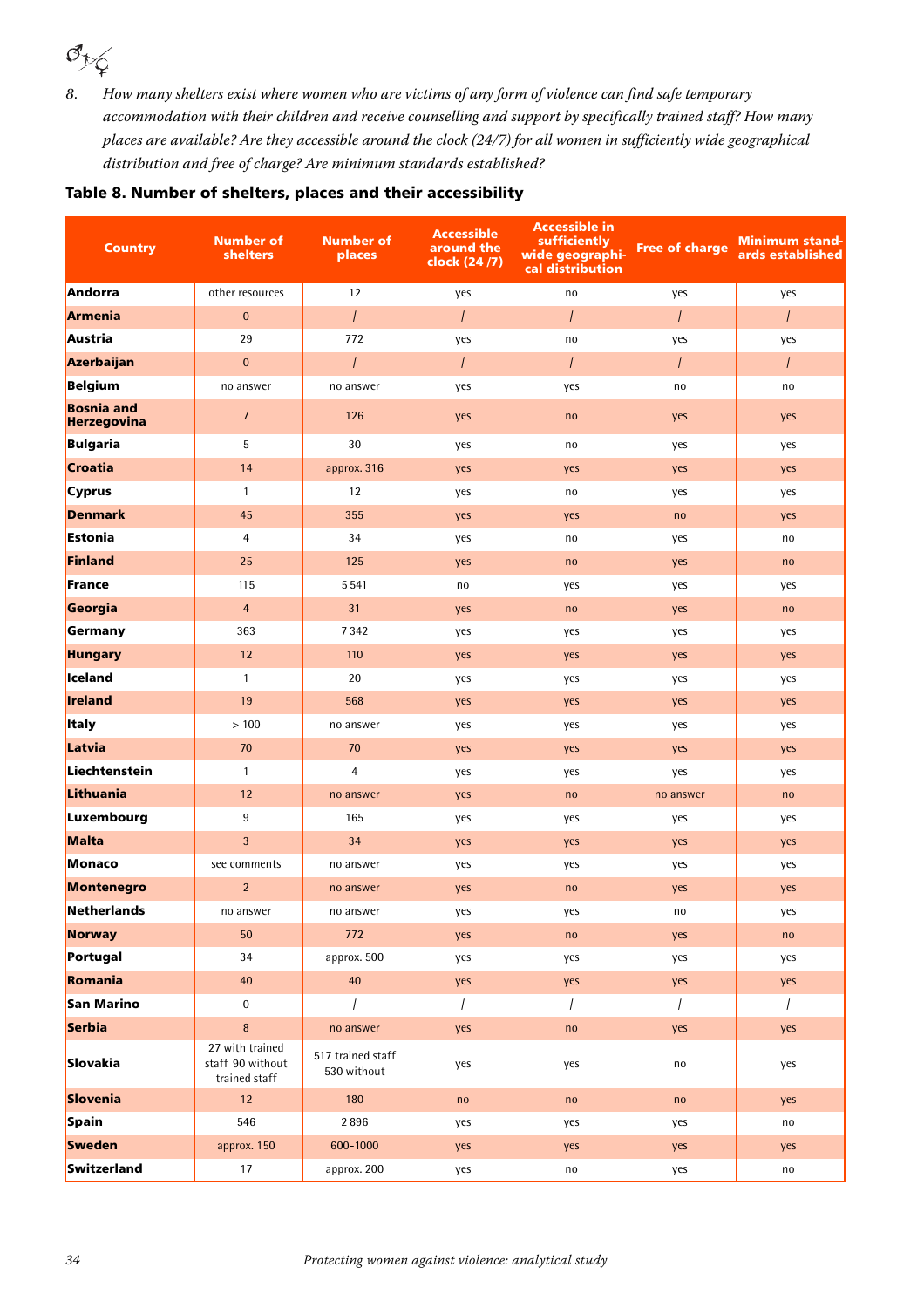*8. How many shelters exist where women who are victims of any form of violence can find safe temporary accommodation with their children and receive counselling and support by specifically trained staff? How many places are available? Are they accessible around the clock (24/7) for all women in sufficiently wide geographical distribution and free of charge? Are minimum standards established?*

**Table 8. Number of shelters, places and their accessibility**

| Country | Number of shelters | Number of places | Accessible around the clock (24 /7) | Accessible in sufficiently wide geographical distribution | Free of charge | Minimum standards established |
|---|---|---|---|---|---|---|
| **Andorra** | other resources | 12 | yes | no | yes | yes |
| **Armenia** | 0 | / | / | / | / | / |
| **Austria** | 29 | 772 | yes | no | yes | yes |
| **Azerbaijan** | 0 | / | / | / | / | / |
| **Belgium** | no answer | no answer | yes | yes | no | no |
| **Bosnia and Herzegovina** | 7 | 126 | yes | no | yes | yes |
| **Bulgaria** | 5 | 30 | yes | no | yes | yes |
| **Croatia** | 14 | approx. 316 | yes | yes | yes | yes |
| **Cyprus** | 1 | 12 | yes | no | yes | yes |
| **Denmark** | 45 | 355 | yes | yes | no | yes |
| **Estonia** | 4 | 34 | yes | no | yes | no |
| **Finland** | 25 | 125 | yes | no | yes | no |
| **France** | 115 | 5 541 | no | yes | yes | yes |
| **Georgia** | 4 | 31 | yes | no | yes | no |
| **Germany** | 363 | 7 342 | yes | yes | yes | yes |
| **Hungary** | 12 | 110 | yes | yes | yes | yes |
| **Iceland** | 1 | 20 | yes | yes | yes | yes |
| **Ireland** | 19 | 568 | yes | yes | yes | yes |
| **Italy** | > 100 | no answer | yes | yes | yes | yes |
| **Latvia** | 70 | 70 | yes | yes | yes | yes |
| **Liechtenstein** | 1 | 4 | yes | yes | yes | yes |
| **Lithuania** | 12 | no answer | yes | no | no answer | no |
| **Luxembourg** | 9 | 165 | yes | yes | yes | yes |
| **Malta** | 3 | 34 | yes | yes | yes | yes |
| **Monaco** | see comments | no answer | yes | yes | yes | yes |
| **Montenegro** | 2 | no answer | yes | no | yes | yes |
| **Netherlands** | no answer | no answer | yes | yes | no | yes |
| **Norway** | 50 | 772 | yes | no | yes | no |
| **Portugal** | 34 | approx. 500 | yes | yes | yes | yes |
| **Romania** | 40 | 40 | yes | yes | yes | yes |
| **San Marino** | 0 | / | / | / | / | / |
| **Serbia** | 8 | no answer | yes | no | yes | yes |
| **Slovakia** | 27 with trained staff 90 without trained staff | 517 trained staff 530 without | yes | yes | no | yes |
| **Slovenia** | 12 | 180 | no | no | no | yes |
| **Spain** | 546 | 2 896 | yes | yes | yes | no |
| **Sweden** | approx. 150 | 600–1000 | yes | yes | yes | yes |
| **Switzerland** | 17 | approx. 200 | yes | no | yes | no |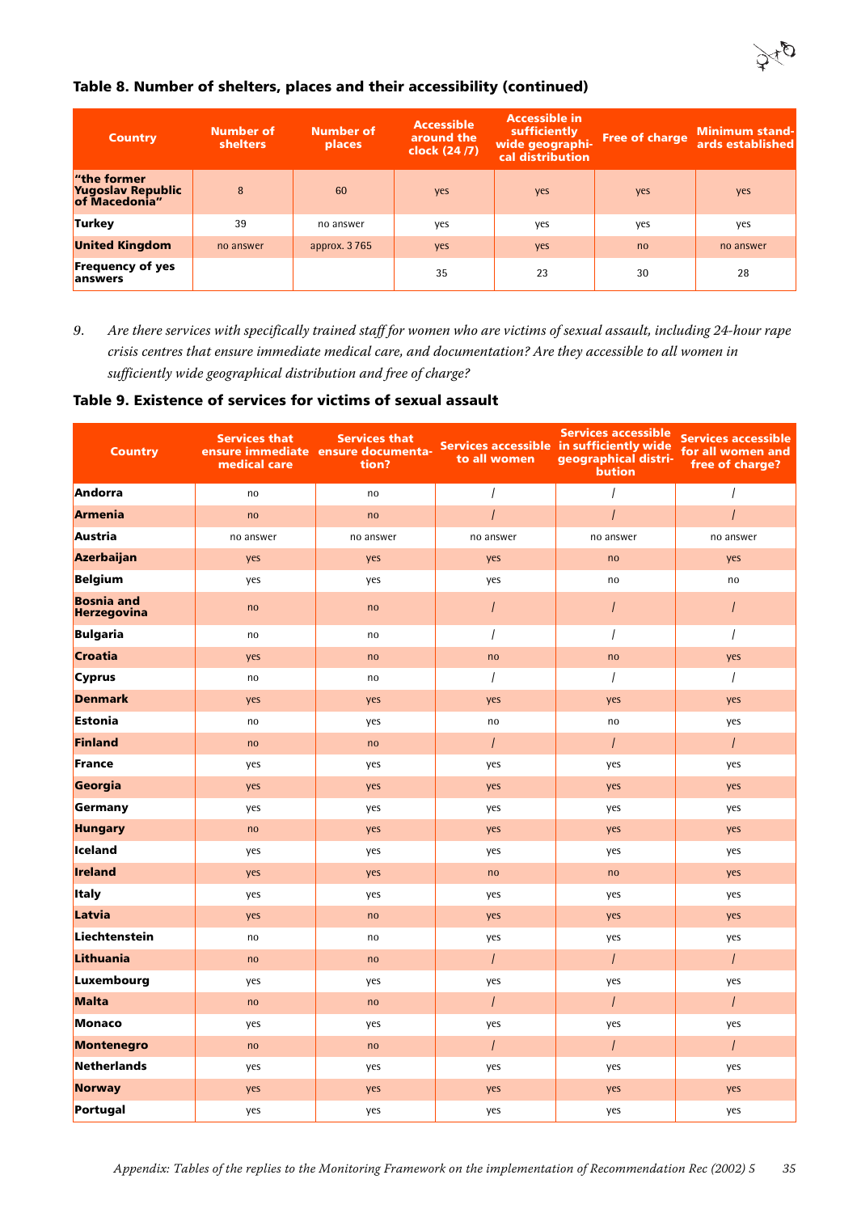### Table 8. Number of shelters, places and their accessibility (continued)

| Country | Number of shelters | Number of places | Accessible around the clock (24 /7) | Accessible in sufficiently wide geographical distribution | Free of charge | Minimum standards established |
|---|---|---|---|---|---|---|
| "the former Yugoslav Republic of Macedonia" | 8 | 60 | yes | yes | yes | yes |
| Turkey | 39 | no answer | yes | yes | yes | yes |
| United Kingdom | no answer | approx. 3 765 | yes | yes | no | no answer |
| Frequency of yes answers | | | 35 | 23 | 30 | 28 |

9. *Are there services with specifically trained staff for women who are victims of sexual assault, including 24-hour rape crisis centres that ensure immediate medical care, and documentation? Are they accessible to all women in sufficiently wide geographical distribution and free of charge?*

### Table 9. Existence of services for victims of sexual assault

| Country | Services that ensure immediate medical care | Services that ensure documentation? | Services accessible to all women | Services accessible in sufficiently wide geographical distribution | Services accessible for all women and free of charge? |
|---|---|---|---|---|---|
| Andorra | no | no | / | / | / |
| Armenia | no | no | / | / | / |
| Austria | no answer | no answer | no answer | no answer | no answer |
| Azerbaijan | yes | yes | yes | no | yes |
| Belgium | yes | yes | yes | no | no |
| Bosnia and Herzegovina | no | no | / | / | / |
| Bulgaria | no | no | / | / | / |
| Croatia | yes | no | no | no | yes |
| Cyprus | no | no | / | / | / |
| Denmark | yes | yes | yes | yes | yes |
| Estonia | no | yes | no | no | yes |
| Finland | no | no | / | / | / |
| France | yes | yes | yes | yes | yes |
| Georgia | yes | yes | yes | yes | yes |
| Germany | yes | yes | yes | yes | yes |
| Hungary | no | yes | yes | yes | yes |
| Iceland | yes | yes | yes | yes | yes |
| Ireland | yes | yes | no | no | yes |
| Italy | yes | yes | yes | yes | yes |
| Latvia | yes | no | yes | yes | yes |
| Liechtenstein | no | no | yes | yes | yes |
| Lithuania | no | no | / | / | / |
| Luxembourg | yes | yes | yes | yes | yes |
| Malta | no | no | / | / | / |
| Monaco | yes | yes | yes | yes | yes |
| Montenegro | no | no | / | / | / |
| Netherlands | yes | yes | yes | yes | yes |
| Norway | yes | yes | yes | yes | yes |
| Portugal | yes | yes | yes | yes | yes |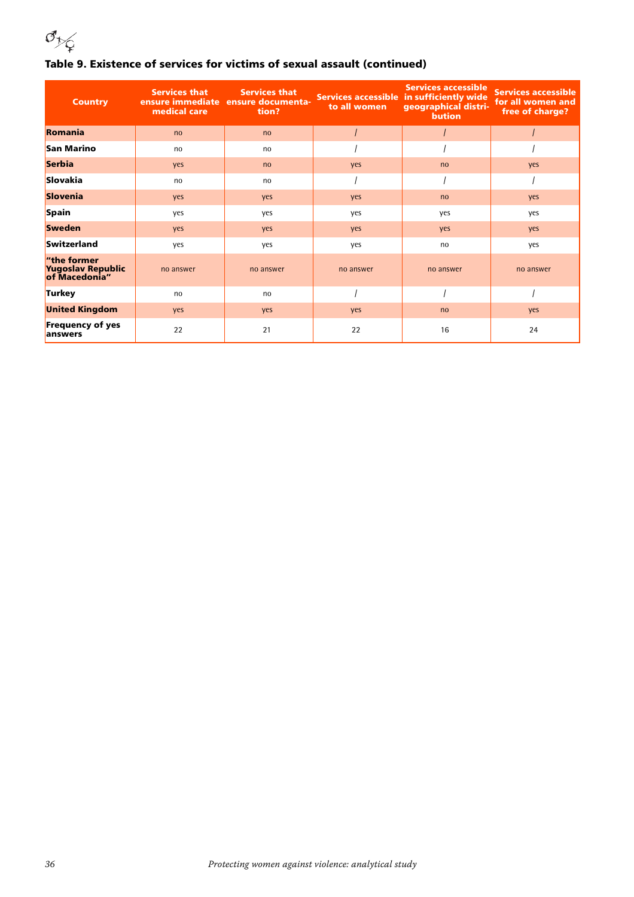## Table 9. Existence of services for victims of sexual assault (continued)

| Country | Services that ensure immediate medical care | Services that ensure documentation? | Services accessible to all women | Services accessible in sufficiently wide geographical distribution | Services accessible for all women and free of charge? |
|---|---|---|---|---|---|
| **Romania** | no | no | / | / | / |
| **San Marino** | no | no | / | / | / |
| **Serbia** | yes | no | yes | no | yes |
| **Slovakia** | no | no | / | / | / |
| **Slovenia** | yes | yes | yes | no | yes |
| **Spain** | yes | yes | yes | yes | yes |
| **Sweden** | yes | yes | yes | yes | yes |
| **Switzerland** | yes | yes | yes | no | yes |
| **"the former Yugoslav Republic of Macedonia"** | no answer | no answer | no answer | no answer | no answer |
| **Turkey** | no | no | / | / | / |
| **United Kingdom** | yes | yes | yes | no | yes |
| **Frequency of yes answers** | 22 | 21 | 22 | 16 | 24 |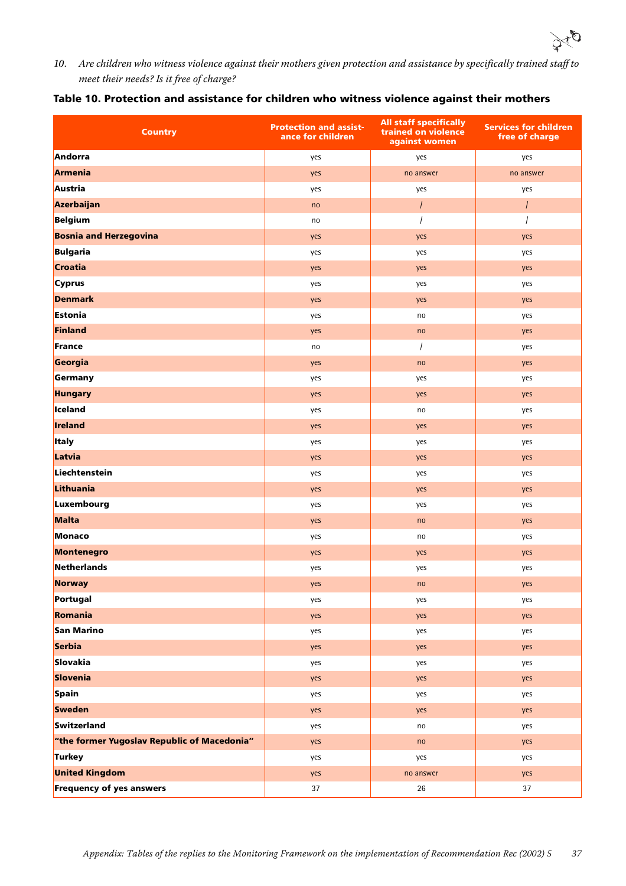*10. Are children who witness violence against their mothers given protection and assistance by specifically trained staff to meet their needs? Is it free of charge?*

**Table 10. Protection and assistance for children who witness violence against their mothers**

| Country | Protection and assistance for children | All staff specifically trained on violence against women | Services for children free of charge |
|---|---|---|---|
| **Andorra** | yes | yes | yes |
| **Armenia** | yes | no answer | no answer |
| **Austria** | yes | yes | yes |
| **Azerbaijan** | no | / | / |
| **Belgium** | no | / | / |
| **Bosnia and Herzegovina** | yes | yes | yes |
| **Bulgaria** | yes | yes | yes |
| **Croatia** | yes | yes | yes |
| **Cyprus** | yes | yes | yes |
| **Denmark** | yes | yes | yes |
| **Estonia** | yes | no | yes |
| **Finland** | yes | no | yes |
| **France** | no | / | yes |
| **Georgia** | yes | no | yes |
| **Germany** | yes | yes | yes |
| **Hungary** | yes | yes | yes |
| **Iceland** | yes | no | yes |
| **Ireland** | yes | yes | yes |
| **Italy** | yes | yes | yes |
| **Latvia** | yes | yes | yes |
| **Liechtenstein** | yes | yes | yes |
| **Lithuania** | yes | yes | yes |
| **Luxembourg** | yes | yes | yes |
| **Malta** | yes | no | yes |
| **Monaco** | yes | no | yes |
| **Montenegro** | yes | yes | yes |
| **Netherlands** | yes | yes | yes |
| **Norway** | yes | no | yes |
| **Portugal** | yes | yes | yes |
| **Romania** | yes | yes | yes |
| **San Marino** | yes | yes | yes |
| **Serbia** | yes | yes | yes |
| **Slovakia** | yes | yes | yes |
| **Slovenia** | yes | yes | yes |
| **Spain** | yes | yes | yes |
| **Sweden** | yes | yes | yes |
| **Switzerland** | yes | no | yes |
| **"the former Yugoslav Republic of Macedonia"** | yes | no | yes |
| **Turkey** | yes | yes | yes |
| **United Kingdom** | yes | no answer | yes |
| **Frequency of yes answers** | 37 | 26 | 37 |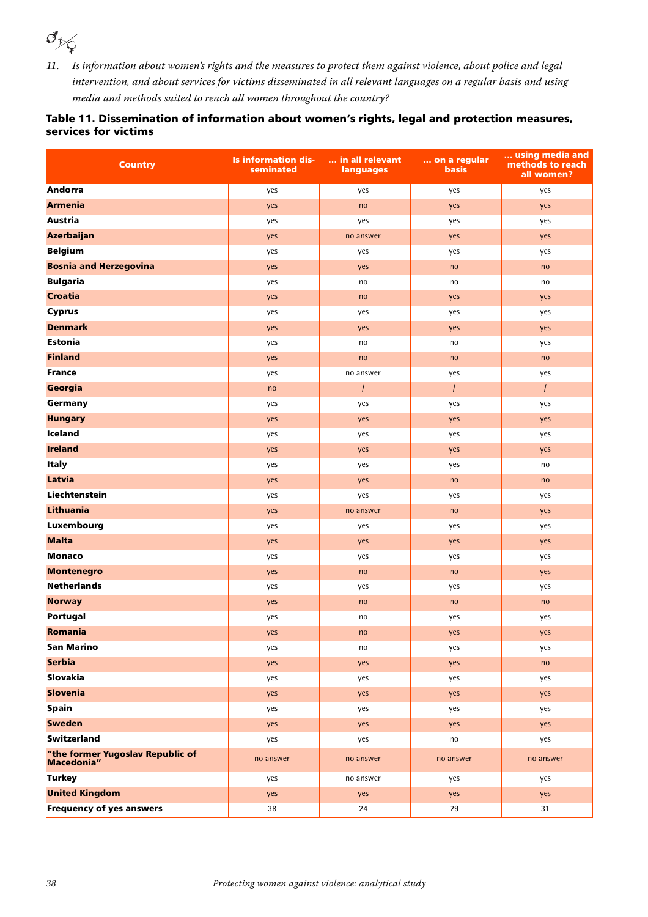*11. Is information about women's rights and the measures to protect them against violence, about police and legal intervention, and about services for victims disseminated in all relevant languages on a regular basis and using media and methods suited to reach all women throughout the country?*

**Table 11. Dissemination of information about women's rights, legal and protection measures, services for victims**

| Country | Is information disseminated | ... in all relevant languages | ... on a regular basis | ... using media and methods to reach all women? |
|---|---|---|---|---|
| **Andorra** | yes | yes | yes | yes |
| **Armenia** | yes | no | yes | yes |
| **Austria** | yes | yes | yes | yes |
| **Azerbaijan** | yes | no answer | yes | yes |
| **Belgium** | yes | yes | yes | yes |
| **Bosnia and Herzegovina** | yes | yes | no | no |
| **Bulgaria** | yes | no | no | no |
| **Croatia** | yes | no | yes | yes |
| **Cyprus** | yes | yes | yes | yes |
| **Denmark** | yes | yes | yes | yes |
| **Estonia** | yes | no | no | yes |
| **Finland** | yes | no | no | no |
| **France** | yes | no answer | yes | yes |
| **Georgia** | no | / | / | / |
| **Germany** | yes | yes | yes | yes |
| **Hungary** | yes | yes | yes | yes |
| **Iceland** | yes | yes | yes | yes |
| **Ireland** | yes | yes | yes | yes |
| **Italy** | yes | yes | yes | no |
| **Latvia** | yes | yes | no | no |
| **Liechtenstein** | yes | yes | yes | yes |
| **Lithuania** | yes | no answer | no | yes |
| **Luxembourg** | yes | yes | yes | yes |
| **Malta** | yes | yes | yes | yes |
| **Monaco** | yes | yes | yes | yes |
| **Montenegro** | yes | no | no | yes |
| **Netherlands** | yes | yes | yes | yes |
| **Norway** | yes | no | no | no |
| **Portugal** | yes | no | yes | yes |
| **Romania** | yes | no | yes | yes |
| **San Marino** | yes | no | yes | yes |
| **Serbia** | yes | yes | yes | no |
| **Slovakia** | yes | yes | yes | yes |
| **Slovenia** | yes | yes | yes | yes |
| **Spain** | yes | yes | yes | yes |
| **Sweden** | yes | yes | yes | yes |
| **Switzerland** | yes | yes | no | yes |
| **"the former Yugoslav Republic of Macedonia"** | no answer | no answer | no answer | no answer |
| **Turkey** | yes | no answer | yes | yes |
| **United Kingdom** | yes | yes | yes | yes |
| **Frequency of yes answers** | 38 | 24 | 29 | 31 |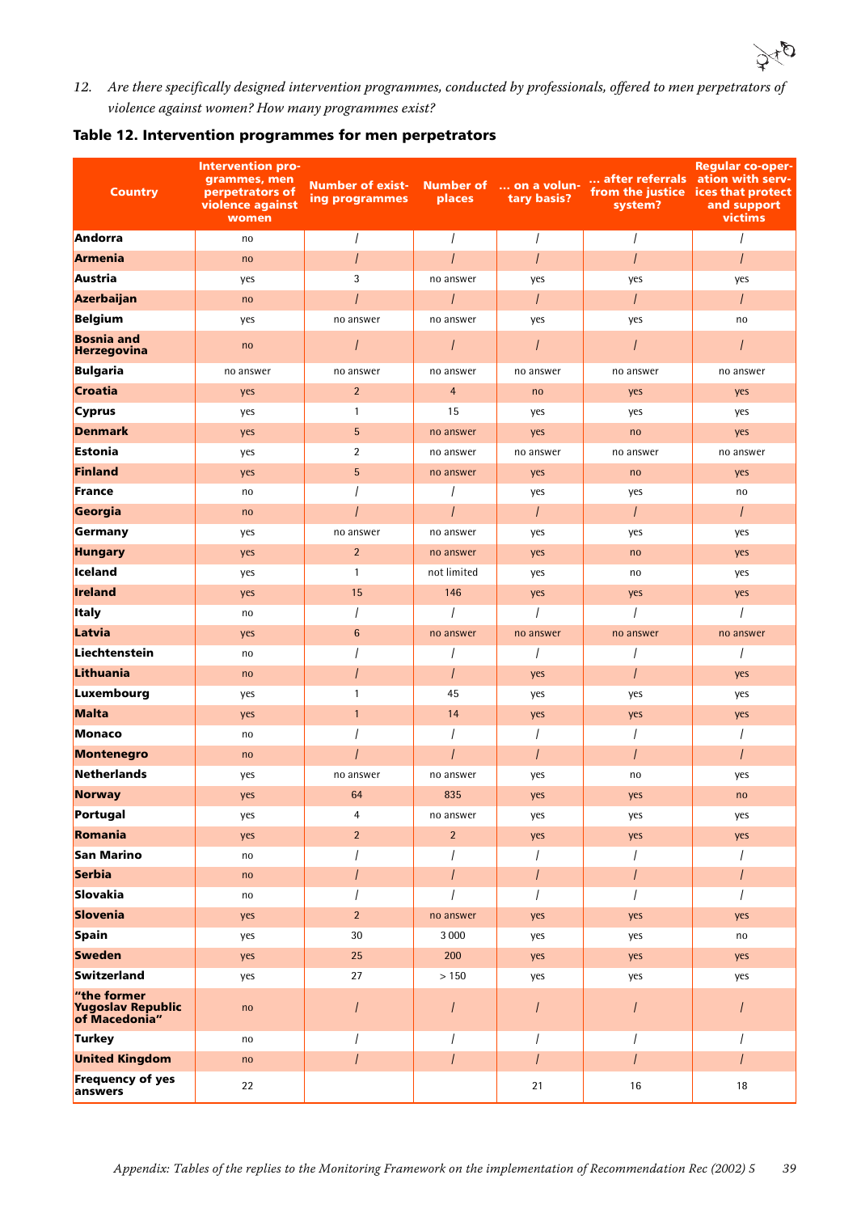*12. Are there specifically designed intervention programmes, conducted by professionals, offered to men perpetrators of violence against women? How many programmes exist?*

**Table 12. Intervention programmes for men perpetrators**

| Country | Intervention programmes, men perpetrators of violence against women | Number of existing programmes | Number of places | ... on a voluntary basis? | ... after referrals from the justice system? | Regular co-operation with services that protect and support victims |
|---|---|---|---|---|---|---|
| **Andorra** | no | / | / | / | / | / |
| **Armenia** | no | / | / | / | / | / |
| **Austria** | yes | 3 | no answer | yes | yes | yes |
| **Azerbaijan** | no | / | / | / | / | / |
| **Belgium** | yes | no answer | no answer | yes | yes | no |
| **Bosnia and Herzegovina** | no | / | / | / | / | / |
| **Bulgaria** | no answer | no answer | no answer | no answer | no answer | no answer |
| **Croatia** | yes | 2 | 4 | no | yes | yes |
| **Cyprus** | yes | 1 | 15 | yes | yes | yes |
| **Denmark** | yes | 5 | no answer | yes | no | yes |
| **Estonia** | yes | 2 | no answer | no answer | no answer | no answer |
| **Finland** | yes | 5 | no answer | yes | no | yes |
| **France** | no | / | / | yes | yes | no |
| **Georgia** | no | / | / | / | / | / |
| **Germany** | yes | no answer | no answer | yes | yes | yes |
| **Hungary** | yes | 2 | no answer | yes | no | yes |
| **Iceland** | yes | 1 | not limited | yes | no | yes |
| **Ireland** | yes | 15 | 146 | yes | yes | yes |
| **Italy** | no | / | / | / | / | / |
| **Latvia** | yes | 6 | no answer | no answer | no answer | no answer |
| **Liechtenstein** | no | / | / | / | / | / |
| **Lithuania** | no | / | / | yes | / | yes |
| **Luxembourg** | yes | 1 | 45 | yes | yes | yes |
| **Malta** | yes | 1 | 14 | yes | yes | yes |
| **Monaco** | no | / | / | / | / | / |
| **Montenegro** | no | / | / | / | / | / |
| **Netherlands** | yes | no answer | no answer | yes | no | yes |
| **Norway** | yes | 64 | 835 | yes | yes | no |
| **Portugal** | yes | 4 | no answer | yes | yes | yes |
| **Romania** | yes | 2 | 2 | yes | yes | yes |
| **San Marino** | no | / | / | / | / | / |
| **Serbia** | no | / | / | / | / | / |
| **Slovakia** | no | / | / | / | / | / |
| **Slovenia** | yes | 2 | no answer | yes | yes | yes |
| **Spain** | yes | 30 | 3 000 | yes | yes | no |
| **Sweden** | yes | 25 | 200 | yes | yes | yes |
| **Switzerland** | yes | 27 | > 150 | yes | yes | yes |
| **"the former Yugoslav Republic of Macedonia"** | no | / | / | / | / | / |
| **Turkey** | no | / | / | / | / | / |
| **United Kingdom** | no | / | / | / | / | / |
| **Frequency of yes answers** | 22 | | | 21 | 16 | 18 |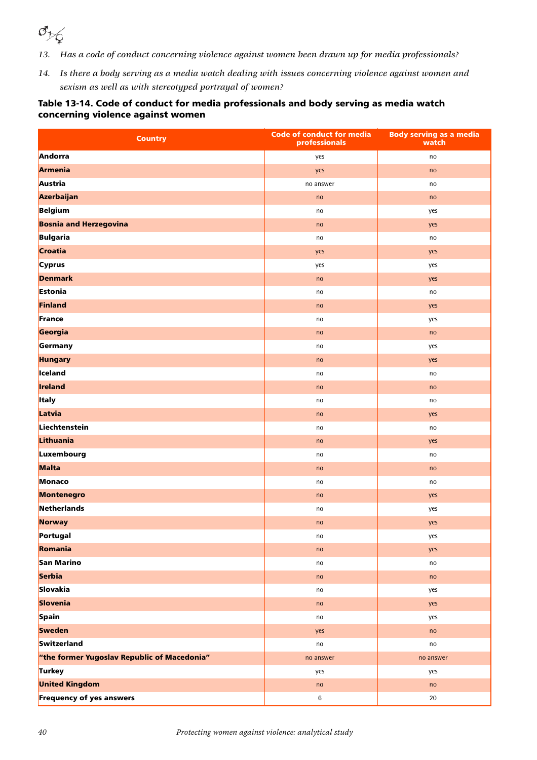*13. Has a code of conduct concerning violence against women been drawn up for media professionals?*

*14. Is there a body serving as a media watch dealing with issues concerning violence against women and sexism as well as with stereotyped portrayal of women?*

### Table 13-14. Code of conduct for media professionals and body serving as media watch concerning violence against women

| Country | Code of conduct for media professionals | Body serving as a media watch |
|---|---|---|
| **Andorra** | yes | no |
| **Armenia** | yes | no |
| **Austria** | no answer | no |
| **Azerbaijan** | no | no |
| **Belgium** | no | yes |
| **Bosnia and Herzegovina** | no | yes |
| **Bulgaria** | no | no |
| **Croatia** | yes | yes |
| **Cyprus** | yes | yes |
| **Denmark** | no | yes |
| **Estonia** | no | no |
| **Finland** | no | yes |
| **France** | no | yes |
| **Georgia** | no | no |
| **Germany** | no | yes |
| **Hungary** | no | yes |
| **Iceland** | no | no |
| **Ireland** | no | no |
| **Italy** | no | no |
| **Latvia** | no | yes |
| **Liechtenstein** | no | no |
| **Lithuania** | no | yes |
| **Luxembourg** | no | no |
| **Malta** | no | no |
| **Monaco** | no | no |
| **Montenegro** | no | yes |
| **Netherlands** | no | yes |
| **Norway** | no | yes |
| **Portugal** | no | yes |
| **Romania** | no | yes |
| **San Marino** | no | no |
| **Serbia** | no | no |
| **Slovakia** | no | yes |
| **Slovenia** | no | yes |
| **Spain** | no | yes |
| **Sweden** | yes | no |
| **Switzerland** | no | no |
| **"the former Yugoslav Republic of Macedonia"** | no answer | no answer |
| **Turkey** | yes | yes |
| **United Kingdom** | no | no |
| **Frequency of yes answers** | 6 | 20 |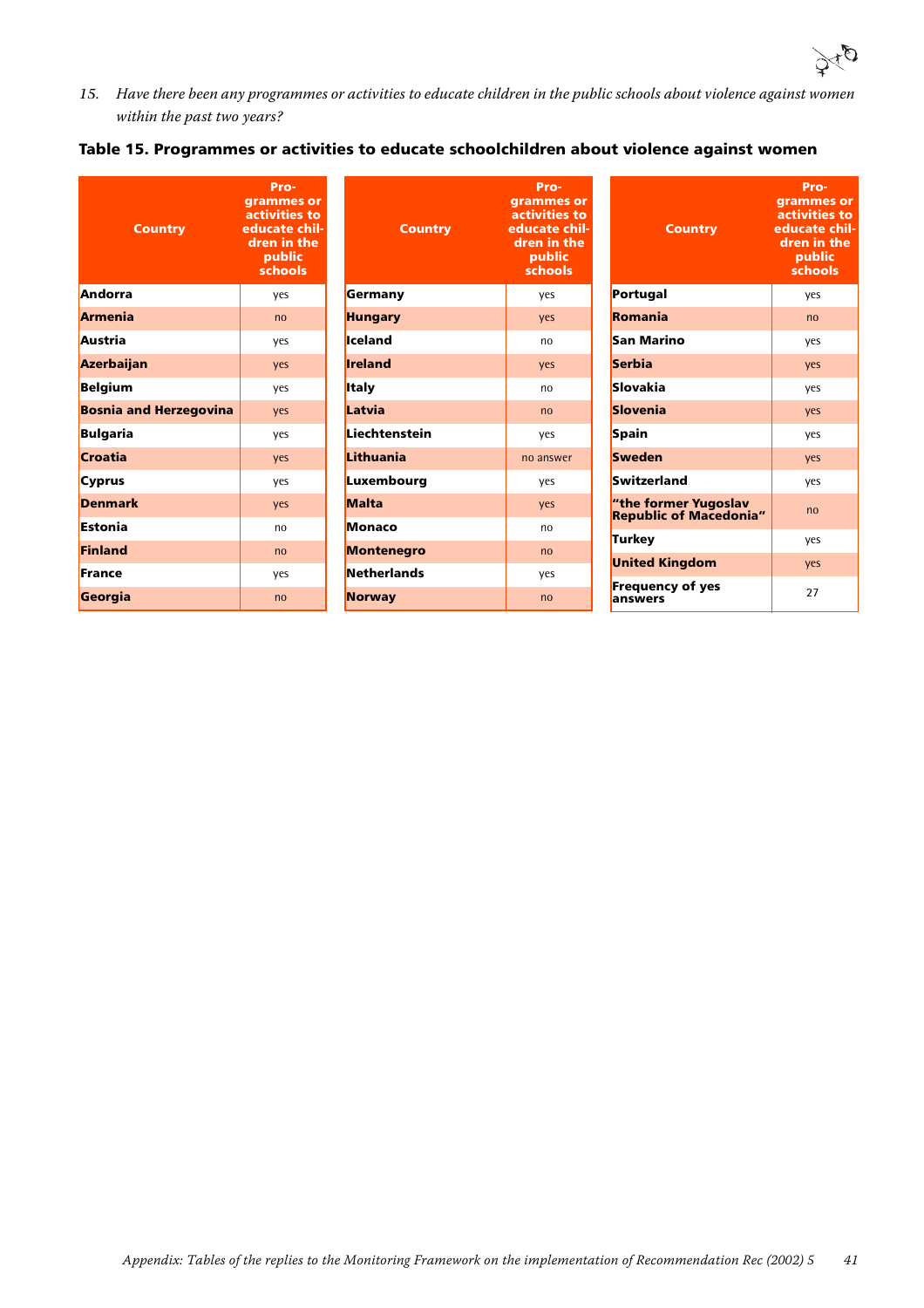*15. Have there been any programmes or activities to educate children in the public schools about violence against women within the past two years?*

### Table 15. Programmes or activities to educate schoolchildren about violence against women

| Country | Programmes or activities to educate children in the public schools |
|---|---|
| **Andorra** | yes |
| **Armenia** | no |
| **Austria** | yes |
| **Azerbaijan** | yes |
| **Belgium** | yes |
| **Bosnia and Herzegovina** | yes |
| **Bulgaria** | yes |
| **Croatia** | yes |
| **Cyprus** | yes |
| **Denmark** | yes |
| **Estonia** | no |
| **Finland** | no |
| **France** | yes |
| **Georgia** | no |
| **Germany** | yes |
| **Hungary** | yes |
| **Iceland** | no |
| **Ireland** | yes |
| **Italy** | no |
| **Latvia** | no |
| **Liechtenstein** | yes |
| **Lithuania** | no answer |
| **Luxembourg** | yes |
| **Malta** | yes |
| **Monaco** | no |
| **Montenegro** | no |
| **Netherlands** | yes |
| **Norway** | no |
| **Portugal** | yes |
| **Romania** | no |
| **San Marino** | yes |
| **Serbia** | yes |
| **Slovakia** | yes |
| **Slovenia** | yes |
| **Spain** | yes |
| **Sweden** | yes |
| **Switzerland** | yes |
| **"the former Yugoslav Republic of Macedonia"** | no |
| **Turkey** | yes |
| **United Kingdom** | yes |
| **Frequency of yes answers** | 27 |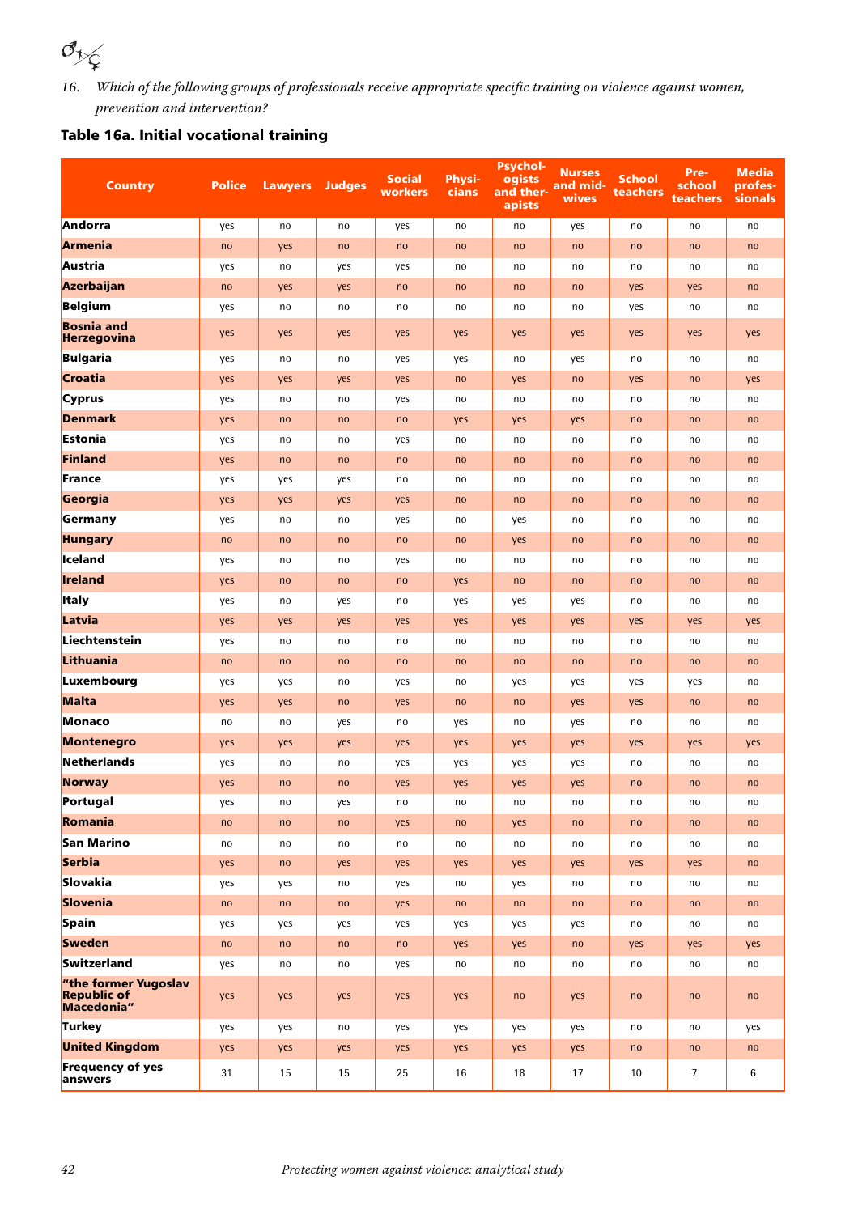*16. Which of the following groups of professionals receive appropriate specific training on violence against women, prevention and intervention?*

### Table 16a. Initial vocational training

| Country | Police | Lawyers | Judges | Social workers | Physicians | Psychologists and therapists | Nurses and midwives | School teachers | Pre-school teachers | Media professionals |
|---|---|---|---|---|---|---|---|---|---|---|
| Andorra | yes | no | no | yes | no | no | yes | no | no | no |
| Armenia | no | yes | no | no | no | no | no | no | no | no |
| Austria | yes | no | yes | yes | no | no | no | no | no | no |
| Azerbaijan | no | yes | yes | no | no | no | no | yes | yes | no |
| Belgium | yes | no | no | no | no | no | no | yes | no | no |
| Bosnia and Herzegovina | yes | yes | yes | yes | yes | yes | yes | yes | yes | yes |
| Bulgaria | yes | no | no | yes | yes | no | yes | no | no | no |
| Croatia | yes | yes | yes | yes | no | yes | no | yes | no | yes |
| Cyprus | yes | no | no | yes | no | no | no | no | no | no |
| Denmark | yes | no | no | no | yes | yes | yes | no | no | no |
| Estonia | yes | no | no | yes | no | no | no | no | no | no |
| Finland | yes | no | no | no | no | no | no | no | no | no |
| France | yes | yes | yes | no | no | no | no | no | no | no |
| Georgia | yes | yes | yes | yes | no | no | no | no | no | no |
| Germany | yes | no | no | yes | no | yes | no | no | no | no |
| Hungary | no | no | no | no | no | yes | no | no | no | no |
| Iceland | yes | no | no | yes | no | no | no | no | no | no |
| Ireland | yes | no | no | no | yes | no | no | no | no | no |
| Italy | yes | no | yes | no | yes | yes | yes | no | no | no |
| Latvia | yes | yes | yes | yes | yes | yes | yes | yes | yes | yes |
| Liechtenstein | yes | no | no | no | no | no | no | no | no | no |
| Lithuania | no | no | no | no | no | no | no | no | no | no |
| Luxembourg | yes | yes | no | yes | no | yes | yes | yes | yes | no |
| Malta | yes | yes | no | yes | no | no | yes | yes | no | no |
| Monaco | no | no | yes | no | yes | no | yes | no | no | no |
| Montenegro | yes | yes | yes | yes | yes | yes | yes | yes | yes | yes |
| Netherlands | yes | no | no | yes | yes | yes | yes | no | no | no |
| Norway | yes | no | no | yes | yes | yes | yes | no | no | no |
| Portugal | yes | no | yes | no | no | no | no | no | no | no |
| Romania | no | no | no | yes | no | yes | no | no | no | no |
| San Marino | no | no | no | no | no | no | no | no | no | no |
| Serbia | yes | no | yes | yes | yes | yes | yes | yes | yes | no |
| Slovakia | yes | yes | no | yes | no | yes | no | no | no | no |
| Slovenia | no | no | no | yes | no | no | no | no | no | no |
| Spain | yes | yes | yes | yes | yes | yes | yes | no | no | no |
| Sweden | no | no | no | no | yes | yes | no | yes | yes | yes |
| Switzerland | yes | no | no | yes | no | no | no | no | no | no |
| "the former Yugoslav Republic of Macedonia" | yes | yes | yes | yes | yes | no | yes | no | no | no |
| Turkey | yes | yes | no | yes | yes | yes | yes | no | no | yes |
| United Kingdom | yes | yes | yes | yes | yes | yes | yes | no | no | no |
| Frequency of yes answers | 31 | 15 | 15 | 25 | 16 | 18 | 17 | 10 | 7 | 6 |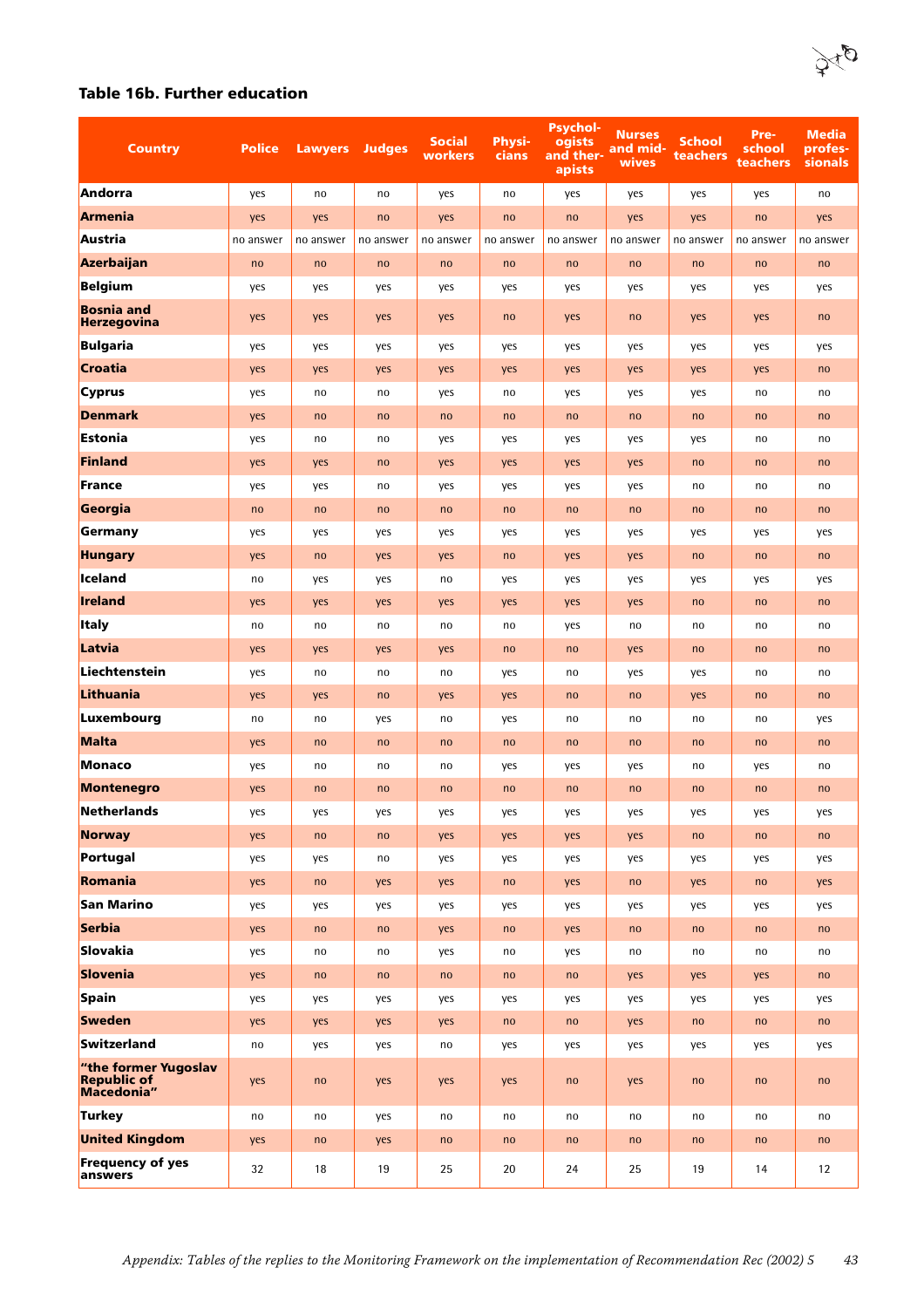### Table 16b. Further education

| Country | Police | Lawyers | Judges | Social workers | Physicians | Psychologists and therapists | Nurses and midwives | School teachers | Pre-school teachers | Media professionals |
|---|---|---|---|---|---|---|---|---|---|---|
| **Andorra** | yes | no | no | yes | no | yes | yes | yes | yes | no |
| **Armenia** | yes | yes | no | yes | no | no | yes | yes | no | yes |
| **Austria** | no answer | no answer | no answer | no answer | no answer | no answer | no answer | no answer | no answer | no answer |
| **Azerbaijan** | no | no | no | no | no | no | no | no | no | no |
| **Belgium** | yes | yes | yes | yes | yes | yes | yes | yes | yes | yes |
| **Bosnia and Herzegovina** | yes | yes | yes | yes | no | yes | no | yes | yes | no |
| **Bulgaria** | yes | yes | yes | yes | yes | yes | yes | yes | yes | yes |
| **Croatia** | yes | yes | yes | yes | yes | yes | yes | yes | yes | no |
| **Cyprus** | yes | no | no | yes | no | yes | yes | yes | no | no |
| **Denmark** | yes | no | no | no | no | no | no | no | no | no |
| **Estonia** | yes | no | no | yes | yes | yes | yes | yes | no | no |
| **Finland** | yes | yes | no | yes | yes | yes | yes | no | no | no |
| **France** | yes | yes | no | yes | yes | yes | yes | no | no | no |
| **Georgia** | no | no | no | no | no | no | no | no | no | no |
| **Germany** | yes | yes | yes | yes | yes | yes | yes | yes | yes | yes |
| **Hungary** | yes | no | yes | yes | no | yes | yes | no | no | no |
| **Iceland** | no | yes | yes | no | yes | yes | yes | yes | yes | yes |
| **Ireland** | yes | yes | yes | yes | yes | yes | yes | no | no | no |
| **Italy** | no | no | no | no | no | yes | no | no | no | no |
| **Latvia** | yes | yes | yes | yes | no | no | yes | no | no | no |
| **Liechtenstein** | yes | no | no | no | yes | no | yes | yes | no | no |
| **Lithuania** | yes | yes | no | yes | yes | no | no | yes | no | no |
| **Luxembourg** | no | no | yes | no | yes | no | no | no | no | yes |
| **Malta** | yes | no | no | no | no | no | no | no | no | no |
| **Monaco** | yes | no | no | no | yes | yes | yes | no | yes | no |
| **Montenegro** | yes | no | no | no | no | no | no | no | no | no |
| **Netherlands** | yes | yes | yes | yes | yes | yes | yes | yes | yes | yes |
| **Norway** | yes | no | no | yes | yes | yes | yes | no | no | no |
| **Portugal** | yes | yes | no | yes | yes | yes | yes | yes | yes | yes |
| **Romania** | yes | no | yes | yes | no | yes | no | yes | no | yes |
| **San Marino** | yes | yes | yes | yes | yes | yes | yes | yes | yes | yes |
| **Serbia** | yes | no | no | yes | no | yes | no | no | no | no |
| **Slovakia** | yes | no | no | yes | no | yes | no | no | no | no |
| **Slovenia** | yes | no | no | no | no | no | yes | yes | yes | no |
| **Spain** | yes | yes | yes | yes | yes | yes | yes | yes | yes | yes |
| **Sweden** | yes | yes | yes | yes | no | no | yes | no | no | no |
| **Switzerland** | no | yes | yes | no | yes | yes | yes | yes | yes | yes |
| **"the former Yugoslav Republic of Macedonia"** | yes | no | yes | yes | yes | no | yes | no | no | no |
| **Turkey** | no | no | yes | no | no | no | no | no | no | no |
| **United Kingdom** | yes | no | yes | no | no | no | no | no | no | no |
| **Frequency of yes answers** | 32 | 18 | 19 | 25 | 20 | 24 | 25 | 19 | 14 | 12 |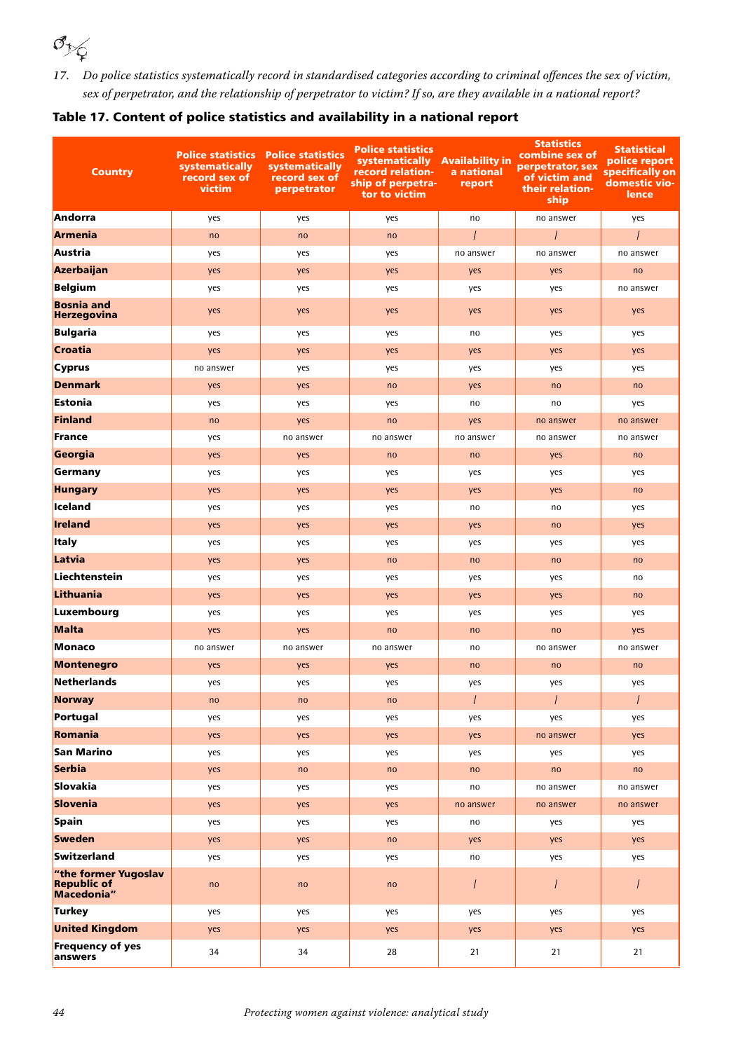*17. Do police statistics systematically record in standardised categories according to criminal offences the sex of victim, sex of perpetrator, and the relationship of perpetrator to victim? If so, are they available in a national report?*

## Table 17. Content of police statistics and availability in a national report

| Country | Police statistics systematically record sex of victim | Police statistics systematically record sex of perpetrator | Police statistics systematically record relationship of perpetrator to victim | Availability in a national report | Statistics combine sex of perpetrator, sex of victim and their relationship | Statistical police report specifically on domestic violence |
|---|---|---|---|---|---|---|
| Andorra | yes | yes | yes | no | no answer | yes |
| Armenia | no | no | no | / | / | / |
| Austria | yes | yes | yes | no answer | no answer | no answer |
| Azerbaijan | yes | yes | yes | yes | yes | no |
| Belgium | yes | yes | yes | yes | yes | no answer |
| Bosnia and Herzegovina | yes | yes | yes | yes | yes | yes |
| Bulgaria | yes | yes | yes | no | yes | yes |
| Croatia | yes | yes | yes | yes | yes | yes |
| Cyprus | no answer | yes | yes | yes | yes | yes |
| Denmark | yes | yes | no | yes | no | no |
| Estonia | yes | yes | yes | no | no | yes |
| Finland | no | yes | no | yes | no answer | no answer |
| France | yes | no answer | no answer | no answer | no answer | no answer |
| Georgia | yes | yes | no | no | yes | no |
| Germany | yes | yes | yes | yes | yes | yes |
| Hungary | yes | yes | yes | yes | yes | no |
| Iceland | yes | yes | yes | no | no | yes |
| Ireland | yes | yes | yes | yes | no | yes |
| Italy | yes | yes | yes | yes | yes | yes |
| Latvia | yes | yes | no | no | no | no |
| Liechtenstein | yes | yes | yes | yes | yes | no |
| Lithuania | yes | yes | yes | yes | yes | no |
| Luxembourg | yes | yes | yes | yes | yes | yes |
| Malta | yes | yes | no | no | no | yes |
| Monaco | no answer | no answer | no answer | no | no answer | no answer |
| Montenegro | yes | yes | yes | no | no | no |
| Netherlands | yes | yes | yes | yes | yes | yes |
| Norway | no | no | no | / | / | / |
| Portugal | yes | yes | yes | yes | yes | yes |
| Romania | yes | yes | yes | yes | no answer | yes |
| San Marino | yes | yes | yes | yes | yes | yes |
| Serbia | yes | no | no | no | no | no |
| Slovakia | yes | yes | yes | no | no answer | no answer |
| Slovenia | yes | yes | yes | no answer | no answer | no answer |
| Spain | yes | yes | yes | no | yes | yes |
| Sweden | yes | yes | no | yes | yes | yes |
| Switzerland | yes | yes | yes | no | yes | yes |
| "the former Yugoslav Republic of Macedonia" | no | no | no | / | / | / |
| Turkey | yes | yes | yes | yes | yes | yes |
| United Kingdom | yes | yes | yes | yes | yes | yes |
| Frequency of yes answers | 34 | 34 | 28 | 21 | 21 | 21 |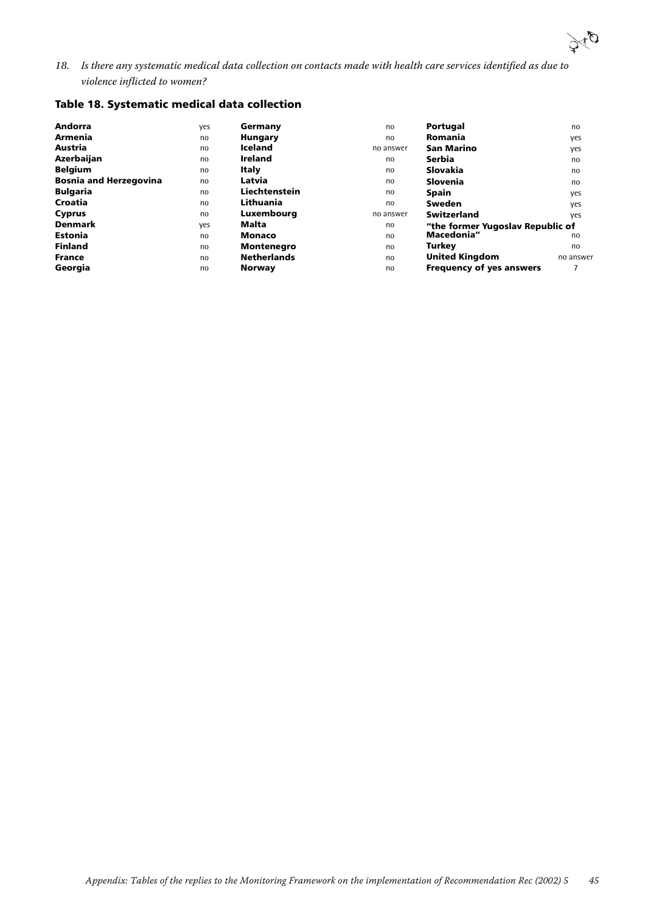*18. Is there any systematic medical data collection on contacts made with health care services identified as due to violence inflicted to women?*

### Table 18. Systematic medical data collection

| Country | Answer | Country | Answer | Country | Answer |
|---|---|---|---|---|---|
| **Andorra** | yes | **Germany** | no | **Portugal** | no |
| **Armenia** | no | **Hungary** | no | **Romania** | yes |
| **Austria** | no | **Iceland** | no answer | **San Marino** | yes |
| **Azerbaijan** | no | **Ireland** | no | **Serbia** | no |
| **Belgium** | no | **Italy** | no | **Slovakia** | no |
| **Bosnia and Herzegovina** | no | **Latvia** | no | **Slovenia** | no |
| **Bulgaria** | no | **Liechtenstein** | no | **Spain** | yes |
| **Croatia** | no | **Lithuania** | no | **Sweden** | yes |
| **Cyprus** | no | **Luxembourg** | no answer | **Switzerland** | yes |
| **Denmark** | yes | **Malta** | no | **"the former Yugoslav Republic of Macedonia"** | no |
| **Estonia** | no | **Monaco** | no | **Turkey** | no |
| **Finland** | no | **Montenegro** | no | **United Kingdom** | no answer |
| **France** | no | **Netherlands** | no | **Frequency of yes answers** | 7 |
| **Georgia** | no | **Norway** | no | | |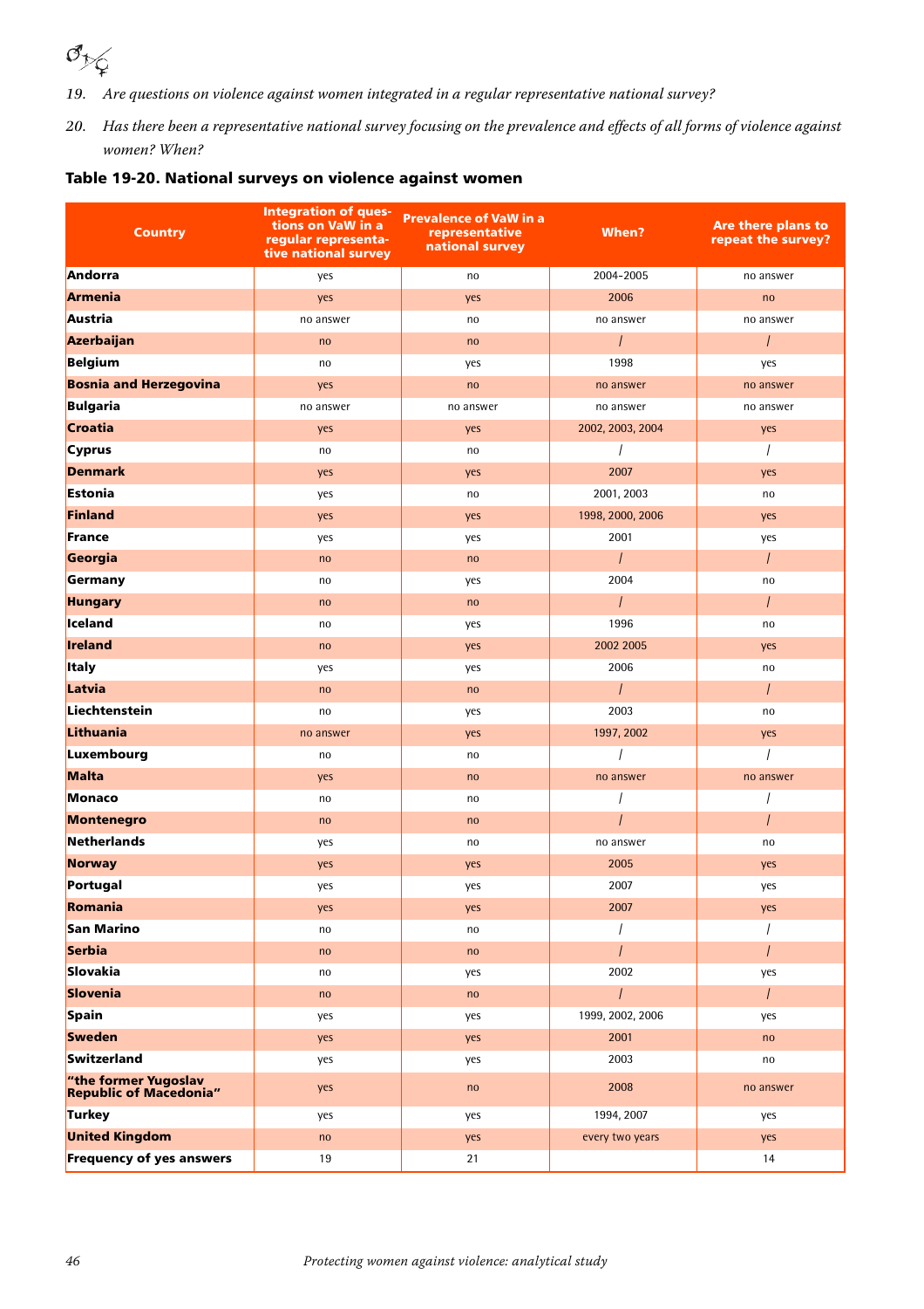*19. Are questions on violence against women integrated in a regular representative national survey?*

*20. Has there been a representative national survey focusing on the prevalence and effects of all forms of violence against women? When?*

### Table 19-20. National surveys on violence against women

| Country | Integration of questions on VaW in a regular representative national survey | Prevalence of VaW in a representative national survey | When? | Are there plans to repeat the survey? |
|---|---|---|---|---|
| **Andorra** | yes | no | 2004-2005 | no answer |
| **Armenia** | yes | yes | 2006 | no |
| **Austria** | no answer | no | no answer | no answer |
| **Azerbaijan** | no | no | / | / |
| **Belgium** | no | yes | 1998 | yes |
| **Bosnia and Herzegovina** | yes | no | no answer | no answer |
| **Bulgaria** | no answer | no answer | no answer | no answer |
| **Croatia** | yes | yes | 2002, 2003, 2004 | yes |
| **Cyprus** | no | no | / | / |
| **Denmark** | yes | yes | 2007 | yes |
| **Estonia** | yes | no | 2001, 2003 | no |
| **Finland** | yes | yes | 1998, 2000, 2006 | yes |
| **France** | yes | yes | 2001 | yes |
| **Georgia** | no | no | / | / |
| **Germany** | no | yes | 2004 | no |
| **Hungary** | no | no | / | / |
| **Iceland** | no | yes | 1996 | no |
| **Ireland** | no | yes | 2002 2005 | yes |
| **Italy** | yes | yes | 2006 | no |
| **Latvia** | no | no | / | / |
| **Liechtenstein** | no | yes | 2003 | no |
| **Lithuania** | no answer | yes | 1997, 2002 | yes |
| **Luxembourg** | no | no | / | / |
| **Malta** | yes | no | no answer | no answer |
| **Monaco** | no | no | / | / |
| **Montenegro** | no | no | / | / |
| **Netherlands** | yes | no | no answer | no |
| **Norway** | yes | yes | 2005 | yes |
| **Portugal** | yes | yes | 2007 | yes |
| **Romania** | yes | yes | 2007 | yes |
| **San Marino** | no | no | / | / |
| **Serbia** | no | no | / | / |
| **Slovakia** | no | yes | 2002 | yes |
| **Slovenia** | no | no | / | / |
| **Spain** | yes | yes | 1999, 2002, 2006 | yes |
| **Sweden** | yes | yes | 2001 | no |
| **Switzerland** | yes | yes | 2003 | no |
| **"the former Yugoslav Republic of Macedonia"** | yes | no | 2008 | no answer |
| **Turkey** | yes | yes | 1994, 2007 | yes |
| **United Kingdom** | no | yes | every two years | yes |
| **Frequency of yes answers** | 19 | 21 | | 14 |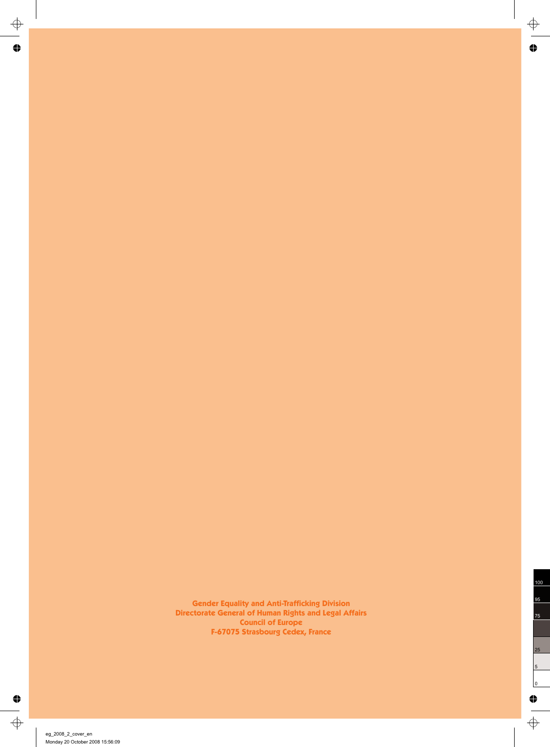**Gender Equality and Anti-Trafficking Division**
**Directorate General of Human Rights and Legal Affairs**
**Council of Europe**
**F-67075 Strasbourg Cedex, France**